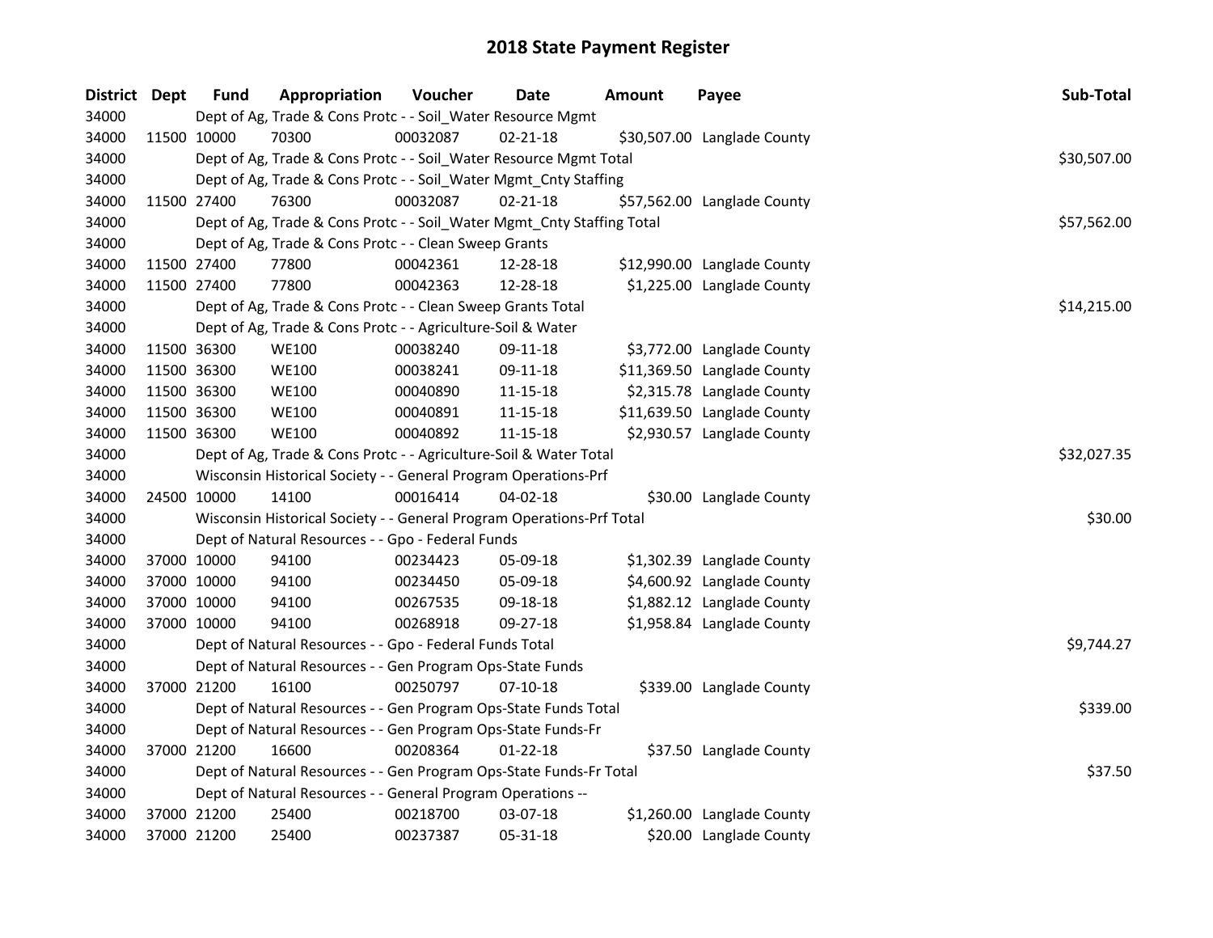# 2018 State Payment Register

| District | Dept | Fund | Appropriation | Voucher | Date | Amount | Payee | Sub-Total |
|---|---|---|---|---|---|---|---|---|
| 34000 | | Dept of Ag, Trade & Cons Protc - - Soil_Water Resource Mgmt | | | | | | |
| 34000 | 11500 | 10000 | 70300 | 00032087 | 02-21-18 | $30,507.00 | Langlade County | |
| 34000 | | Dept of Ag, Trade & Cons Protc - - Soil_Water Resource Mgmt Total | | | | | | $30,507.00 |
| 34000 | | Dept of Ag, Trade & Cons Protc - - Soil_Water Mgmt_Cnty Staffing | | | | | | |
| 34000 | 11500 | 27400 | 76300 | 00032087 | 02-21-18 | $57,562.00 | Langlade County | |
| 34000 | | Dept of Ag, Trade & Cons Protc - - Soil_Water Mgmt_Cnty Staffing Total | | | | | | $57,562.00 |
| 34000 | | Dept of Ag, Trade & Cons Protc - - Clean Sweep Grants | | | | | | |
| 34000 | 11500 | 27400 | 77800 | 00042361 | 12-28-18 | $12,990.00 | Langlade County | |
| 34000 | 11500 | 27400 | 77800 | 00042363 | 12-28-18 | $1,225.00 | Langlade County | |
| 34000 | | Dept of Ag, Trade & Cons Protc - - Clean Sweep Grants Total | | | | | | $14,215.00 |
| 34000 | | Dept of Ag, Trade & Cons Protc - - Agriculture-Soil & Water | | | | | | |
| 34000 | 11500 | 36300 | WE100 | 00038240 | 09-11-18 | $3,772.00 | Langlade County | |
| 34000 | 11500 | 36300 | WE100 | 00038241 | 09-11-18 | $11,369.50 | Langlade County | |
| 34000 | 11500 | 36300 | WE100 | 00040890 | 11-15-18 | $2,315.78 | Langlade County | |
| 34000 | 11500 | 36300 | WE100 | 00040891 | 11-15-18 | $11,639.50 | Langlade County | |
| 34000 | 11500 | 36300 | WE100 | 00040892 | 11-15-18 | $2,930.57 | Langlade County | |
| 34000 | | Dept of Ag, Trade & Cons Protc - - Agriculture-Soil & Water Total | | | | | | $32,027.35 |
| 34000 | | Wisconsin Historical Society - - General Program Operations-Prf | | | | | | |
| 34000 | 24500 | 10000 | 14100 | 00016414 | 04-02-18 | $30.00 | Langlade County | |
| 34000 | | Wisconsin Historical Society - - General Program Operations-Prf Total | | | | | | $30.00 |
| 34000 | | Dept of Natural Resources - - Gpo - Federal Funds | | | | | | |
| 34000 | 37000 | 10000 | 94100 | 00234423 | 05-09-18 | $1,302.39 | Langlade County | |
| 34000 | 37000 | 10000 | 94100 | 00234450 | 05-09-18 | $4,600.92 | Langlade County | |
| 34000 | 37000 | 10000 | 94100 | 00267535 | 09-18-18 | $1,882.12 | Langlade County | |
| 34000 | 37000 | 10000 | 94100 | 00268918 | 09-27-18 | $1,958.84 | Langlade County | |
| 34000 | | Dept of Natural Resources - - Gpo - Federal Funds Total | | | | | | $9,744.27 |
| 34000 | | Dept of Natural Resources - - Gen Program Ops-State Funds | | | | | | |
| 34000 | 37000 | 21200 | 16100 | 00250797 | 07-10-18 | $339.00 | Langlade County | |
| 34000 | | Dept of Natural Resources - - Gen Program Ops-State Funds Total | | | | | | $339.00 |
| 34000 | | Dept of Natural Resources - - Gen Program Ops-State Funds-Fr | | | | | | |
| 34000 | 37000 | 21200 | 16600 | 00208364 | 01-22-18 | $37.50 | Langlade County | |
| 34000 | | Dept of Natural Resources - - Gen Program Ops-State Funds-Fr Total | | | | | | $37.50 |
| 34000 | | Dept of Natural Resources - - General Program Operations -- | | | | | | |
| 34000 | 37000 | 21200 | 25400 | 00218700 | 03-07-18 | $1,260.00 | Langlade County | |
| 34000 | 37000 | 21200 | 25400 | 00237387 | 05-31-18 | $20.00 | Langlade County | |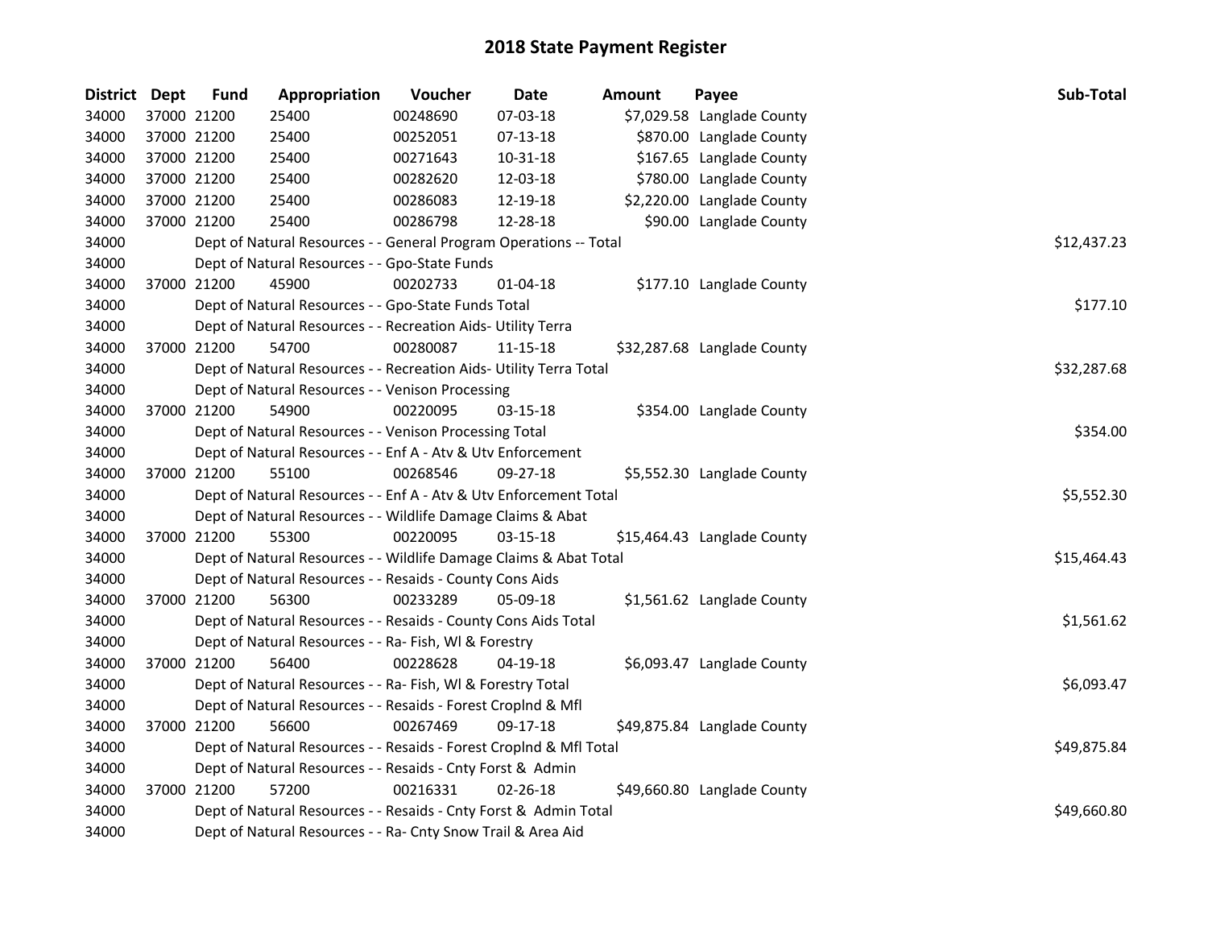# 2018 State Payment Register

| District | Dept | Fund | Appropriation | Voucher | Date | Amount | Payee | Sub-Total |
|---|---|---|---|---|---|---|---|---|
| 34000 | 37000 | 21200 | 25400 | 00248690 | 07-03-18 | $7,029.58 | Langlade County | |
| 34000 | 37000 | 21200 | 25400 | 00252051 | 07-13-18 | $870.00 | Langlade County | |
| 34000 | 37000 | 21200 | 25400 | 00271643 | 10-31-18 | $167.65 | Langlade County | |
| 34000 | 37000 | 21200 | 25400 | 00282620 | 12-03-18 | $780.00 | Langlade County | |
| 34000 | 37000 | 21200 | 25400 | 00286083 | 12-19-18 | $2,220.00 | Langlade County | |
| 34000 | 37000 | 21200 | 25400 | 00286798 | 12-28-18 | $90.00 | Langlade County | |
| 34000 | | | Dept of Natural Resources - - General Program Operations -- Total | | | | | $12,437.23 |
| 34000 | | | Dept of Natural Resources - - Gpo-State Funds | | | | | |
| 34000 | 37000 | 21200 | 45900 | 00202733 | 01-04-18 | $177.10 | Langlade County | |
| 34000 | | | Dept of Natural Resources - - Gpo-State Funds Total | | | | | $177.10 |
| 34000 | | | Dept of Natural Resources - - Recreation Aids- Utility Terra | | | | | |
| 34000 | 37000 | 21200 | 54700 | 00280087 | 11-15-18 | $32,287.68 | Langlade County | |
| 34000 | | | Dept of Natural Resources - - Recreation Aids- Utility Terra Total | | | | | $32,287.68 |
| 34000 | | | Dept of Natural Resources - - Venison Processing | | | | | |
| 34000 | 37000 | 21200 | 54900 | 00220095 | 03-15-18 | $354.00 | Langlade County | |
| 34000 | | | Dept of Natural Resources - - Venison Processing Total | | | | | $354.00 |
| 34000 | | | Dept of Natural Resources - - Enf A - Atv & Utv Enforcement | | | | | |
| 34000 | 37000 | 21200 | 55100 | 00268546 | 09-27-18 | $5,552.30 | Langlade County | |
| 34000 | | | Dept of Natural Resources - - Enf A - Atv & Utv Enforcement Total | | | | | $5,552.30 |
| 34000 | | | Dept of Natural Resources - - Wildlife Damage Claims & Abat | | | | | |
| 34000 | 37000 | 21200 | 55300 | 00220095 | 03-15-18 | $15,464.43 | Langlade County | |
| 34000 | | | Dept of Natural Resources - - Wildlife Damage Claims & Abat Total | | | | | $15,464.43 |
| 34000 | | | Dept of Natural Resources - - Resaids - County Cons Aids | | | | | |
| 34000 | 37000 | 21200 | 56300 | 00233289 | 05-09-18 | $1,561.62 | Langlade County | |
| 34000 | | | Dept of Natural Resources - - Resaids - County Cons Aids Total | | | | | $1,561.62 |
| 34000 | | | Dept of Natural Resources - - Ra- Fish, Wl & Forestry | | | | | |
| 34000 | 37000 | 21200 | 56400 | 00228628 | 04-19-18 | $6,093.47 | Langlade County | |
| 34000 | | | Dept of Natural Resources - - Ra- Fish, Wl & Forestry Total | | | | | $6,093.47 |
| 34000 | | | Dept of Natural Resources - - Resaids - Forest Croplnd & Mfl | | | | | |
| 34000 | 37000 | 21200 | 56600 | 00267469 | 09-17-18 | $49,875.84 | Langlade County | |
| 34000 | | | Dept of Natural Resources - - Resaids - Forest Croplnd & Mfl Total | | | | | $49,875.84 |
| 34000 | | | Dept of Natural Resources - - Resaids - Cnty Forst & Admin | | | | | |
| 34000 | 37000 | 21200 | 57200 | 00216331 | 02-26-18 | $49,660.80 | Langlade County | |
| 34000 | | | Dept of Natural Resources - - Resaids - Cnty Forst & Admin Total | | | | | $49,660.80 |
| 34000 | | | Dept of Natural Resources - - Ra- Cnty Snow Trail & Area Aid | | | | | |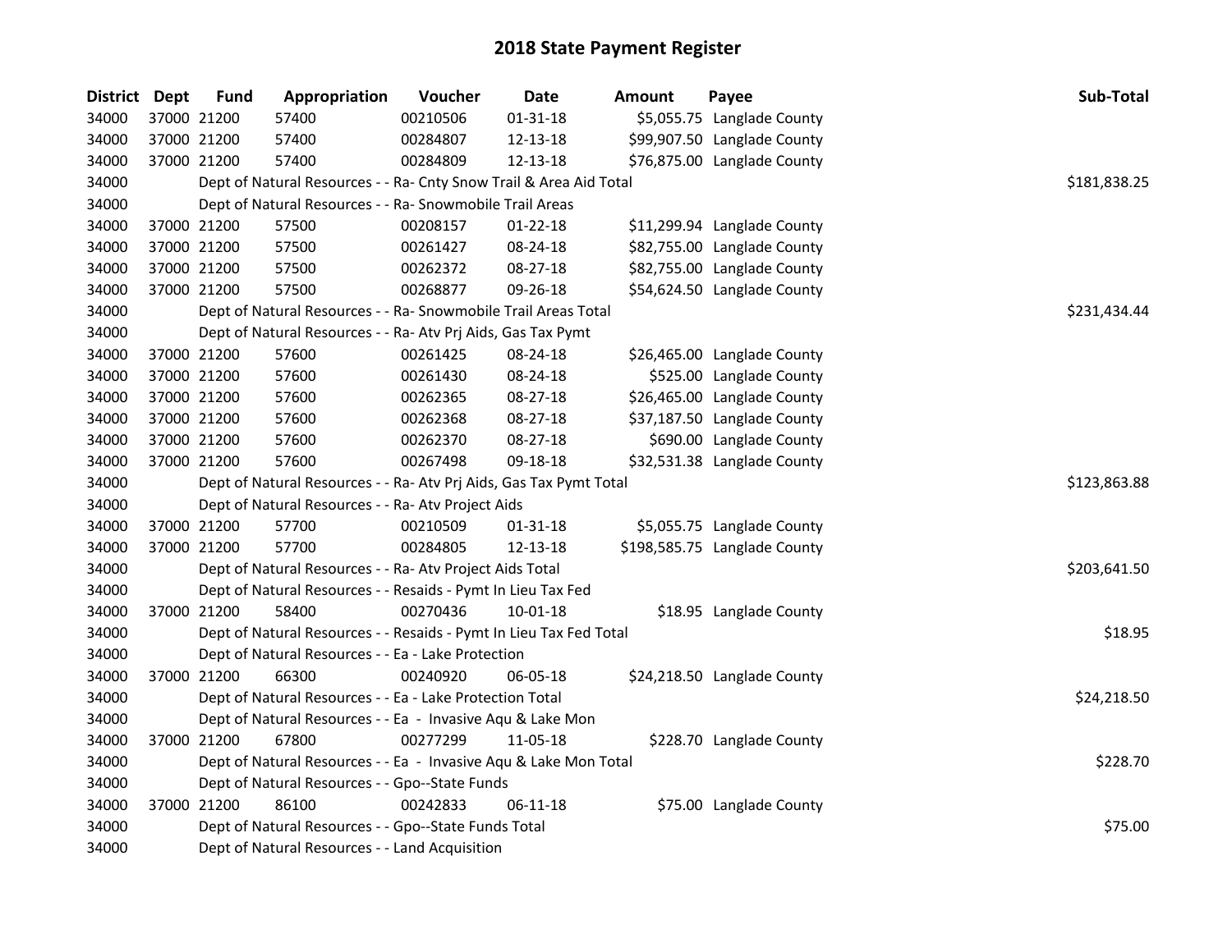# 2018 State Payment Register

| District | Dept | Fund | Appropriation | Voucher | Date | Amount | Payee | Sub-Total |
|---|---|---|---|---|---|---|---|---|
| 34000 | 37000 | 21200 | 57400 | 00210506 | 01-31-18 | $5,055.75 | Langlade County | |
| 34000 | 37000 | 21200 | 57400 | 00284807 | 12-13-18 | $99,907.50 | Langlade County | |
| 34000 | 37000 | 21200 | 57400 | 00284809 | 12-13-18 | $76,875.00 | Langlade County | |
| 34000 | | Dept of Natural Resources - - Ra- Cnty Snow Trail & Area Aid Total | | | | | | $181,838.25 |
| 34000 | | Dept of Natural Resources - - Ra- Snowmobile Trail Areas | | | | | | |
| 34000 | 37000 | 21200 | 57500 | 00208157 | 01-22-18 | $11,299.94 | Langlade County | |
| 34000 | 37000 | 21200 | 57500 | 00261427 | 08-24-18 | $82,755.00 | Langlade County | |
| 34000 | 37000 | 21200 | 57500 | 00262372 | 08-27-18 | $82,755.00 | Langlade County | |
| 34000 | 37000 | 21200 | 57500 | 00268877 | 09-26-18 | $54,624.50 | Langlade County | |
| 34000 | | Dept of Natural Resources - - Ra- Snowmobile Trail Areas Total | | | | | | $231,434.44 |
| 34000 | | Dept of Natural Resources - - Ra- Atv Prj Aids, Gas Tax Pymt | | | | | | |
| 34000 | 37000 | 21200 | 57600 | 00261425 | 08-24-18 | $26,465.00 | Langlade County | |
| 34000 | 37000 | 21200 | 57600 | 00261430 | 08-24-18 | $525.00 | Langlade County | |
| 34000 | 37000 | 21200 | 57600 | 00262365 | 08-27-18 | $26,465.00 | Langlade County | |
| 34000 | 37000 | 21200 | 57600 | 00262368 | 08-27-18 | $37,187.50 | Langlade County | |
| 34000 | 37000 | 21200 | 57600 | 00262370 | 08-27-18 | $690.00 | Langlade County | |
| 34000 | 37000 | 21200 | 57600 | 00267498 | 09-18-18 | $32,531.38 | Langlade County | |
| 34000 | | Dept of Natural Resources - - Ra- Atv Prj Aids, Gas Tax Pymt Total | | | | | | $123,863.88 |
| 34000 | | Dept of Natural Resources - - Ra- Atv Project Aids | | | | | | |
| 34000 | 37000 | 21200 | 57700 | 00210509 | 01-31-18 | $5,055.75 | Langlade County | |
| 34000 | 37000 | 21200 | 57700 | 00284805 | 12-13-18 | $198,585.75 | Langlade County | |
| 34000 | | Dept of Natural Resources - - Ra- Atv Project Aids Total | | | | | | $203,641.50 |
| 34000 | | Dept of Natural Resources - - Resaids - Pymt In Lieu Tax Fed | | | | | | |
| 34000 | 37000 | 21200 | 58400 | 00270436 | 10-01-18 | $18.95 | Langlade County | |
| 34000 | | Dept of Natural Resources - - Resaids - Pymt In Lieu Tax Fed Total | | | | | | $18.95 |
| 34000 | | Dept of Natural Resources - - Ea - Lake Protection | | | | | | |
| 34000 | 37000 | 21200 | 66300 | 00240920 | 06-05-18 | $24,218.50 | Langlade County | |
| 34000 | | Dept of Natural Resources - - Ea - Lake Protection Total | | | | | | $24,218.50 |
| 34000 | | Dept of Natural Resources - - Ea - Invasive Aqu & Lake Mon | | | | | | |
| 34000 | 37000 | 21200 | 67800 | 00277299 | 11-05-18 | $228.70 | Langlade County | |
| 34000 | | Dept of Natural Resources - - Ea - Invasive Aqu & Lake Mon Total | | | | | | $228.70 |
| 34000 | | Dept of Natural Resources - - Gpo--State Funds | | | | | | |
| 34000 | 37000 | 21200 | 86100 | 00242833 | 06-11-18 | $75.00 | Langlade County | |
| 34000 | | Dept of Natural Resources - - Gpo--State Funds Total | | | | | | $75.00 |
| 34000 | | Dept of Natural Resources - - Land Acquisition | | | | | | |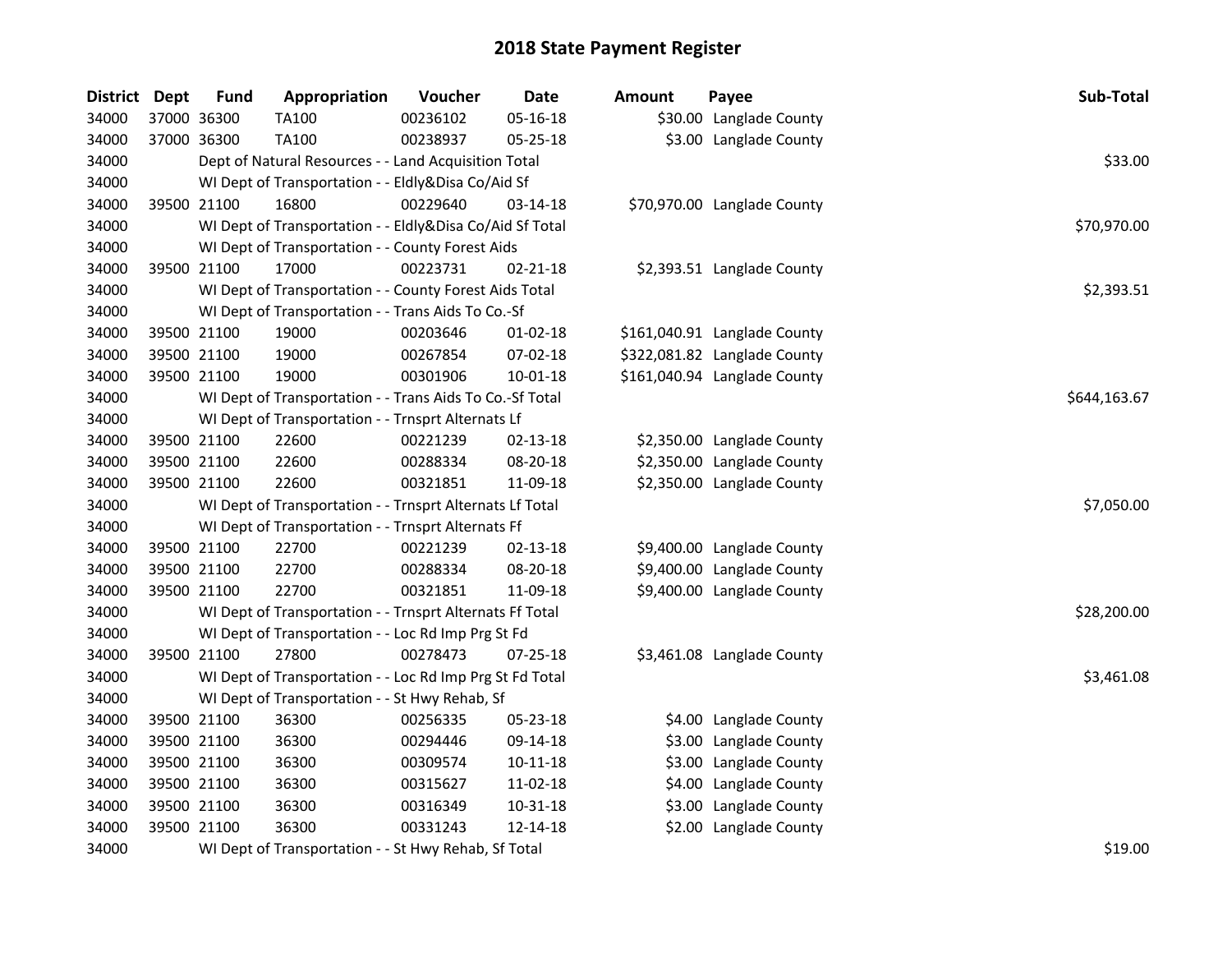# 2018 State Payment Register

| District | Dept | Fund | Appropriation | Voucher | Date | Amount | Payee | Sub-Total |
|---|---|---|---|---|---|---|---|---|
| 34000 | 37000 | 36300 | TA100 | 00236102 | 05-16-18 | $30.00 | Langlade County | |
| 34000 | 37000 | 36300 | TA100 | 00238937 | 05-25-18 | $3.00 | Langlade County | |
| 34000 | | Dept of Natural Resources - - Land Acquisition Total | | | | | | $33.00 |
| 34000 | | WI Dept of Transportation - - Eldly&Disa Co/Aid Sf | | | | | | |
| 34000 | 39500 | 21100 | 16800 | 00229640 | 03-14-18 | $70,970.00 | Langlade County | |
| 34000 | | WI Dept of Transportation - - Eldly&Disa Co/Aid Sf Total | | | | | | $70,970.00 |
| 34000 | | WI Dept of Transportation - - County Forest Aids | | | | | | |
| 34000 | 39500 | 21100 | 17000 | 00223731 | 02-21-18 | $2,393.51 | Langlade County | |
| 34000 | | WI Dept of Transportation - - County Forest Aids Total | | | | | | $2,393.51 |
| 34000 | | WI Dept of Transportation - - Trans Aids To Co.-Sf | | | | | | |
| 34000 | 39500 | 21100 | 19000 | 00203646 | 01-02-18 | $161,040.91 | Langlade County | |
| 34000 | 39500 | 21100 | 19000 | 00267854 | 07-02-18 | $322,081.82 | Langlade County | |
| 34000 | 39500 | 21100 | 19000 | 00301906 | 10-01-18 | $161,040.94 | Langlade County | |
| 34000 | | WI Dept of Transportation - - Trans Aids To Co.-Sf Total | | | | | | $644,163.67 |
| 34000 | | WI Dept of Transportation - - Trnsprt Alternats Lf | | | | | | |
| 34000 | 39500 | 21100 | 22600 | 00221239 | 02-13-18 | $2,350.00 | Langlade County | |
| 34000 | 39500 | 21100 | 22600 | 00288334 | 08-20-18 | $2,350.00 | Langlade County | |
| 34000 | 39500 | 21100 | 22600 | 00321851 | 11-09-18 | $2,350.00 | Langlade County | |
| 34000 | | WI Dept of Transportation - - Trnsprt Alternats Lf Total | | | | | | $7,050.00 |
| 34000 | | WI Dept of Transportation - - Trnsprt Alternats Ff | | | | | | |
| 34000 | 39500 | 21100 | 22700 | 00221239 | 02-13-18 | $9,400.00 | Langlade County | |
| 34000 | 39500 | 21100 | 22700 | 00288334 | 08-20-18 | $9,400.00 | Langlade County | |
| 34000 | 39500 | 21100 | 22700 | 00321851 | 11-09-18 | $9,400.00 | Langlade County | |
| 34000 | | WI Dept of Transportation - - Trnsprt Alternats Ff Total | | | | | | $28,200.00 |
| 34000 | | WI Dept of Transportation - - Loc Rd Imp Prg St Fd | | | | | | |
| 34000 | 39500 | 21100 | 27800 | 00278473 | 07-25-18 | $3,461.08 | Langlade County | |
| 34000 | | WI Dept of Transportation - - Loc Rd Imp Prg St Fd Total | | | | | | $3,461.08 |
| 34000 | | WI Dept of Transportation - - St Hwy Rehab, Sf | | | | | | |
| 34000 | 39500 | 21100 | 36300 | 00256335 | 05-23-18 | $4.00 | Langlade County | |
| 34000 | 39500 | 21100 | 36300 | 00294446 | 09-14-18 | $3.00 | Langlade County | |
| 34000 | 39500 | 21100 | 36300 | 00309574 | 10-11-18 | $3.00 | Langlade County | |
| 34000 | 39500 | 21100 | 36300 | 00315627 | 11-02-18 | $4.00 | Langlade County | |
| 34000 | 39500 | 21100 | 36300 | 00316349 | 10-31-18 | $3.00 | Langlade County | |
| 34000 | 39500 | 21100 | 36300 | 00331243 | 12-14-18 | $2.00 | Langlade County | |
| 34000 | | WI Dept of Transportation - - St Hwy Rehab, Sf Total | | | | | | $19.00 |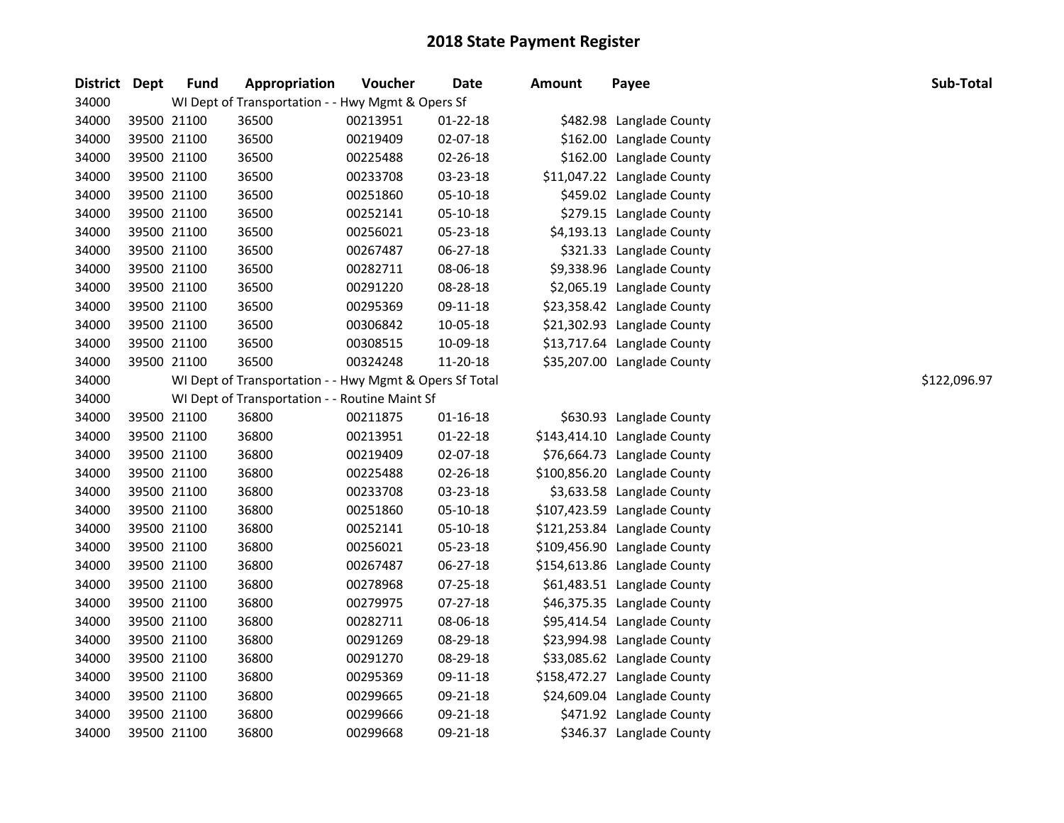# 2018 State Payment Register

| District | Dept | Fund | Appropriation | Voucher | Date | Amount | Payee | Sub-Total |
|---|---|---|---|---|---|---|---|---|
| 34000 | | WI Dept of Transportation - - Hwy Mgmt & Opers Sf | | | | | | |
| 34000 | 39500 | 21100 | 36500 | 00213951 | 01-22-18 | $482.98 | Langlade County | |
| 34000 | 39500 | 21100 | 36500 | 00219409 | 02-07-18 | $162.00 | Langlade County | |
| 34000 | 39500 | 21100 | 36500 | 00225488 | 02-26-18 | $162.00 | Langlade County | |
| 34000 | 39500 | 21100 | 36500 | 00233708 | 03-23-18 | $11,047.22 | Langlade County | |
| 34000 | 39500 | 21100 | 36500 | 00251860 | 05-10-18 | $459.02 | Langlade County | |
| 34000 | 39500 | 21100 | 36500 | 00252141 | 05-10-18 | $279.15 | Langlade County | |
| 34000 | 39500 | 21100 | 36500 | 00256021 | 05-23-18 | $4,193.13 | Langlade County | |
| 34000 | 39500 | 21100 | 36500 | 00267487 | 06-27-18 | $321.33 | Langlade County | |
| 34000 | 39500 | 21100 | 36500 | 00282711 | 08-06-18 | $9,338.96 | Langlade County | |
| 34000 | 39500 | 21100 | 36500 | 00291220 | 08-28-18 | $2,065.19 | Langlade County | |
| 34000 | 39500 | 21100 | 36500 | 00295369 | 09-11-18 | $23,358.42 | Langlade County | |
| 34000 | 39500 | 21100 | 36500 | 00306842 | 10-05-18 | $21,302.93 | Langlade County | |
| 34000 | 39500 | 21100 | 36500 | 00308515 | 10-09-18 | $13,717.64 | Langlade County | |
| 34000 | 39500 | 21100 | 36500 | 00324248 | 11-20-18 | $35,207.00 | Langlade County | |
| 34000 | | WI Dept of Transportation - - Hwy Mgmt & Opers Sf Total | | | | | | $122,096.97 |
| 34000 | | WI Dept of Transportation - - Routine Maint Sf | | | | | | |
| 34000 | 39500 | 21100 | 36800 | 00211875 | 01-16-18 | $630.93 | Langlade County | |
| 34000 | 39500 | 21100 | 36800 | 00213951 | 01-22-18 | $143,414.10 | Langlade County | |
| 34000 | 39500 | 21100 | 36800 | 00219409 | 02-07-18 | $76,664.73 | Langlade County | |
| 34000 | 39500 | 21100 | 36800 | 00225488 | 02-26-18 | $100,856.20 | Langlade County | |
| 34000 | 39500 | 21100 | 36800 | 00233708 | 03-23-18 | $3,633.58 | Langlade County | |
| 34000 | 39500 | 21100 | 36800 | 00251860 | 05-10-18 | $107,423.59 | Langlade County | |
| 34000 | 39500 | 21100 | 36800 | 00252141 | 05-10-18 | $121,253.84 | Langlade County | |
| 34000 | 39500 | 21100 | 36800 | 00256021 | 05-23-18 | $109,456.90 | Langlade County | |
| 34000 | 39500 | 21100 | 36800 | 00267487 | 06-27-18 | $154,613.86 | Langlade County | |
| 34000 | 39500 | 21100 | 36800 | 00278968 | 07-25-18 | $61,483.51 | Langlade County | |
| 34000 | 39500 | 21100 | 36800 | 00279975 | 07-27-18 | $46,375.35 | Langlade County | |
| 34000 | 39500 | 21100 | 36800 | 00282711 | 08-06-18 | $95,414.54 | Langlade County | |
| 34000 | 39500 | 21100 | 36800 | 00291269 | 08-29-18 | $23,994.98 | Langlade County | |
| 34000 | 39500 | 21100 | 36800 | 00291270 | 08-29-18 | $33,085.62 | Langlade County | |
| 34000 | 39500 | 21100 | 36800 | 00295369 | 09-11-18 | $158,472.27 | Langlade County | |
| 34000 | 39500 | 21100 | 36800 | 00299665 | 09-21-18 | $24,609.04 | Langlade County | |
| 34000 | 39500 | 21100 | 36800 | 00299666 | 09-21-18 | $471.92 | Langlade County | |
| 34000 | 39500 | 21100 | 36800 | 00299668 | 09-21-18 | $346.37 | Langlade County | |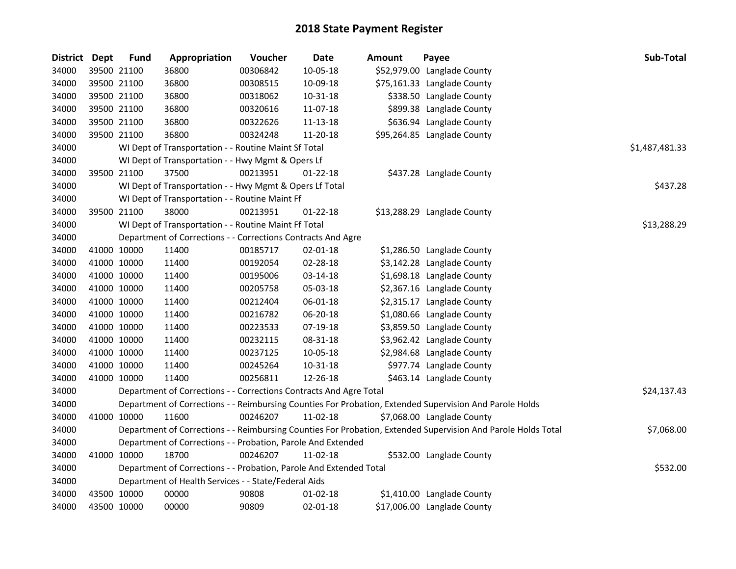# 2018 State Payment Register

| District | Dept | Fund | Appropriation | Voucher | Date | Amount | Payee | Sub-Total |
|---|---|---|---|---|---|---|---|---|
| 34000 | 39500 | 21100 | 36800 | 00306842 | 10-05-18 | $52,979.00 | Langlade County | |
| 34000 | 39500 | 21100 | 36800 | 00308515 | 10-09-18 | $75,161.33 | Langlade County | |
| 34000 | 39500 | 21100 | 36800 | 00318062 | 10-31-18 | $338.50 | Langlade County | |
| 34000 | 39500 | 21100 | 36800 | 00320616 | 11-07-18 | $899.38 | Langlade County | |
| 34000 | 39500 | 21100 | 36800 | 00322626 | 11-13-18 | $636.94 | Langlade County | |
| 34000 | 39500 | 21100 | 36800 | 00324248 | 11-20-18 | $95,264.85 | Langlade County | |
| 34000 | | WI Dept of Transportation - - Routine Maint Sf Total | | | | | | $1,487,481.33 |
| 34000 | | WI Dept of Transportation - - Hwy Mgmt & Opers Lf | | | | | | |
| 34000 | 39500 | 21100 | 37500 | 00213951 | 01-22-18 | $437.28 | Langlade County | |
| 34000 | | WI Dept of Transportation - - Hwy Mgmt & Opers Lf Total | | | | | | $437.28 |
| 34000 | | WI Dept of Transportation - - Routine Maint Ff | | | | | | |
| 34000 | 39500 | 21100 | 38000 | 00213951 | 01-22-18 | $13,288.29 | Langlade County | |
| 34000 | | WI Dept of Transportation - - Routine Maint Ff Total | | | | | | $13,288.29 |
| 34000 | | Department of Corrections - - Corrections Contracts And Agre | | | | | | |
| 34000 | 41000 | 10000 | 11400 | 00185717 | 02-01-18 | $1,286.50 | Langlade County | |
| 34000 | 41000 | 10000 | 11400 | 00192054 | 02-28-18 | $3,142.28 | Langlade County | |
| 34000 | 41000 | 10000 | 11400 | 00195006 | 03-14-18 | $1,698.18 | Langlade County | |
| 34000 | 41000 | 10000 | 11400 | 00205758 | 05-03-18 | $2,367.16 | Langlade County | |
| 34000 | 41000 | 10000 | 11400 | 00212404 | 06-01-18 | $2,315.17 | Langlade County | |
| 34000 | 41000 | 10000 | 11400 | 00216782 | 06-20-18 | $1,080.66 | Langlade County | |
| 34000 | 41000 | 10000 | 11400 | 00223533 | 07-19-18 | $3,859.50 | Langlade County | |
| 34000 | 41000 | 10000 | 11400 | 00232115 | 08-31-18 | $3,962.42 | Langlade County | |
| 34000 | 41000 | 10000 | 11400 | 00237125 | 10-05-18 | $2,984.68 | Langlade County | |
| 34000 | 41000 | 10000 | 11400 | 00245264 | 10-31-18 | $977.74 | Langlade County | |
| 34000 | 41000 | 10000 | 11400 | 00256811 | 12-26-18 | $463.14 | Langlade County | |
| 34000 | | Department of Corrections - - Corrections Contracts And Agre Total | | | | | | $24,137.43 |
| 34000 | | Department of Corrections - - Reimbursing Counties For Probation, Extended Supervision And Parole Holds | | | | | | |
| 34000 | 41000 | 10000 | 11600 | 00246207 | 11-02-18 | $7,068.00 | Langlade County | |
| 34000 | | Department of Corrections - - Reimbursing Counties For Probation, Extended Supervision And Parole Holds Total | | | | | | $7,068.00 |
| 34000 | | Department of Corrections - - Probation, Parole And Extended | | | | | | |
| 34000 | 41000 | 10000 | 18700 | 00246207 | 11-02-18 | $532.00 | Langlade County | |
| 34000 | | Department of Corrections - - Probation, Parole And Extended Total | | | | | | $532.00 |
| 34000 | | Department of Health Services - - State/Federal Aids | | | | | | |
| 34000 | 43500 | 10000 | 00000 | 90808 | 01-02-18 | $1,410.00 | Langlade County | |
| 34000 | 43500 | 10000 | 00000 | 90809 | 02-01-18 | $17,006.00 | Langlade County | |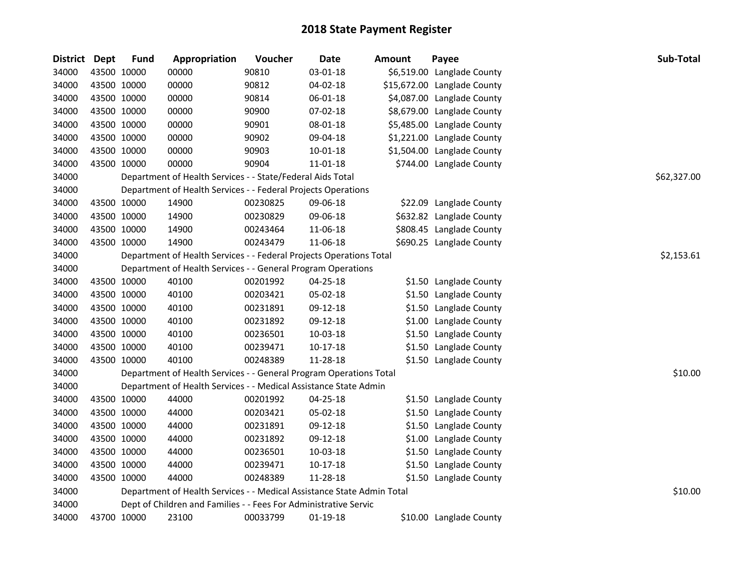# 2018 State Payment Register

| District | Dept | Fund | Appropriation | Voucher | Date | Amount | Payee | Sub-Total |
|---|---|---|---|---|---|---|---|---|
| 34000 | 43500 | 10000 | 00000 | 90810 | 03-01-18 | $6,519.00 | Langlade County | |
| 34000 | 43500 | 10000 | 00000 | 90812 | 04-02-18 | $15,672.00 | Langlade County | |
| 34000 | 43500 | 10000 | 00000 | 90814 | 06-01-18 | $4,087.00 | Langlade County | |
| 34000 | 43500 | 10000 | 00000 | 90900 | 07-02-18 | $8,679.00 | Langlade County | |
| 34000 | 43500 | 10000 | 00000 | 90901 | 08-01-18 | $5,485.00 | Langlade County | |
| 34000 | 43500 | 10000 | 00000 | 90902 | 09-04-18 | $1,221.00 | Langlade County | |
| 34000 | 43500 | 10000 | 00000 | 90903 | 10-01-18 | $1,504.00 | Langlade County | |
| 34000 | 43500 | 10000 | 00000 | 90904 | 11-01-18 | $744.00 | Langlade County | |
| 34000 | | Department of Health Services - - State/Federal Aids Total | | | | | | $62,327.00 |
| 34000 | | Department of Health Services - - Federal Projects Operations | | | | | | |
| 34000 | 43500 | 10000 | 14900 | 00230825 | 09-06-18 | $22.09 | Langlade County | |
| 34000 | 43500 | 10000 | 14900 | 00230829 | 09-06-18 | $632.82 | Langlade County | |
| 34000 | 43500 | 10000 | 14900 | 00243464 | 11-06-18 | $808.45 | Langlade County | |
| 34000 | 43500 | 10000 | 14900 | 00243479 | 11-06-18 | $690.25 | Langlade County | |
| 34000 | | Department of Health Services - - Federal Projects Operations Total | | | | | | $2,153.61 |
| 34000 | | Department of Health Services - - General Program Operations | | | | | | |
| 34000 | 43500 | 10000 | 40100 | 00201992 | 04-25-18 | $1.50 | Langlade County | |
| 34000 | 43500 | 10000 | 40100 | 00203421 | 05-02-18 | $1.50 | Langlade County | |
| 34000 | 43500 | 10000 | 40100 | 00231891 | 09-12-18 | $1.50 | Langlade County | |
| 34000 | 43500 | 10000 | 40100 | 00231892 | 09-12-18 | $1.00 | Langlade County | |
| 34000 | 43500 | 10000 | 40100 | 00236501 | 10-03-18 | $1.50 | Langlade County | |
| 34000 | 43500 | 10000 | 40100 | 00239471 | 10-17-18 | $1.50 | Langlade County | |
| 34000 | 43500 | 10000 | 40100 | 00248389 | 11-28-18 | $1.50 | Langlade County | |
| 34000 | | Department of Health Services - - General Program Operations Total | | | | | | $10.00 |
| 34000 | | Department of Health Services - - Medical Assistance State Admin | | | | | | |
| 34000 | 43500 | 10000 | 44000 | 00201992 | 04-25-18 | $1.50 | Langlade County | |
| 34000 | 43500 | 10000 | 44000 | 00203421 | 05-02-18 | $1.50 | Langlade County | |
| 34000 | 43500 | 10000 | 44000 | 00231891 | 09-12-18 | $1.50 | Langlade County | |
| 34000 | 43500 | 10000 | 44000 | 00231892 | 09-12-18 | $1.00 | Langlade County | |
| 34000 | 43500 | 10000 | 44000 | 00236501 | 10-03-18 | $1.50 | Langlade County | |
| 34000 | 43500 | 10000 | 44000 | 00239471 | 10-17-18 | $1.50 | Langlade County | |
| 34000 | 43500 | 10000 | 44000 | 00248389 | 11-28-18 | $1.50 | Langlade County | |
| 34000 | | Department of Health Services - - Medical Assistance State Admin Total | | | | | | $10.00 |
| 34000 | | Dept of Children and Families - - Fees For Administrative Servic | | | | | | |
| 34000 | 43700 | 10000 | 23100 | 00033799 | 01-19-18 | $10.00 | Langlade County | |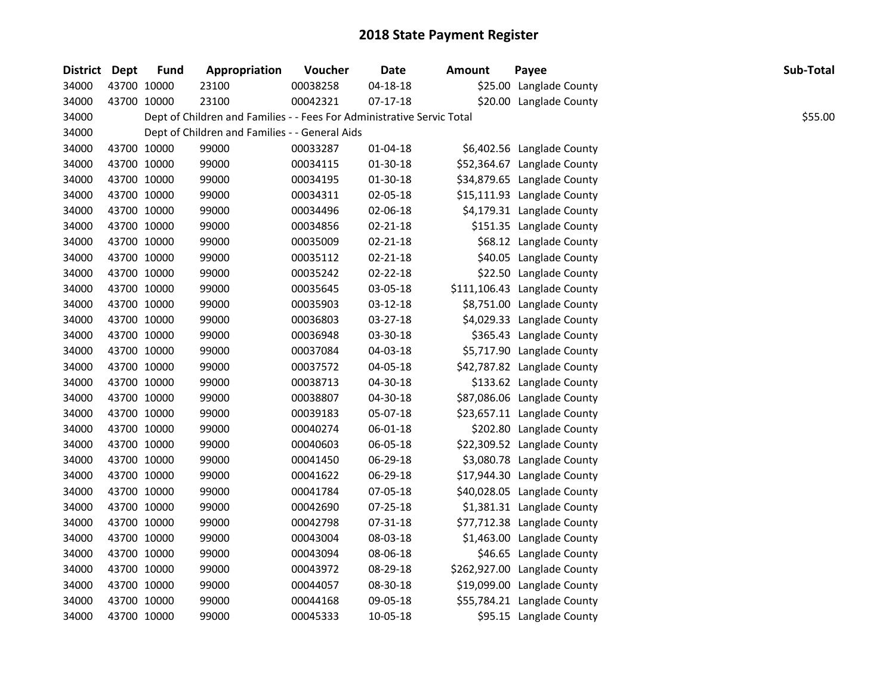# 2018 State Payment Register

| District | Dept | Fund | Appropriation | Voucher | Date | Amount | Payee | Sub-Total |
|---|---|---|---|---|---|---|---|---|
| 34000 | 43700 | 10000 | 23100 | 00038258 | 04-18-18 | $25.00 | Langlade County | |
| 34000 | 43700 | 10000 | 23100 | 00042321 | 07-17-18 | $20.00 | Langlade County | |
| 34000 | | Dept of Children and Families - - Fees For Administrative Servic Total | | | | | | $55.00 |
| 34000 | | Dept of Children and Families - - General Aids | | | | | | |
| 34000 | 43700 | 10000 | 99000 | 00033287 | 01-04-18 | $6,402.56 | Langlade County | |
| 34000 | 43700 | 10000 | 99000 | 00034115 | 01-30-18 | $52,364.67 | Langlade County | |
| 34000 | 43700 | 10000 | 99000 | 00034195 | 01-30-18 | $34,879.65 | Langlade County | |
| 34000 | 43700 | 10000 | 99000 | 00034311 | 02-05-18 | $15,111.93 | Langlade County | |
| 34000 | 43700 | 10000 | 99000 | 00034496 | 02-06-18 | $4,179.31 | Langlade County | |
| 34000 | 43700 | 10000 | 99000 | 00034856 | 02-21-18 | $151.35 | Langlade County | |
| 34000 | 43700 | 10000 | 99000 | 00035009 | 02-21-18 | $68.12 | Langlade County | |
| 34000 | 43700 | 10000 | 99000 | 00035112 | 02-21-18 | $40.05 | Langlade County | |
| 34000 | 43700 | 10000 | 99000 | 00035242 | 02-22-18 | $22.50 | Langlade County | |
| 34000 | 43700 | 10000 | 99000 | 00035645 | 03-05-18 | $111,106.43 | Langlade County | |
| 34000 | 43700 | 10000 | 99000 | 00035903 | 03-12-18 | $8,751.00 | Langlade County | |
| 34000 | 43700 | 10000 | 99000 | 00036803 | 03-27-18 | $4,029.33 | Langlade County | |
| 34000 | 43700 | 10000 | 99000 | 00036948 | 03-30-18 | $365.43 | Langlade County | |
| 34000 | 43700 | 10000 | 99000 | 00037084 | 04-03-18 | $5,717.90 | Langlade County | |
| 34000 | 43700 | 10000 | 99000 | 00037572 | 04-05-18 | $42,787.82 | Langlade County | |
| 34000 | 43700 | 10000 | 99000 | 00038713 | 04-30-18 | $133.62 | Langlade County | |
| 34000 | 43700 | 10000 | 99000 | 00038807 | 04-30-18 | $87,086.06 | Langlade County | |
| 34000 | 43700 | 10000 | 99000 | 00039183 | 05-07-18 | $23,657.11 | Langlade County | |
| 34000 | 43700 | 10000 | 99000 | 00040274 | 06-01-18 | $202.80 | Langlade County | |
| 34000 | 43700 | 10000 | 99000 | 00040603 | 06-05-18 | $22,309.52 | Langlade County | |
| 34000 | 43700 | 10000 | 99000 | 00041450 | 06-29-18 | $3,080.78 | Langlade County | |
| 34000 | 43700 | 10000 | 99000 | 00041622 | 06-29-18 | $17,944.30 | Langlade County | |
| 34000 | 43700 | 10000 | 99000 | 00041784 | 07-05-18 | $40,028.05 | Langlade County | |
| 34000 | 43700 | 10000 | 99000 | 00042690 | 07-25-18 | $1,381.31 | Langlade County | |
| 34000 | 43700 | 10000 | 99000 | 00042798 | 07-31-18 | $77,712.38 | Langlade County | |
| 34000 | 43700 | 10000 | 99000 | 00043004 | 08-03-18 | $1,463.00 | Langlade County | |
| 34000 | 43700 | 10000 | 99000 | 00043094 | 08-06-18 | $46.65 | Langlade County | |
| 34000 | 43700 | 10000 | 99000 | 00043972 | 08-29-18 | $262,927.00 | Langlade County | |
| 34000 | 43700 | 10000 | 99000 | 00044057 | 08-30-18 | $19,099.00 | Langlade County | |
| 34000 | 43700 | 10000 | 99000 | 00044168 | 09-05-18 | $55,784.21 | Langlade County | |
| 34000 | 43700 | 10000 | 99000 | 00045333 | 10-05-18 | $95.15 | Langlade County | |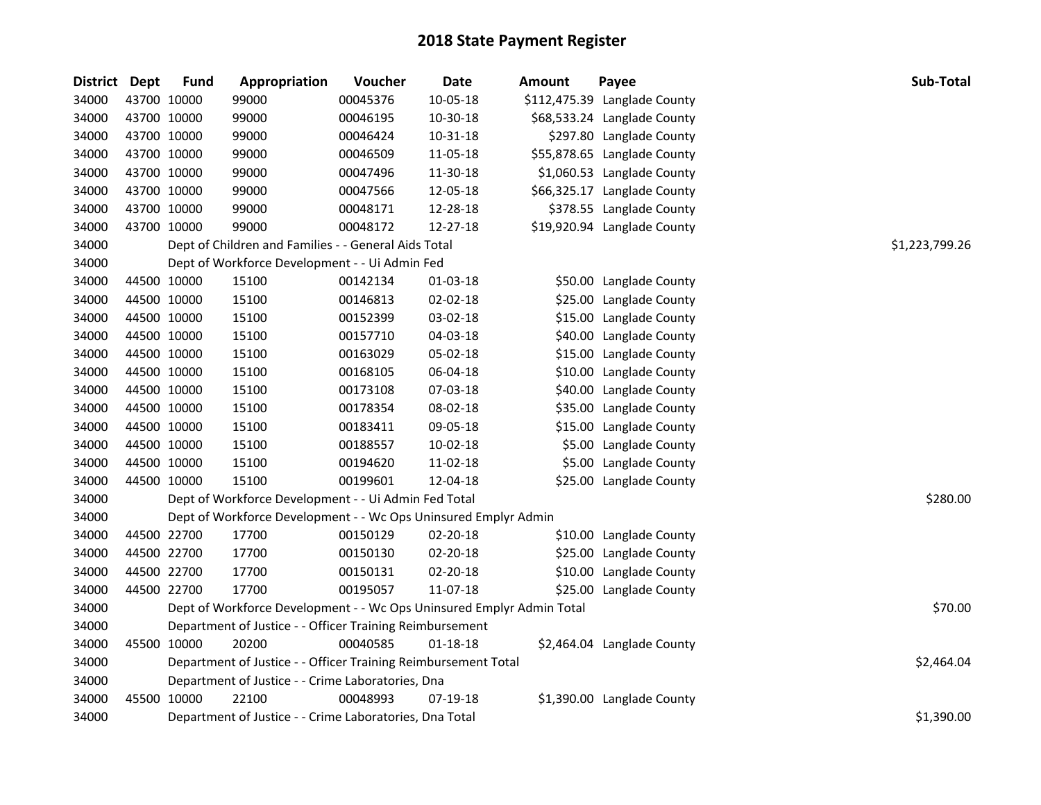# 2018 State Payment Register

| District | Dept | Fund | Appropriation | Voucher | Date | Amount | Payee | Sub-Total |
|---|---|---|---|---|---|---|---|---|
| 34000 | 43700 | 10000 | 99000 | 00045376 | 10-05-18 | $112,475.39 | Langlade County | |
| 34000 | 43700 | 10000 | 99000 | 00046195 | 10-30-18 | $68,533.24 | Langlade County | |
| 34000 | 43700 | 10000 | 99000 | 00046424 | 10-31-18 | $297.80 | Langlade County | |
| 34000 | 43700 | 10000 | 99000 | 00046509 | 11-05-18 | $55,878.65 | Langlade County | |
| 34000 | 43700 | 10000 | 99000 | 00047496 | 11-30-18 | $1,060.53 | Langlade County | |
| 34000 | 43700 | 10000 | 99000 | 00047566 | 12-05-18 | $66,325.17 | Langlade County | |
| 34000 | 43700 | 10000 | 99000 | 00048171 | 12-28-18 | $378.55 | Langlade County | |
| 34000 | 43700 | 10000 | 99000 | 00048172 | 12-27-18 | $19,920.94 | Langlade County | |
| 34000 | | Dept of Children and Families - - General Aids Total | | | | | | $1,223,799.26 |
| 34000 | | Dept of Workforce Development - - Ui Admin Fed | | | | | | |
| 34000 | 44500 | 10000 | 15100 | 00142134 | 01-03-18 | $50.00 | Langlade County | |
| 34000 | 44500 | 10000 | 15100 | 00146813 | 02-02-18 | $25.00 | Langlade County | |
| 34000 | 44500 | 10000 | 15100 | 00152399 | 03-02-18 | $15.00 | Langlade County | |
| 34000 | 44500 | 10000 | 15100 | 00157710 | 04-03-18 | $40.00 | Langlade County | |
| 34000 | 44500 | 10000 | 15100 | 00163029 | 05-02-18 | $15.00 | Langlade County | |
| 34000 | 44500 | 10000 | 15100 | 00168105 | 06-04-18 | $10.00 | Langlade County | |
| 34000 | 44500 | 10000 | 15100 | 00173108 | 07-03-18 | $40.00 | Langlade County | |
| 34000 | 44500 | 10000 | 15100 | 00178354 | 08-02-18 | $35.00 | Langlade County | |
| 34000 | 44500 | 10000 | 15100 | 00183411 | 09-05-18 | $15.00 | Langlade County | |
| 34000 | 44500 | 10000 | 15100 | 00188557 | 10-02-18 | $5.00 | Langlade County | |
| 34000 | 44500 | 10000 | 15100 | 00194620 | 11-02-18 | $5.00 | Langlade County | |
| 34000 | 44500 | 10000 | 15100 | 00199601 | 12-04-18 | $25.00 | Langlade County | |
| 34000 | | Dept of Workforce Development - - Ui Admin Fed Total | | | | | | $280.00 |
| 34000 | | Dept of Workforce Development - - Wc Ops Uninsured Emplyr Admin | | | | | | |
| 34000 | 44500 | 22700 | 17700 | 00150129 | 02-20-18 | $10.00 | Langlade County | |
| 34000 | 44500 | 22700 | 17700 | 00150130 | 02-20-18 | $25.00 | Langlade County | |
| 34000 | 44500 | 22700 | 17700 | 00150131 | 02-20-18 | $10.00 | Langlade County | |
| 34000 | 44500 | 22700 | 17700 | 00195057 | 11-07-18 | $25.00 | Langlade County | |
| 34000 | | Dept of Workforce Development - - Wc Ops Uninsured Emplyr Admin Total | | | | | | $70.00 |
| 34000 | | Department of Justice - - Officer Training Reimbursement | | | | | | |
| 34000 | 45500 | 10000 | 20200 | 00040585 | 01-18-18 | $2,464.04 | Langlade County | |
| 34000 | | Department of Justice - - Officer Training Reimbursement Total | | | | | | $2,464.04 |
| 34000 | | Department of Justice - - Crime Laboratories, Dna | | | | | | |
| 34000 | 45500 | 10000 | 22100 | 00048993 | 07-19-18 | $1,390.00 | Langlade County | |
| 34000 | | Department of Justice - - Crime Laboratories, Dna Total | | | | | | $1,390.00 |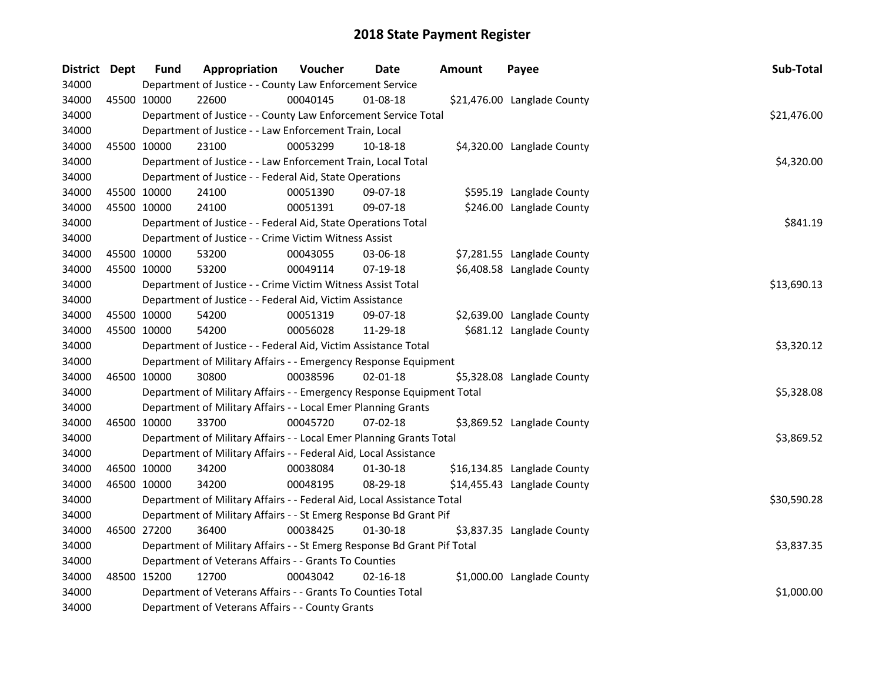# 2018 State Payment Register

| District | Dept | Fund | Appropriation | Voucher | Date | Amount | Payee | Sub-Total |
|---|---|---|---|---|---|---|---|---|
| 34000 | | Department of Justice - - County Law Enforcement Service | | | | | | |
| 34000 | 45500 | 10000 | 22600 | 00040145 | 01-08-18 | $21,476.00 | Langlade County | |
| 34000 | | Department of Justice - - County Law Enforcement Service Total | | | | | | $21,476.00 |
| 34000 | | Department of Justice - - Law Enforcement Train, Local | | | | | | |
| 34000 | 45500 | 10000 | 23100 | 00053299 | 10-18-18 | $4,320.00 | Langlade County | |
| 34000 | | Department of Justice - - Law Enforcement Train, Local Total | | | | | | $4,320.00 |
| 34000 | | Department of Justice - - Federal Aid, State Operations | | | | | | |
| 34000 | 45500 | 10000 | 24100 | 00051390 | 09-07-18 | $595.19 | Langlade County | |
| 34000 | 45500 | 10000 | 24100 | 00051391 | 09-07-18 | $246.00 | Langlade County | |
| 34000 | | Department of Justice - - Federal Aid, State Operations Total | | | | | | $841.19 |
| 34000 | | Department of Justice - - Crime Victim Witness Assist | | | | | | |
| 34000 | 45500 | 10000 | 53200 | 00043055 | 03-06-18 | $7,281.55 | Langlade County | |
| 34000 | 45500 | 10000 | 53200 | 00049114 | 07-19-18 | $6,408.58 | Langlade County | |
| 34000 | | Department of Justice - - Crime Victim Witness Assist Total | | | | | | $13,690.13 |
| 34000 | | Department of Justice - - Federal Aid, Victim Assistance | | | | | | |
| 34000 | 45500 | 10000 | 54200 | 00051319 | 09-07-18 | $2,639.00 | Langlade County | |
| 34000 | 45500 | 10000 | 54200 | 00056028 | 11-29-18 | $681.12 | Langlade County | |
| 34000 | | Department of Justice - - Federal Aid, Victim Assistance Total | | | | | | $3,320.12 |
| 34000 | | Department of Military Affairs - - Emergency Response Equipment | | | | | | |
| 34000 | 46500 | 10000 | 30800 | 00038596 | 02-01-18 | $5,328.08 | Langlade County | |
| 34000 | | Department of Military Affairs - - Emergency Response Equipment Total | | | | | | $5,328.08 |
| 34000 | | Department of Military Affairs - - Local Emer Planning Grants | | | | | | |
| 34000 | 46500 | 10000 | 33700 | 00045720 | 07-02-18 | $3,869.52 | Langlade County | |
| 34000 | | Department of Military Affairs - - Local Emer Planning Grants Total | | | | | | $3,869.52 |
| 34000 | | Department of Military Affairs - - Federal Aid, Local Assistance | | | | | | |
| 34000 | 46500 | 10000 | 34200 | 00038084 | 01-30-18 | $16,134.85 | Langlade County | |
| 34000 | 46500 | 10000 | 34200 | 00048195 | 08-29-18 | $14,455.43 | Langlade County | |
| 34000 | | Department of Military Affairs - - Federal Aid, Local Assistance Total | | | | | | $30,590.28 |
| 34000 | | Department of Military Affairs - - St Emerg Response Bd Grant Pif | | | | | | |
| 34000 | 46500 | 27200 | 36400 | 00038425 | 01-30-18 | $3,837.35 | Langlade County | |
| 34000 | | Department of Military Affairs - - St Emerg Response Bd Grant Pif Total | | | | | | $3,837.35 |
| 34000 | | Department of Veterans Affairs - - Grants To Counties | | | | | | |
| 34000 | 48500 | 15200 | 12700 | 00043042 | 02-16-18 | $1,000.00 | Langlade County | |
| 34000 | | Department of Veterans Affairs - - Grants To Counties Total | | | | | | $1,000.00 |
| 34000 | | Department of Veterans Affairs - - County Grants | | | | | | |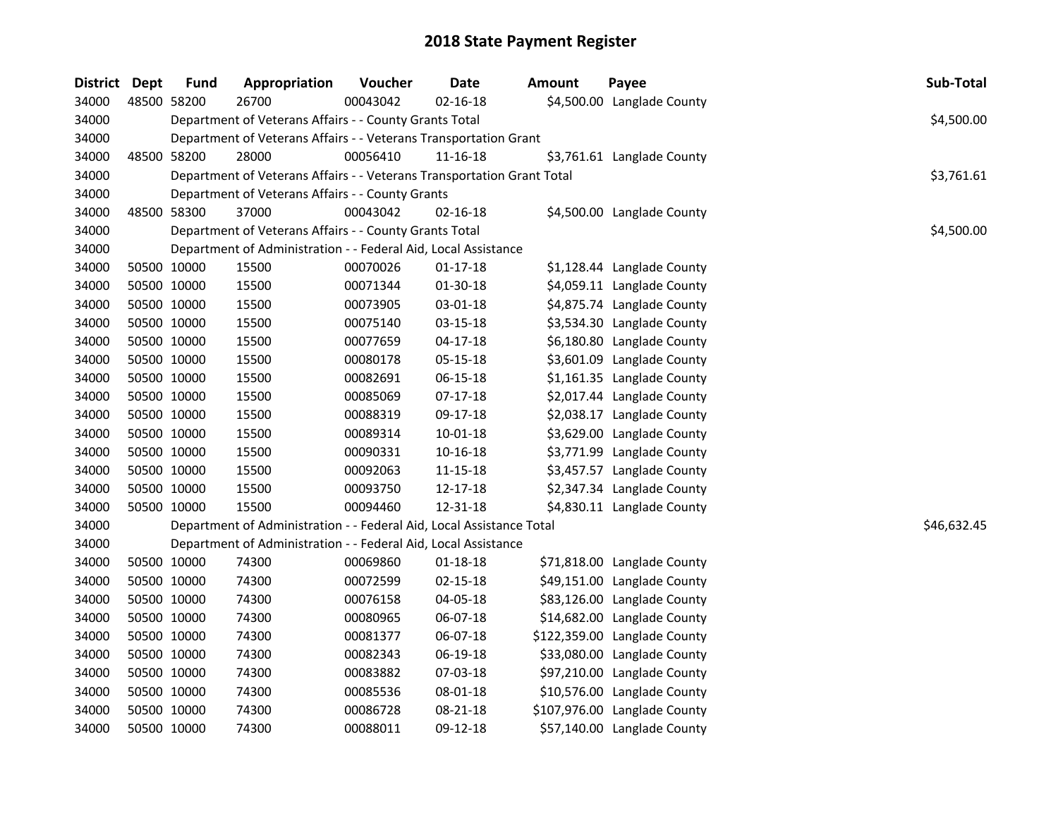# 2018 State Payment Register

| District | Dept | Fund | Appropriation | Voucher | Date | Amount | Payee | Sub-Total |
|---|---|---|---|---|---|---|---|---|
| 34000 | 48500 | 58200 | 26700 | 00043042 | 02-16-18 | $4,500.00 | Langlade County | |
| 34000 | | Department of Veterans Affairs - - County Grants Total | | | | | | $4,500.00 |
| 34000 | | Department of Veterans Affairs - - Veterans Transportation Grant | | | | | | |
| 34000 | 48500 | 58200 | 28000 | 00056410 | 11-16-18 | $3,761.61 | Langlade County | |
| 34000 | | Department of Veterans Affairs - - Veterans Transportation Grant Total | | | | | | $3,761.61 |
| 34000 | | Department of Veterans Affairs - - County Grants | | | | | | |
| 34000 | 48500 | 58300 | 37000 | 00043042 | 02-16-18 | $4,500.00 | Langlade County | |
| 34000 | | Department of Veterans Affairs - - County Grants Total | | | | | | $4,500.00 |
| 34000 | | Department of Administration - - Federal Aid, Local Assistance | | | | | | |
| 34000 | 50500 | 10000 | 15500 | 00070026 | 01-17-18 | $1,128.44 | Langlade County | |
| 34000 | 50500 | 10000 | 15500 | 00071344 | 01-30-18 | $4,059.11 | Langlade County | |
| 34000 | 50500 | 10000 | 15500 | 00073905 | 03-01-18 | $4,875.74 | Langlade County | |
| 34000 | 50500 | 10000 | 15500 | 00075140 | 03-15-18 | $3,534.30 | Langlade County | |
| 34000 | 50500 | 10000 | 15500 | 00077659 | 04-17-18 | $6,180.80 | Langlade County | |
| 34000 | 50500 | 10000 | 15500 | 00080178 | 05-15-18 | $3,601.09 | Langlade County | |
| 34000 | 50500 | 10000 | 15500 | 00082691 | 06-15-18 | $1,161.35 | Langlade County | |
| 34000 | 50500 | 10000 | 15500 | 00085069 | 07-17-18 | $2,017.44 | Langlade County | |
| 34000 | 50500 | 10000 | 15500 | 00088319 | 09-17-18 | $2,038.17 | Langlade County | |
| 34000 | 50500 | 10000 | 15500 | 00089314 | 10-01-18 | $3,629.00 | Langlade County | |
| 34000 | 50500 | 10000 | 15500 | 00090331 | 10-16-18 | $3,771.99 | Langlade County | |
| 34000 | 50500 | 10000 | 15500 | 00092063 | 11-15-18 | $3,457.57 | Langlade County | |
| 34000 | 50500 | 10000 | 15500 | 00093750 | 12-17-18 | $2,347.34 | Langlade County | |
| 34000 | 50500 | 10000 | 15500 | 00094460 | 12-31-18 | $4,830.11 | Langlade County | |
| 34000 | | Department of Administration - - Federal Aid, Local Assistance Total | | | | | | $46,632.45 |
| 34000 | | Department of Administration - - Federal Aid, Local Assistance | | | | | | |
| 34000 | 50500 | 10000 | 74300 | 00069860 | 01-18-18 | $71,818.00 | Langlade County | |
| 34000 | 50500 | 10000 | 74300 | 00072599 | 02-15-18 | $49,151.00 | Langlade County | |
| 34000 | 50500 | 10000 | 74300 | 00076158 | 04-05-18 | $83,126.00 | Langlade County | |
| 34000 | 50500 | 10000 | 74300 | 00080965 | 06-07-18 | $14,682.00 | Langlade County | |
| 34000 | 50500 | 10000 | 74300 | 00081377 | 06-07-18 | $122,359.00 | Langlade County | |
| 34000 | 50500 | 10000 | 74300 | 00082343 | 06-19-18 | $33,080.00 | Langlade County | |
| 34000 | 50500 | 10000 | 74300 | 00083882 | 07-03-18 | $97,210.00 | Langlade County | |
| 34000 | 50500 | 10000 | 74300 | 00085536 | 08-01-18 | $10,576.00 | Langlade County | |
| 34000 | 50500 | 10000 | 74300 | 00086728 | 08-21-18 | $107,976.00 | Langlade County | |
| 34000 | 50500 | 10000 | 74300 | 00088011 | 09-12-18 | $57,140.00 | Langlade County | |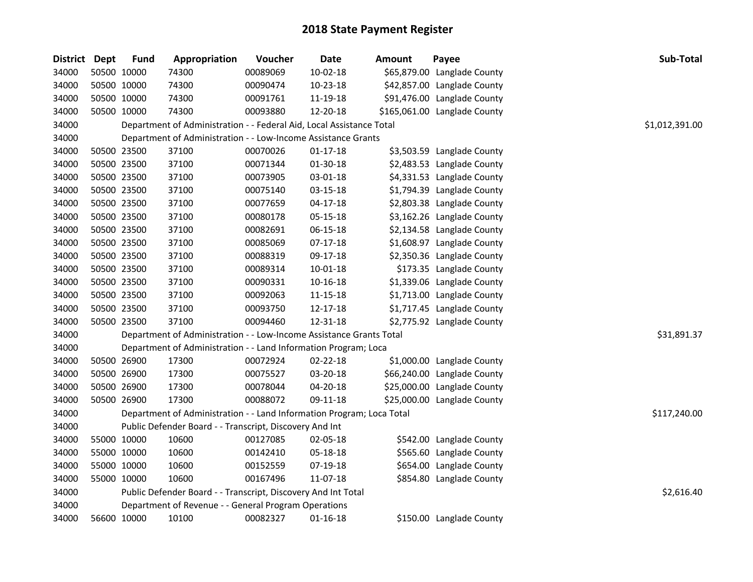## 2018 State Payment Register

| District | Dept | Fund | Appropriation | Voucher | Date | Amount | Payee | Sub-Total |
|---|---|---|---|---|---|---|---|---|
| 34000 | 50500 | 10000 | 74300 | 00089069 | 10-02-18 | $65,879.00 | Langlade County | |
| 34000 | 50500 | 10000 | 74300 | 00090474 | 10-23-18 | $42,857.00 | Langlade County | |
| 34000 | 50500 | 10000 | 74300 | 00091761 | 11-19-18 | $91,476.00 | Langlade County | |
| 34000 | 50500 | 10000 | 74300 | 00093880 | 12-20-18 | $165,061.00 | Langlade County | |
| 34000 | | Department of Administration - - Federal Aid, Local Assistance Total | | | | | | $1,012,391.00 |
| 34000 | | Department of Administration - - Low-Income Assistance Grants | | | | | | |
| 34000 | 50500 | 23500 | 37100 | 00070026 | 01-17-18 | $3,503.59 | Langlade County | |
| 34000 | 50500 | 23500 | 37100 | 00071344 | 01-30-18 | $2,483.53 | Langlade County | |
| 34000 | 50500 | 23500 | 37100 | 00073905 | 03-01-18 | $4,331.53 | Langlade County | |
| 34000 | 50500 | 23500 | 37100 | 00075140 | 03-15-18 | $1,794.39 | Langlade County | |
| 34000 | 50500 | 23500 | 37100 | 00077659 | 04-17-18 | $2,803.38 | Langlade County | |
| 34000 | 50500 | 23500 | 37100 | 00080178 | 05-15-18 | $3,162.26 | Langlade County | |
| 34000 | 50500 | 23500 | 37100 | 00082691 | 06-15-18 | $2,134.58 | Langlade County | |
| 34000 | 50500 | 23500 | 37100 | 00085069 | 07-17-18 | $1,608.97 | Langlade County | |
| 34000 | 50500 | 23500 | 37100 | 00088319 | 09-17-18 | $2,350.36 | Langlade County | |
| 34000 | 50500 | 23500 | 37100 | 00089314 | 10-01-18 | $173.35 | Langlade County | |
| 34000 | 50500 | 23500 | 37100 | 00090331 | 10-16-18 | $1,339.06 | Langlade County | |
| 34000 | 50500 | 23500 | 37100 | 00092063 | 11-15-18 | $1,713.00 | Langlade County | |
| 34000 | 50500 | 23500 | 37100 | 00093750 | 12-17-18 | $1,717.45 | Langlade County | |
| 34000 | 50500 | 23500 | 37100 | 00094460 | 12-31-18 | $2,775.92 | Langlade County | |
| 34000 | | Department of Administration - - Low-Income Assistance Grants Total | | | | | | $31,891.37 |
| 34000 | | Department of Administration - - Land Information Program; Loca | | | | | | |
| 34000 | 50500 | 26900 | 17300 | 00072924 | 02-22-18 | $1,000.00 | Langlade County | |
| 34000 | 50500 | 26900 | 17300 | 00075527 | 03-20-18 | $66,240.00 | Langlade County | |
| 34000 | 50500 | 26900 | 17300 | 00078044 | 04-20-18 | $25,000.00 | Langlade County | |
| 34000 | 50500 | 26900 | 17300 | 00088072 | 09-11-18 | $25,000.00 | Langlade County | |
| 34000 | | Department of Administration - - Land Information Program; Loca Total | | | | | | $117,240.00 |
| 34000 | | Public Defender Board - - Transcript, Discovery And Int | | | | | | |
| 34000 | 55000 | 10000 | 10600 | 00127085 | 02-05-18 | $542.00 | Langlade County | |
| 34000 | 55000 | 10000 | 10600 | 00142410 | 05-18-18 | $565.60 | Langlade County | |
| 34000 | 55000 | 10000 | 10600 | 00152559 | 07-19-18 | $654.00 | Langlade County | |
| 34000 | 55000 | 10000 | 10600 | 00167496 | 11-07-18 | $854.80 | Langlade County | |
| 34000 | | Public Defender Board - - Transcript, Discovery And Int Total | | | | | | $2,616.40 |
| 34000 | | Department of Revenue - - General Program Operations | | | | | | |
| 34000 | 56600 | 10000 | 10100 | 00082327 | 01-16-18 | $150.00 | Langlade County | |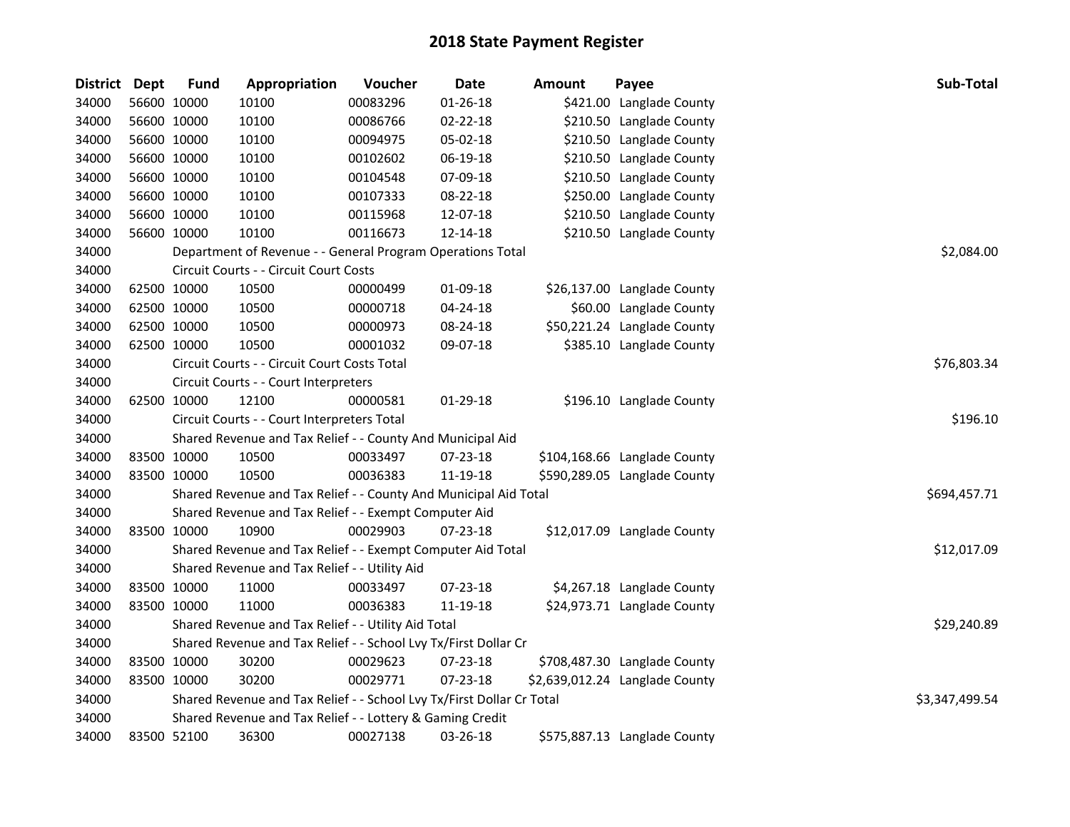# 2018 State Payment Register

| District | Dept | Fund | Appropriation | Voucher | Date | Amount | Payee | Sub-Total |
|---|---|---|---|---|---|---|---|---|
| 34000 | 56600 | 10000 | 10100 | 00083296 | 01-26-18 | $421.00 | Langlade County | |
| 34000 | 56600 | 10000 | 10100 | 00086766 | 02-22-18 | $210.50 | Langlade County | |
| 34000 | 56600 | 10000 | 10100 | 00094975 | 05-02-18 | $210.50 | Langlade County | |
| 34000 | 56600 | 10000 | 10100 | 00102602 | 06-19-18 | $210.50 | Langlade County | |
| 34000 | 56600 | 10000 | 10100 | 00104548 | 07-09-18 | $210.50 | Langlade County | |
| 34000 | 56600 | 10000 | 10100 | 00107333 | 08-22-18 | $250.00 | Langlade County | |
| 34000 | 56600 | 10000 | 10100 | 00115968 | 12-07-18 | $210.50 | Langlade County | |
| 34000 | 56600 | 10000 | 10100 | 00116673 | 12-14-18 | $210.50 | Langlade County | |
| 34000 | | | Department of Revenue - - General Program Operations Total | | | | | $2,084.00 |
| 34000 | | | Circuit Courts - - Circuit Court Costs | | | | | |
| 34000 | 62500 | 10000 | 10500 | 00000499 | 01-09-18 | $26,137.00 | Langlade County | |
| 34000 | 62500 | 10000 | 10500 | 00000718 | 04-24-18 | $60.00 | Langlade County | |
| 34000 | 62500 | 10000 | 10500 | 00000973 | 08-24-18 | $50,221.24 | Langlade County | |
| 34000 | 62500 | 10000 | 10500 | 00001032 | 09-07-18 | $385.10 | Langlade County | |
| 34000 | | | Circuit Courts - - Circuit Court Costs Total | | | | | $76,803.34 |
| 34000 | | | Circuit Courts - - Court Interpreters | | | | | |
| 34000 | 62500 | 10000 | 12100 | 00000581 | 01-29-18 | $196.10 | Langlade County | |
| 34000 | | | Circuit Courts - - Court Interpreters Total | | | | | $196.10 |
| 34000 | | | Shared Revenue and Tax Relief - - County And Municipal Aid | | | | | |
| 34000 | 83500 | 10000 | 10500 | 00033497 | 07-23-18 | $104,168.66 | Langlade County | |
| 34000 | 83500 | 10000 | 10500 | 00036383 | 11-19-18 | $590,289.05 | Langlade County | |
| 34000 | | | Shared Revenue and Tax Relief - - County And Municipal Aid Total | | | | | $694,457.71 |
| 34000 | | | Shared Revenue and Tax Relief - - Exempt Computer Aid | | | | | |
| 34000 | 83500 | 10000 | 10900 | 00029903 | 07-23-18 | $12,017.09 | Langlade County | |
| 34000 | | | Shared Revenue and Tax Relief - - Exempt Computer Aid Total | | | | | $12,017.09 |
| 34000 | | | Shared Revenue and Tax Relief - - Utility Aid | | | | | |
| 34000 | 83500 | 10000 | 11000 | 00033497 | 07-23-18 | $4,267.18 | Langlade County | |
| 34000 | 83500 | 10000 | 11000 | 00036383 | 11-19-18 | $24,973.71 | Langlade County | |
| 34000 | | | Shared Revenue and Tax Relief - - Utility Aid Total | | | | | $29,240.89 |
| 34000 | | | Shared Revenue and Tax Relief - - School Lvy Tx/First Dollar Cr | | | | | |
| 34000 | 83500 | 10000 | 30200 | 00029623 | 07-23-18 | $708,487.30 | Langlade County | |
| 34000 | 83500 | 10000 | 30200 | 00029771 | 07-23-18 | $2,639,012.24 | Langlade County | |
| 34000 | | | Shared Revenue and Tax Relief - - School Lvy Tx/First Dollar Cr Total | | | | | $3,347,499.54 |
| 34000 | | | Shared Revenue and Tax Relief - - Lottery & Gaming Credit | | | | | |
| 34000 | 83500 | 52100 | 36300 | 00027138 | 03-26-18 | $575,887.13 | Langlade County | |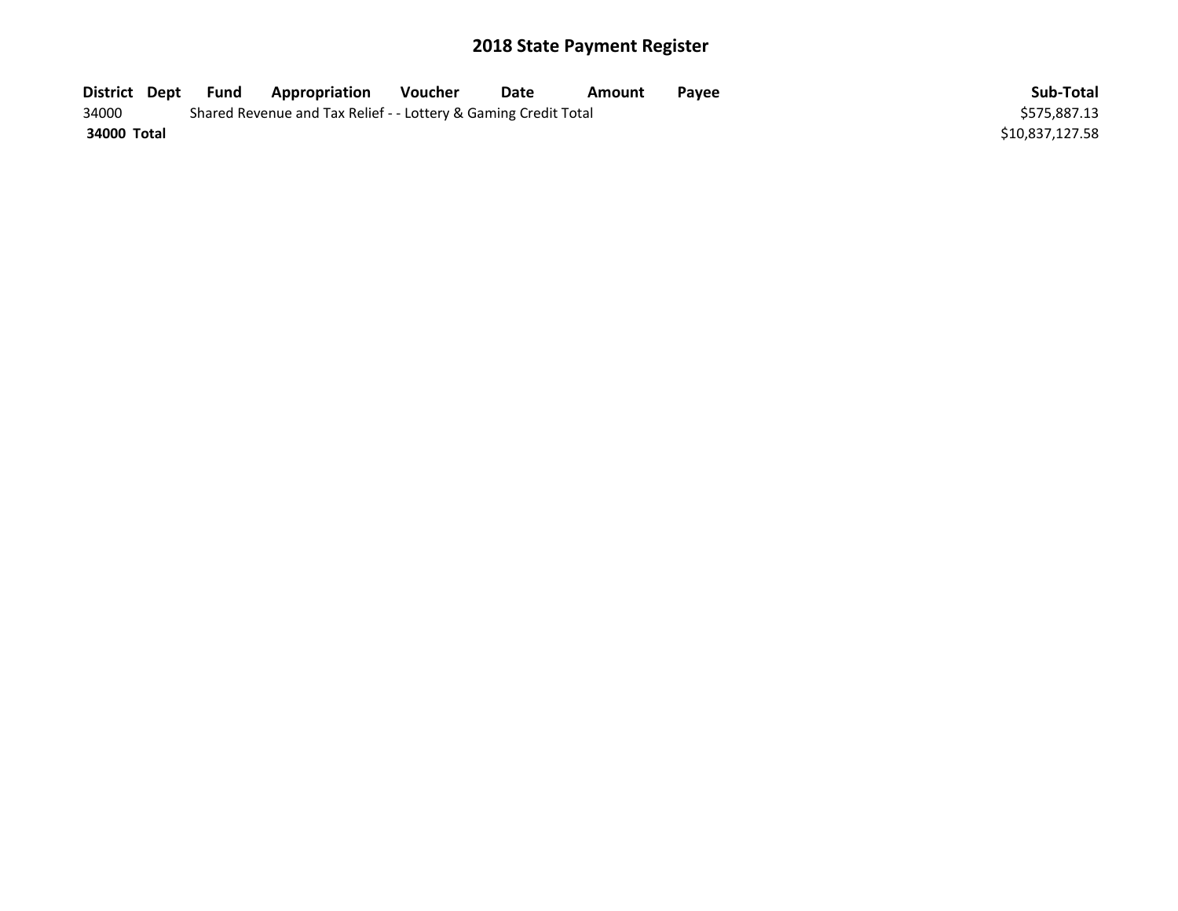# 2018 State Payment Register

| District | Dept | Fund | Appropriation | Voucher | Date | Amount | Payee | Sub-Total |
|---|---|---|---|---|---|---|---|---|
| 34000 | | Shared Revenue and Tax Relief - - Lottery & Gaming Credit Total | | | | | | $575,887.13 |
| **34000 Total** | | | | | | | | $10,837,127.58 |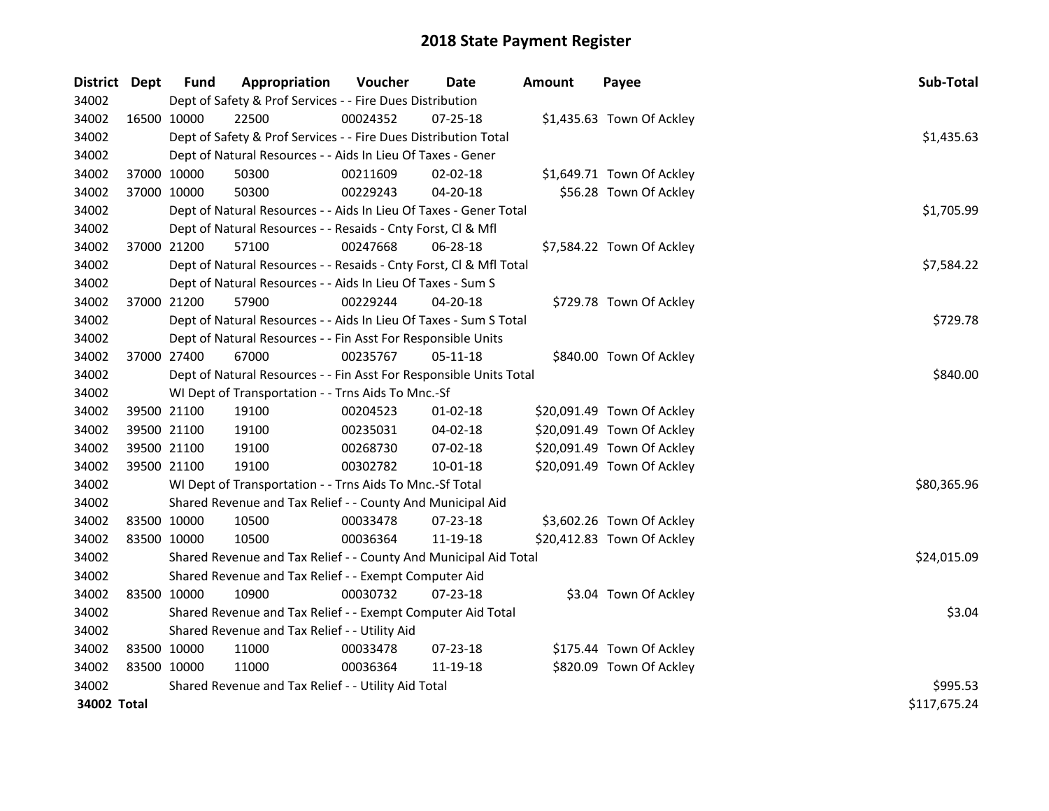# 2018 State Payment Register

| District | Dept | Fund | Appropriation | Voucher | Date | Amount | Payee | Sub-Total |
|---|---|---|---|---|---|---|---|---|
| 34002 | | Dept of Safety & Prof Services - - Fire Dues Distribution | | | | | | |
| 34002 | 16500 | 10000 | 22500 | 00024352 | 07-25-18 | $1,435.63 | Town Of Ackley | |
| 34002 | | Dept of Safety & Prof Services - - Fire Dues Distribution Total | | | | | | $1,435.63 |
| 34002 | | Dept of Natural Resources - - Aids In Lieu Of Taxes - Gener | | | | | | |
| 34002 | 37000 | 10000 | 50300 | 00211609 | 02-02-18 | $1,649.71 | Town Of Ackley | |
| 34002 | 37000 | 10000 | 50300 | 00229243 | 04-20-18 | $56.28 | Town Of Ackley | |
| 34002 | | Dept of Natural Resources - - Aids In Lieu Of Taxes - Gener Total | | | | | | $1,705.99 |
| 34002 | | Dept of Natural Resources - - Resaids - Cnty Forst, Cl & Mfl | | | | | | |
| 34002 | 37000 | 21200 | 57100 | 00247668 | 06-28-18 | $7,584.22 | Town Of Ackley | |
| 34002 | | Dept of Natural Resources - - Resaids - Cnty Forst, Cl & Mfl Total | | | | | | $7,584.22 |
| 34002 | | Dept of Natural Resources - - Aids In Lieu Of Taxes - Sum S | | | | | | |
| 34002 | 37000 | 21200 | 57900 | 00229244 | 04-20-18 | $729.78 | Town Of Ackley | |
| 34002 | | Dept of Natural Resources - - Aids In Lieu Of Taxes - Sum S Total | | | | | | $729.78 |
| 34002 | | Dept of Natural Resources - - Fin Asst For Responsible Units | | | | | | |
| 34002 | 37000 | 27400 | 67000 | 00235767 | 05-11-18 | $840.00 | Town Of Ackley | |
| 34002 | | Dept of Natural Resources - - Fin Asst For Responsible Units Total | | | | | | $840.00 |
| 34002 | | WI Dept of Transportation - - Trns Aids To Mnc.-Sf | | | | | | |
| 34002 | 39500 | 21100 | 19100 | 00204523 | 01-02-18 | $20,091.49 | Town Of Ackley | |
| 34002 | 39500 | 21100 | 19100 | 00235031 | 04-02-18 | $20,091.49 | Town Of Ackley | |
| 34002 | 39500 | 21100 | 19100 | 00268730 | 07-02-18 | $20,091.49 | Town Of Ackley | |
| 34002 | 39500 | 21100 | 19100 | 00302782 | 10-01-18 | $20,091.49 | Town Of Ackley | |
| 34002 | | WI Dept of Transportation - - Trns Aids To Mnc.-Sf Total | | | | | | $80,365.96 |
| 34002 | | Shared Revenue and Tax Relief - - County And Municipal Aid | | | | | | |
| 34002 | 83500 | 10000 | 10500 | 00033478 | 07-23-18 | $3,602.26 | Town Of Ackley | |
| 34002 | 83500 | 10000 | 10500 | 00036364 | 11-19-18 | $20,412.83 | Town Of Ackley | |
| 34002 | | Shared Revenue and Tax Relief - - County And Municipal Aid Total | | | | | | $24,015.09 |
| 34002 | | Shared Revenue and Tax Relief - - Exempt Computer Aid | | | | | | |
| 34002 | 83500 | 10000 | 10900 | 00030732 | 07-23-18 | $3.04 | Town Of Ackley | |
| 34002 | | Shared Revenue and Tax Relief - - Exempt Computer Aid Total | | | | | | $3.04 |
| 34002 | | Shared Revenue and Tax Relief - - Utility Aid | | | | | | |
| 34002 | 83500 | 10000 | 11000 | 00033478 | 07-23-18 | $175.44 | Town Of Ackley | |
| 34002 | 83500 | 10000 | 11000 | 00036364 | 11-19-18 | $820.09 | Town Of Ackley | |
| 34002 | | Shared Revenue and Tax Relief - - Utility Aid Total | | | | | | $995.53 |
| **34002 Total** | | | | | | | | $117,675.24 |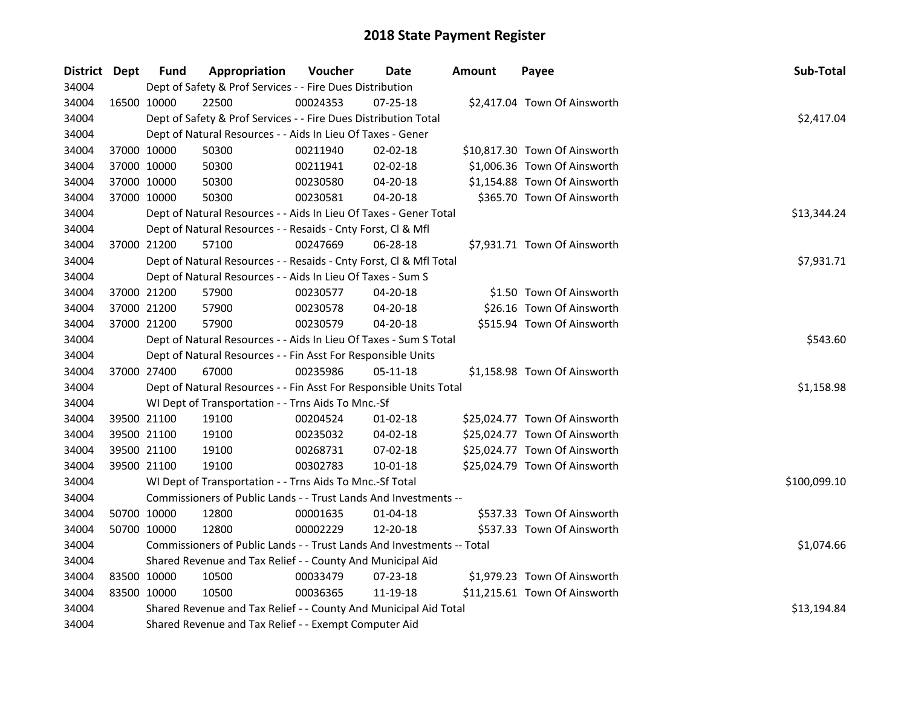# 2018 State Payment Register

| District | Dept | Fund | Appropriation | Voucher | Date | Amount | Payee | Sub-Total |
|---|---|---|---|---|---|---|---|---|
| 34004 | | Dept of Safety & Prof Services - - Fire Dues Distribution | | | | | | |
| 34004 | 16500 | 10000 | 22500 | 00024353 | 07-25-18 | $2,417.04 | Town Of Ainsworth | |
| 34004 | | Dept of Safety & Prof Services - - Fire Dues Distribution Total | | | | | | $2,417.04 |
| 34004 | | Dept of Natural Resources - - Aids In Lieu Of Taxes - Gener | | | | | | |
| 34004 | 37000 | 10000 | 50300 | 00211940 | 02-02-18 | $10,817.30 | Town Of Ainsworth | |
| 34004 | 37000 | 10000 | 50300 | 00211941 | 02-02-18 | $1,006.36 | Town Of Ainsworth | |
| 34004 | 37000 | 10000 | 50300 | 00230580 | 04-20-18 | $1,154.88 | Town Of Ainsworth | |
| 34004 | 37000 | 10000 | 50300 | 00230581 | 04-20-18 | $365.70 | Town Of Ainsworth | |
| 34004 | | Dept of Natural Resources - - Aids In Lieu Of Taxes - Gener Total | | | | | | $13,344.24 |
| 34004 | | Dept of Natural Resources - - Resaids - Cnty Forst, Cl & Mfl | | | | | | |
| 34004 | 37000 | 21200 | 57100 | 00247669 | 06-28-18 | $7,931.71 | Town Of Ainsworth | |
| 34004 | | Dept of Natural Resources - - Resaids - Cnty Forst, Cl & Mfl Total | | | | | | $7,931.71 |
| 34004 | | Dept of Natural Resources - - Aids In Lieu Of Taxes - Sum S | | | | | | |
| 34004 | 37000 | 21200 | 57900 | 00230577 | 04-20-18 | $1.50 | Town Of Ainsworth | |
| 34004 | 37000 | 21200 | 57900 | 00230578 | 04-20-18 | $26.16 | Town Of Ainsworth | |
| 34004 | 37000 | 21200 | 57900 | 00230579 | 04-20-18 | $515.94 | Town Of Ainsworth | |
| 34004 | | Dept of Natural Resources - - Aids In Lieu Of Taxes - Sum S Total | | | | | | $543.60 |
| 34004 | | Dept of Natural Resources - - Fin Asst For Responsible Units | | | | | | |
| 34004 | 37000 | 27400 | 67000 | 00235986 | 05-11-18 | $1,158.98 | Town Of Ainsworth | |
| 34004 | | Dept of Natural Resources - - Fin Asst For Responsible Units Total | | | | | | $1,158.98 |
| 34004 | | WI Dept of Transportation - - Trns Aids To Mnc.-Sf | | | | | | |
| 34004 | 39500 | 21100 | 19100 | 00204524 | 01-02-18 | $25,024.77 | Town Of Ainsworth | |
| 34004 | 39500 | 21100 | 19100 | 00235032 | 04-02-18 | $25,024.77 | Town Of Ainsworth | |
| 34004 | 39500 | 21100 | 19100 | 00268731 | 07-02-18 | $25,024.77 | Town Of Ainsworth | |
| 34004 | 39500 | 21100 | 19100 | 00302783 | 10-01-18 | $25,024.79 | Town Of Ainsworth | |
| 34004 | | WI Dept of Transportation - - Trns Aids To Mnc.-Sf Total | | | | | | $100,099.10 |
| 34004 | | Commissioners of Public Lands - - Trust Lands And Investments -- | | | | | | |
| 34004 | 50700 | 10000 | 12800 | 00001635 | 01-04-18 | $537.33 | Town Of Ainsworth | |
| 34004 | 50700 | 10000 | 12800 | 00002229 | 12-20-18 | $537.33 | Town Of Ainsworth | |
| 34004 | | Commissioners of Public Lands - - Trust Lands And Investments -- Total | | | | | | $1,074.66 |
| 34004 | | Shared Revenue and Tax Relief - - County And Municipal Aid | | | | | | |
| 34004 | 83500 | 10000 | 10500 | 00033479 | 07-23-18 | $1,979.23 | Town Of Ainsworth | |
| 34004 | 83500 | 10000 | 10500 | 00036365 | 11-19-18 | $11,215.61 | Town Of Ainsworth | |
| 34004 | | Shared Revenue and Tax Relief - - County And Municipal Aid Total | | | | | | $13,194.84 |
| 34004 | | Shared Revenue and Tax Relief - - Exempt Computer Aid | | | | | | |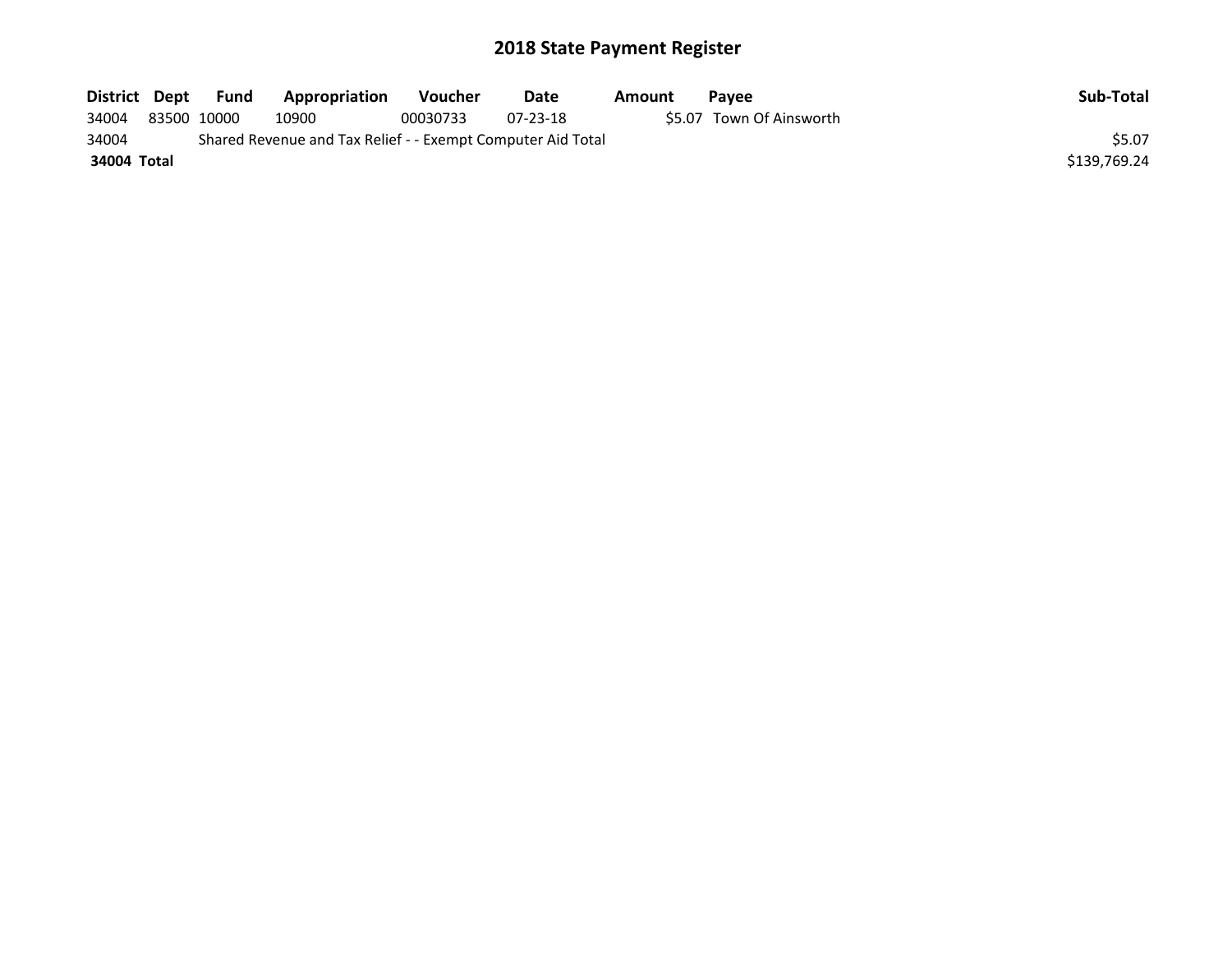# 2018 State Payment Register

| District | Dept | Fund | Appropriation | Voucher | Date | Amount | Payee | Sub-Total |
| --- | --- | --- | --- | --- | --- | --- | --- | --- |
| 34004 | 83500 | 10000 | 10900 | 00030733 | 07-23-18 | $5.07 | Town Of Ainsworth | |
| 34004 | | Shared Revenue and Tax Relief - - Exempt Computer Aid Total | | | | | | $5.07 |
| **34004 Total** | | | | | | | | $139,769.24 |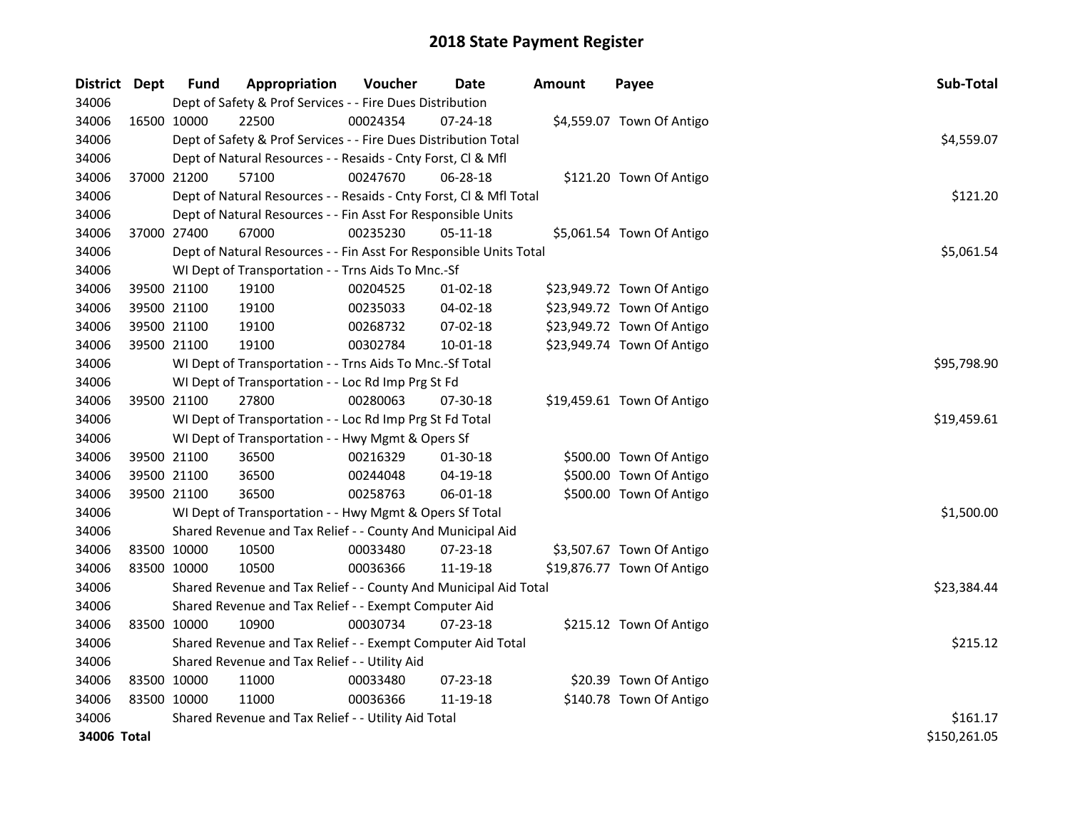# 2018 State Payment Register

| District | Dept | Fund | Appropriation | Voucher | Date | Amount | Payee | Sub-Total |
|---|---|---|---|---|---|---|---|---|
| 34006 | | Dept of Safety & Prof Services - - Fire Dues Distribution | | | | | | |
| 34006 | 16500 | 10000 | 22500 | 00024354 | 07-24-18 | $4,559.07 | Town Of Antigo | |
| 34006 | | Dept of Safety & Prof Services - - Fire Dues Distribution Total | | | | | | $4,559.07 |
| 34006 | | Dept of Natural Resources - - Resaids - Cnty Forst, Cl & Mfl | | | | | | |
| 34006 | 37000 | 21200 | 57100 | 00247670 | 06-28-18 | $121.20 | Town Of Antigo | |
| 34006 | | Dept of Natural Resources - - Resaids - Cnty Forst, Cl & Mfl Total | | | | | | $121.20 |
| 34006 | | Dept of Natural Resources - - Fin Asst For Responsible Units | | | | | | |
| 34006 | 37000 | 27400 | 67000 | 00235230 | 05-11-18 | $5,061.54 | Town Of Antigo | |
| 34006 | | Dept of Natural Resources - - Fin Asst For Responsible Units Total | | | | | | $5,061.54 |
| 34006 | | WI Dept of Transportation - - Trns Aids To Mnc.-Sf | | | | | | |
| 34006 | 39500 | 21100 | 19100 | 00204525 | 01-02-18 | $23,949.72 | Town Of Antigo | |
| 34006 | 39500 | 21100 | 19100 | 00235033 | 04-02-18 | $23,949.72 | Town Of Antigo | |
| 34006 | 39500 | 21100 | 19100 | 00268732 | 07-02-18 | $23,949.72 | Town Of Antigo | |
| 34006 | 39500 | 21100 | 19100 | 00302784 | 10-01-18 | $23,949.74 | Town Of Antigo | |
| 34006 | | WI Dept of Transportation - - Trns Aids To Mnc.-Sf Total | | | | | | $95,798.90 |
| 34006 | | WI Dept of Transportation - - Loc Rd Imp Prg St Fd | | | | | | |
| 34006 | 39500 | 21100 | 27800 | 00280063 | 07-30-18 | $19,459.61 | Town Of Antigo | |
| 34006 | | WI Dept of Transportation - - Loc Rd Imp Prg St Fd Total | | | | | | $19,459.61 |
| 34006 | | WI Dept of Transportation - - Hwy Mgmt & Opers Sf | | | | | | |
| 34006 | 39500 | 21100 | 36500 | 00216329 | 01-30-18 | $500.00 | Town Of Antigo | |
| 34006 | 39500 | 21100 | 36500 | 00244048 | 04-19-18 | $500.00 | Town Of Antigo | |
| 34006 | 39500 | 21100 | 36500 | 00258763 | 06-01-18 | $500.00 | Town Of Antigo | |
| 34006 | | WI Dept of Transportation - - Hwy Mgmt & Opers Sf Total | | | | | | $1,500.00 |
| 34006 | | Shared Revenue and Tax Relief - - County And Municipal Aid | | | | | | |
| 34006 | 83500 | 10000 | 10500 | 00033480 | 07-23-18 | $3,507.67 | Town Of Antigo | |
| 34006 | 83500 | 10000 | 10500 | 00036366 | 11-19-18 | $19,876.77 | Town Of Antigo | |
| 34006 | | Shared Revenue and Tax Relief - - County And Municipal Aid Total | | | | | | $23,384.44 |
| 34006 | | Shared Revenue and Tax Relief - - Exempt Computer Aid | | | | | | |
| 34006 | 83500 | 10000 | 10900 | 00030734 | 07-23-18 | $215.12 | Town Of Antigo | |
| 34006 | | Shared Revenue and Tax Relief - - Exempt Computer Aid Total | | | | | | $215.12 |
| 34006 | | Shared Revenue and Tax Relief - - Utility Aid | | | | | | |
| 34006 | 83500 | 10000 | 11000 | 00033480 | 07-23-18 | $20.39 | Town Of Antigo | |
| 34006 | 83500 | 10000 | 11000 | 00036366 | 11-19-18 | $140.78 | Town Of Antigo | |
| 34006 | | Shared Revenue and Tax Relief - - Utility Aid Total | | | | | | $161.17 |
| **34006 Total** | | | | | | | | $150,261.05 |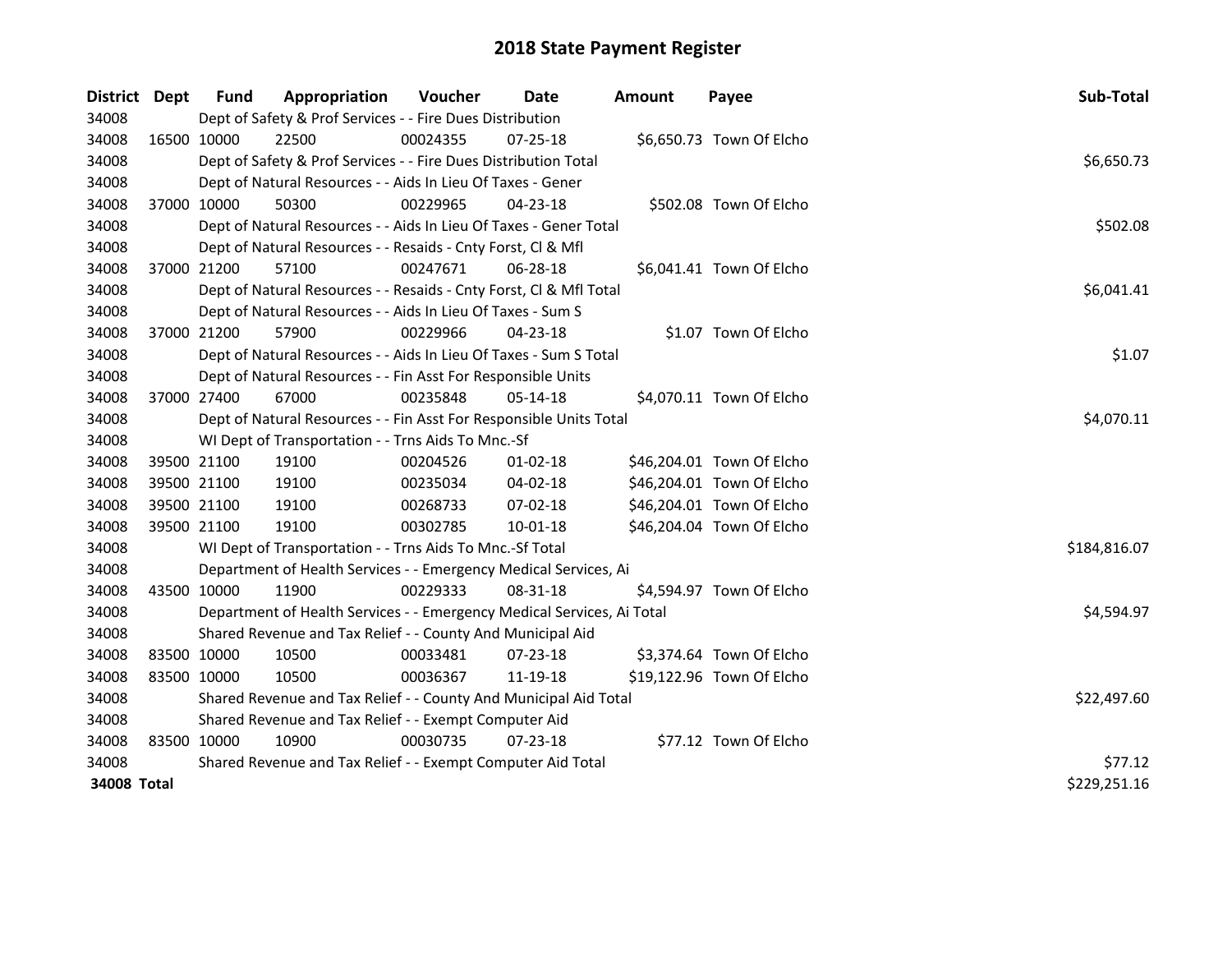# 2018 State Payment Register

| District | Dept | Fund | Appropriation | Voucher | Date | Amount | Payee | Sub-Total |
|---|---|---|---|---|---|---|---|---|
| 34008 | | Dept of Safety & Prof Services - - Fire Dues Distribution | | | | | | |
| 34008 | 16500 | 10000 | 22500 | 00024355 | 07-25-18 | $6,650.73 | Town Of Elcho | |
| 34008 | | Dept of Safety & Prof Services - - Fire Dues Distribution Total | | | | | | $6,650.73 |
| 34008 | | Dept of Natural Resources - - Aids In Lieu Of Taxes - Gener | | | | | | |
| 34008 | 37000 | 10000 | 50300 | 00229965 | 04-23-18 | $502.08 | Town Of Elcho | |
| 34008 | | Dept of Natural Resources - - Aids In Lieu Of Taxes - Gener Total | | | | | | $502.08 |
| 34008 | | Dept of Natural Resources - - Resaids - Cnty Forst, Cl & Mfl | | | | | | |
| 34008 | 37000 | 21200 | 57100 | 00247671 | 06-28-18 | $6,041.41 | Town Of Elcho | |
| 34008 | | Dept of Natural Resources - - Resaids - Cnty Forst, Cl & Mfl Total | | | | | | $6,041.41 |
| 34008 | | Dept of Natural Resources - - Aids In Lieu Of Taxes - Sum S | | | | | | |
| 34008 | 37000 | 21200 | 57900 | 00229966 | 04-23-18 | $1.07 | Town Of Elcho | |
| 34008 | | Dept of Natural Resources - - Aids In Lieu Of Taxes - Sum S Total | | | | | | $1.07 |
| 34008 | | Dept of Natural Resources - - Fin Asst For Responsible Units | | | | | | |
| 34008 | 37000 | 27400 | 67000 | 00235848 | 05-14-18 | $4,070.11 | Town Of Elcho | |
| 34008 | | Dept of Natural Resources - - Fin Asst For Responsible Units Total | | | | | | $4,070.11 |
| 34008 | | WI Dept of Transportation - - Trns Aids To Mnc.-Sf | | | | | | |
| 34008 | 39500 | 21100 | 19100 | 00204526 | 01-02-18 | $46,204.01 | Town Of Elcho | |
| 34008 | 39500 | 21100 | 19100 | 00235034 | 04-02-18 | $46,204.01 | Town Of Elcho | |
| 34008 | 39500 | 21100 | 19100 | 00268733 | 07-02-18 | $46,204.01 | Town Of Elcho | |
| 34008 | 39500 | 21100 | 19100 | 00302785 | 10-01-18 | $46,204.04 | Town Of Elcho | |
| 34008 | | WI Dept of Transportation - - Trns Aids To Mnc.-Sf Total | | | | | | $184,816.07 |
| 34008 | | Department of Health Services - - Emergency Medical Services, Ai | | | | | | |
| 34008 | 43500 | 10000 | 11900 | 00229333 | 08-31-18 | $4,594.97 | Town Of Elcho | |
| 34008 | | Department of Health Services - - Emergency Medical Services, Ai Total | | | | | | $4,594.97 |
| 34008 | | Shared Revenue and Tax Relief - - County And Municipal Aid | | | | | | |
| 34008 | 83500 | 10000 | 10500 | 00033481 | 07-23-18 | $3,374.64 | Town Of Elcho | |
| 34008 | 83500 | 10000 | 10500 | 00036367 | 11-19-18 | $19,122.96 | Town Of Elcho | |
| 34008 | | Shared Revenue and Tax Relief - - County And Municipal Aid Total | | | | | | $22,497.60 |
| 34008 | | Shared Revenue and Tax Relief - - Exempt Computer Aid | | | | | | |
| 34008 | 83500 | 10000 | 10900 | 00030735 | 07-23-18 | $77.12 | Town Of Elcho | |
| 34008 | | Shared Revenue and Tax Relief - - Exempt Computer Aid Total | | | | | | $77.12 |
| **34008 Total** | | | | | | | | $229,251.16 |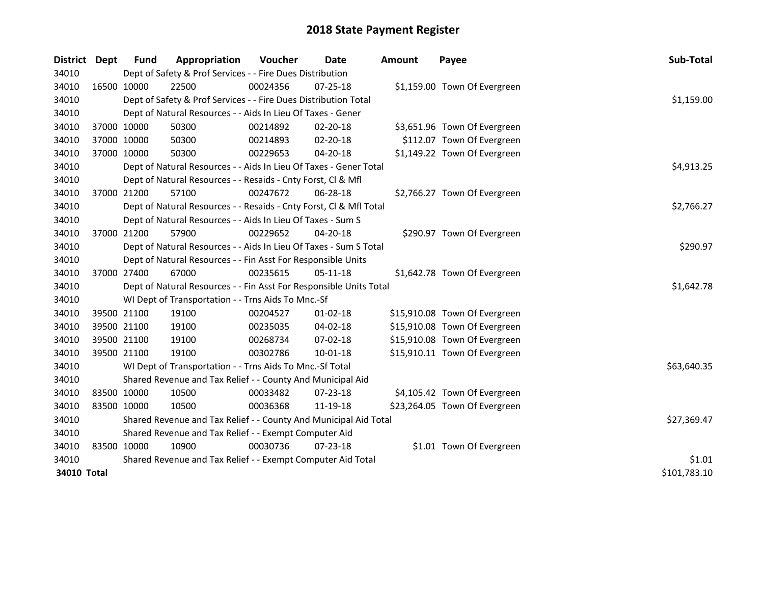# 2018 State Payment Register

| District | Dept | Fund | Appropriation | Voucher | Date | Amount | Payee | Sub-Total |
|---|---|---|---|---|---|---|---|---|
| 34010 | | Dept of Safety & Prof Services - - Fire Dues Distribution | | | | | | |
| 34010 | 16500 | 10000 | 22500 | 00024356 | 07-25-18 | $1,159.00 | Town Of Evergreen | |
| 34010 | | Dept of Safety & Prof Services - - Fire Dues Distribution Total | | | | | | $1,159.00 |
| 34010 | | Dept of Natural Resources - - Aids In Lieu Of Taxes - Gener | | | | | | |
| 34010 | 37000 | 10000 | 50300 | 00214892 | 02-20-18 | $3,651.96 | Town Of Evergreen | |
| 34010 | 37000 | 10000 | 50300 | 00214893 | 02-20-18 | $112.07 | Town Of Evergreen | |
| 34010 | 37000 | 10000 | 50300 | 00229653 | 04-20-18 | $1,149.22 | Town Of Evergreen | |
| 34010 | | Dept of Natural Resources - - Aids In Lieu Of Taxes - Gener Total | | | | | | $4,913.25 |
| 34010 | | Dept of Natural Resources - - Resaids - Cnty Forst, Cl & Mfl | | | | | | |
| 34010 | 37000 | 21200 | 57100 | 00247672 | 06-28-18 | $2,766.27 | Town Of Evergreen | |
| 34010 | | Dept of Natural Resources - - Resaids - Cnty Forst, Cl & Mfl Total | | | | | | $2,766.27 |
| 34010 | | Dept of Natural Resources - - Aids In Lieu Of Taxes - Sum S | | | | | | |
| 34010 | 37000 | 21200 | 57900 | 00229652 | 04-20-18 | $290.97 | Town Of Evergreen | |
| 34010 | | Dept of Natural Resources - - Aids In Lieu Of Taxes - Sum S Total | | | | | | $290.97 |
| 34010 | | Dept of Natural Resources - - Fin Asst For Responsible Units | | | | | | |
| 34010 | 37000 | 27400 | 67000 | 00235615 | 05-11-18 | $1,642.78 | Town Of Evergreen | |
| 34010 | | Dept of Natural Resources - - Fin Asst For Responsible Units Total | | | | | | $1,642.78 |
| 34010 | | WI Dept of Transportation - - Trns Aids To Mnc.-Sf | | | | | | |
| 34010 | 39500 | 21100 | 19100 | 00204527 | 01-02-18 | $15,910.08 | Town Of Evergreen | |
| 34010 | 39500 | 21100 | 19100 | 00235035 | 04-02-18 | $15,910.08 | Town Of Evergreen | |
| 34010 | 39500 | 21100 | 19100 | 00268734 | 07-02-18 | $15,910.08 | Town Of Evergreen | |
| 34010 | 39500 | 21100 | 19100 | 00302786 | 10-01-18 | $15,910.11 | Town Of Evergreen | |
| 34010 | | WI Dept of Transportation - - Trns Aids To Mnc.-Sf Total | | | | | | $63,640.35 |
| 34010 | | Shared Revenue and Tax Relief - - County And Municipal Aid | | | | | | |
| 34010 | 83500 | 10000 | 10500 | 00033482 | 07-23-18 | $4,105.42 | Town Of Evergreen | |
| 34010 | 83500 | 10000 | 10500 | 00036368 | 11-19-18 | $23,264.05 | Town Of Evergreen | |
| 34010 | | Shared Revenue and Tax Relief - - County And Municipal Aid Total | | | | | | $27,369.47 |
| 34010 | | Shared Revenue and Tax Relief - - Exempt Computer Aid | | | | | | |
| 34010 | 83500 | 10000 | 10900 | 00030736 | 07-23-18 | $1.01 | Town Of Evergreen | |
| 34010 | | Shared Revenue and Tax Relief - - Exempt Computer Aid Total | | | | | | $1.01 |
| **34010 Total** | | | | | | | | $101,783.10 |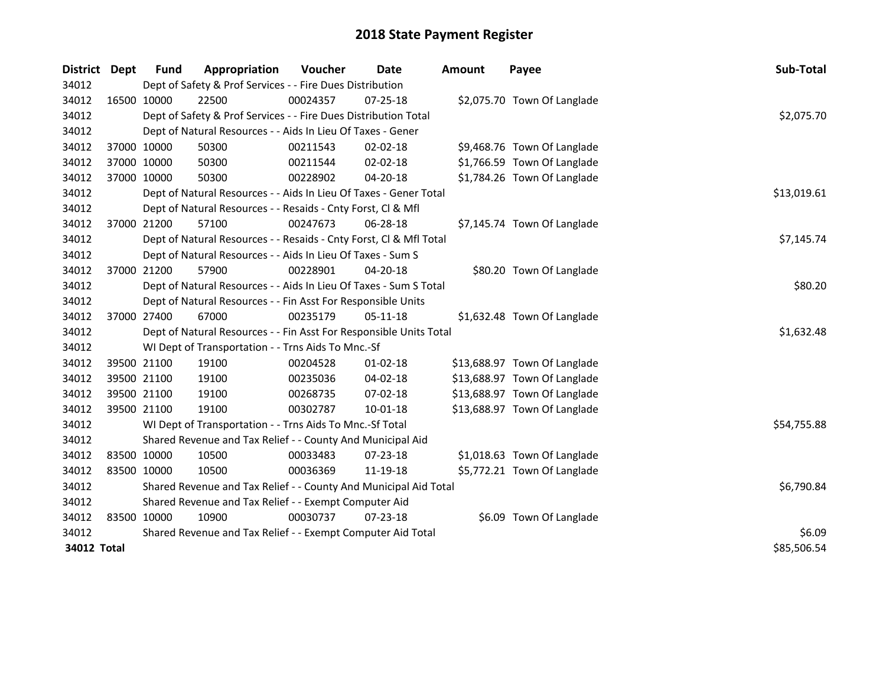# 2018 State Payment Register

| District | Dept | Fund | Appropriation | Voucher | Date | Amount | Payee | Sub-Total |
|---|---|---|---|---|---|---|---|---|
| 34012 | | Dept of Safety & Prof Services - - Fire Dues Distribution | | | | | | |
| 34012 | 16500 | 10000 | 22500 | 00024357 | 07-25-18 | $2,075.70 | Town Of Langlade | |
| 34012 | | Dept of Safety & Prof Services - - Fire Dues Distribution Total | | | | | | $2,075.70 |
| 34012 | | Dept of Natural Resources - - Aids In Lieu Of Taxes - Gener | | | | | | |
| 34012 | 37000 | 10000 | 50300 | 00211543 | 02-02-18 | $9,468.76 | Town Of Langlade | |
| 34012 | 37000 | 10000 | 50300 | 00211544 | 02-02-18 | $1,766.59 | Town Of Langlade | |
| 34012 | 37000 | 10000 | 50300 | 00228902 | 04-20-18 | $1,784.26 | Town Of Langlade | |
| 34012 | | Dept of Natural Resources - - Aids In Lieu Of Taxes - Gener Total | | | | | | $13,019.61 |
| 34012 | | Dept of Natural Resources - - Resaids - Cnty Forst, Cl & Mfl | | | | | | |
| 34012 | 37000 | 21200 | 57100 | 00247673 | 06-28-18 | $7,145.74 | Town Of Langlade | |
| 34012 | | Dept of Natural Resources - - Resaids - Cnty Forst, Cl & Mfl Total | | | | | | $7,145.74 |
| 34012 | | Dept of Natural Resources - - Aids In Lieu Of Taxes - Sum S | | | | | | |
| 34012 | 37000 | 21200 | 57900 | 00228901 | 04-20-18 | $80.20 | Town Of Langlade | |
| 34012 | | Dept of Natural Resources - - Aids In Lieu Of Taxes - Sum S Total | | | | | | $80.20 |
| 34012 | | Dept of Natural Resources - - Fin Asst For Responsible Units | | | | | | |
| 34012 | 37000 | 27400 | 67000 | 00235179 | 05-11-18 | $1,632.48 | Town Of Langlade | |
| 34012 | | Dept of Natural Resources - - Fin Asst For Responsible Units Total | | | | | | $1,632.48 |
| 34012 | | WI Dept of Transportation - - Trns Aids To Mnc.-Sf | | | | | | |
| 34012 | 39500 | 21100 | 19100 | 00204528 | 01-02-18 | $13,688.97 | Town Of Langlade | |
| 34012 | 39500 | 21100 | 19100 | 00235036 | 04-02-18 | $13,688.97 | Town Of Langlade | |
| 34012 | 39500 | 21100 | 19100 | 00268735 | 07-02-18 | $13,688.97 | Town Of Langlade | |
| 34012 | 39500 | 21100 | 19100 | 00302787 | 10-01-18 | $13,688.97 | Town Of Langlade | |
| 34012 | | WI Dept of Transportation - - Trns Aids To Mnc.-Sf Total | | | | | | $54,755.88 |
| 34012 | | Shared Revenue and Tax Relief - - County And Municipal Aid | | | | | | |
| 34012 | 83500 | 10000 | 10500 | 00033483 | 07-23-18 | $1,018.63 | Town Of Langlade | |
| 34012 | 83500 | 10000 | 10500 | 00036369 | 11-19-18 | $5,772.21 | Town Of Langlade | |
| 34012 | | Shared Revenue and Tax Relief - - County And Municipal Aid Total | | | | | | $6,790.84 |
| 34012 | | Shared Revenue and Tax Relief - - Exempt Computer Aid | | | | | | |
| 34012 | 83500 | 10000 | 10900 | 00030737 | 07-23-18 | $6.09 | Town Of Langlade | |
| 34012 | | Shared Revenue and Tax Relief - - Exempt Computer Aid Total | | | | | | $6.09 |
| **34012 Total** | | | | | | | | $85,506.54 |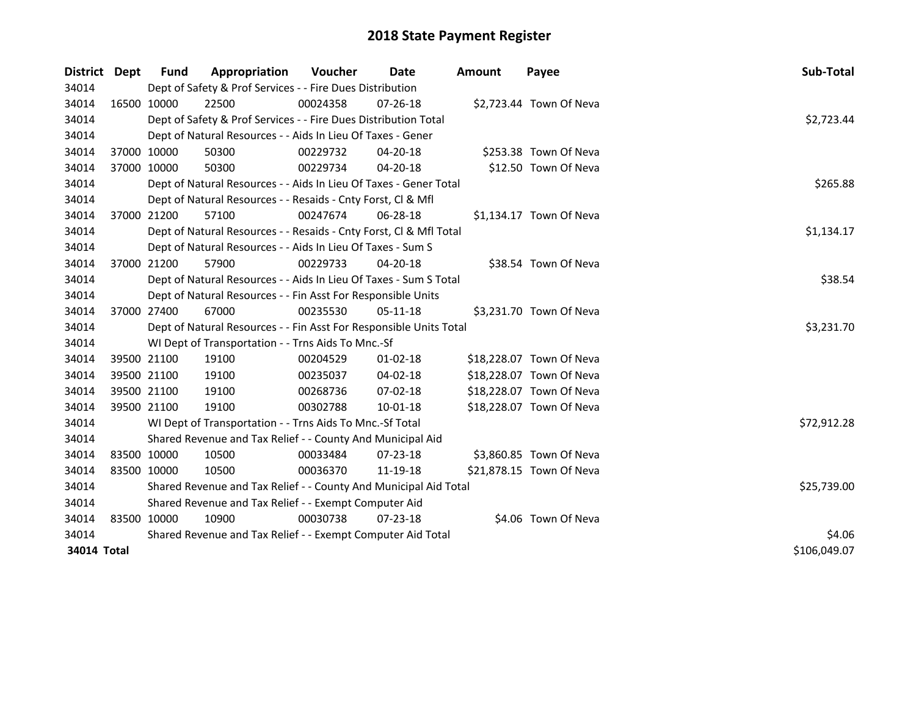# 2018 State Payment Register

| District | Dept | Fund | Appropriation | Voucher | Date | Amount | Payee | Sub-Total |
|---|---|---|---|---|---|---|---|---|
| 34014 | Dept of Safety & Prof Services - - Fire Dues Distribution | | | | | | | |
| 34014 | 16500 | 10000 | 22500 | 00024358 | 07-26-18 | $2,723.44 | Town Of Neva | |
| 34014 | Dept of Safety & Prof Services - - Fire Dues Distribution Total | | | | | | | $2,723.44 |
| 34014 | Dept of Natural Resources - - Aids In Lieu Of Taxes - Gener | | | | | | | |
| 34014 | 37000 | 10000 | 50300 | 00229732 | 04-20-18 | $253.38 | Town Of Neva | |
| 34014 | 37000 | 10000 | 50300 | 00229734 | 04-20-18 | $12.50 | Town Of Neva | |
| 34014 | Dept of Natural Resources - - Aids In Lieu Of Taxes - Gener Total | | | | | | | $265.88 |
| 34014 | Dept of Natural Resources - - Resaids - Cnty Forst, Cl & Mfl | | | | | | | |
| 34014 | 37000 | 21200 | 57100 | 00247674 | 06-28-18 | $1,134.17 | Town Of Neva | |
| 34014 | Dept of Natural Resources - - Resaids - Cnty Forst, Cl & Mfl Total | | | | | | | $1,134.17 |
| 34014 | Dept of Natural Resources - - Aids In Lieu Of Taxes - Sum S | | | | | | | |
| 34014 | 37000 | 21200 | 57900 | 00229733 | 04-20-18 | $38.54 | Town Of Neva | |
| 34014 | Dept of Natural Resources - - Aids In Lieu Of Taxes - Sum S Total | | | | | | | $38.54 |
| 34014 | Dept of Natural Resources - - Fin Asst For Responsible Units | | | | | | | |
| 34014 | 37000 | 27400 | 67000 | 00235530 | 05-11-18 | $3,231.70 | Town Of Neva | |
| 34014 | Dept of Natural Resources - - Fin Asst For Responsible Units Total | | | | | | | $3,231.70 |
| 34014 | WI Dept of Transportation - - Trns Aids To Mnc.-Sf | | | | | | | |
| 34014 | 39500 | 21100 | 19100 | 00204529 | 01-02-18 | $18,228.07 | Town Of Neva | |
| 34014 | 39500 | 21100 | 19100 | 00235037 | 04-02-18 | $18,228.07 | Town Of Neva | |
| 34014 | 39500 | 21100 | 19100 | 00268736 | 07-02-18 | $18,228.07 | Town Of Neva | |
| 34014 | 39500 | 21100 | 19100 | 00302788 | 10-01-18 | $18,228.07 | Town Of Neva | |
| 34014 | WI Dept of Transportation - - Trns Aids To Mnc.-Sf Total | | | | | | | $72,912.28 |
| 34014 | Shared Revenue and Tax Relief - - County And Municipal Aid | | | | | | | |
| 34014 | 83500 | 10000 | 10500 | 00033484 | 07-23-18 | $3,860.85 | Town Of Neva | |
| 34014 | 83500 | 10000 | 10500 | 00036370 | 11-19-18 | $21,878.15 | Town Of Neva | |
| 34014 | Shared Revenue and Tax Relief - - County And Municipal Aid Total | | | | | | | $25,739.00 |
| 34014 | Shared Revenue and Tax Relief - - Exempt Computer Aid | | | | | | | |
| 34014 | 83500 | 10000 | 10900 | 00030738 | 07-23-18 | $4.06 | Town Of Neva | |
| 34014 | Shared Revenue and Tax Relief - - Exempt Computer Aid Total | | | | | | | $4.06 |
| **34014 Total** | | | | | | | | $106,049.07 |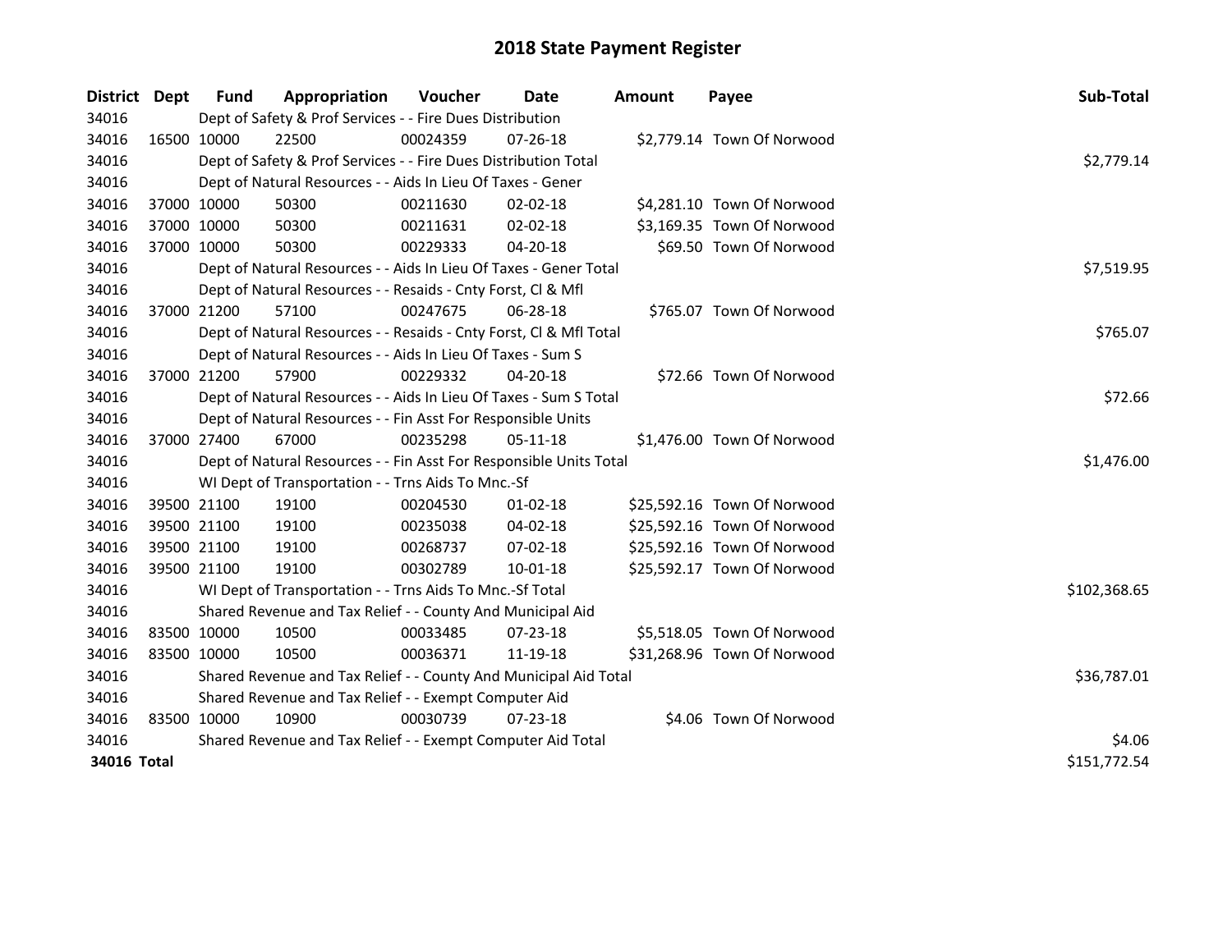# 2018 State Payment Register

| District | Dept | Fund | Appropriation | Voucher | Date | Amount | Payee | Sub-Total |
|---|---|---|---|---|---|---|---|---|
| 34016 | | Dept of Safety & Prof Services - - Fire Dues Distribution | | | | | | |
| 34016 | 16500 | 10000 | 22500 | 00024359 | 07-26-18 | $2,779.14 | Town Of Norwood | |
| 34016 | | Dept of Safety & Prof Services - - Fire Dues Distribution Total | | | | | | $2,779.14 |
| 34016 | | Dept of Natural Resources - - Aids In Lieu Of Taxes - Gener | | | | | | |
| 34016 | 37000 | 10000 | 50300 | 00211630 | 02-02-18 | $4,281.10 | Town Of Norwood | |
| 34016 | 37000 | 10000 | 50300 | 00211631 | 02-02-18 | $3,169.35 | Town Of Norwood | |
| 34016 | 37000 | 10000 | 50300 | 00229333 | 04-20-18 | $69.50 | Town Of Norwood | |
| 34016 | | Dept of Natural Resources - - Aids In Lieu Of Taxes - Gener Total | | | | | | $7,519.95 |
| 34016 | | Dept of Natural Resources - - Resaids - Cnty Forst, Cl & Mfl | | | | | | |
| 34016 | 37000 | 21200 | 57100 | 00247675 | 06-28-18 | $765.07 | Town Of Norwood | |
| 34016 | | Dept of Natural Resources - - Resaids - Cnty Forst, Cl & Mfl Total | | | | | | $765.07 |
| 34016 | | Dept of Natural Resources - - Aids In Lieu Of Taxes - Sum S | | | | | | |
| 34016 | 37000 | 21200 | 57900 | 00229332 | 04-20-18 | $72.66 | Town Of Norwood | |
| 34016 | | Dept of Natural Resources - - Aids In Lieu Of Taxes - Sum S Total | | | | | | $72.66 |
| 34016 | | Dept of Natural Resources - - Fin Asst For Responsible Units | | | | | | |
| 34016 | 37000 | 27400 | 67000 | 00235298 | 05-11-18 | $1,476.00 | Town Of Norwood | |
| 34016 | | Dept of Natural Resources - - Fin Asst For Responsible Units Total | | | | | | $1,476.00 |
| 34016 | | WI Dept of Transportation - - Trns Aids To Mnc.-Sf | | | | | | |
| 34016 | 39500 | 21100 | 19100 | 00204530 | 01-02-18 | $25,592.16 | Town Of Norwood | |
| 34016 | 39500 | 21100 | 19100 | 00235038 | 04-02-18 | $25,592.16 | Town Of Norwood | |
| 34016 | 39500 | 21100 | 19100 | 00268737 | 07-02-18 | $25,592.16 | Town Of Norwood | |
| 34016 | 39500 | 21100 | 19100 | 00302789 | 10-01-18 | $25,592.17 | Town Of Norwood | |
| 34016 | | WI Dept of Transportation - - Trns Aids To Mnc.-Sf Total | | | | | | $102,368.65 |
| 34016 | | Shared Revenue and Tax Relief - - County And Municipal Aid | | | | | | |
| 34016 | 83500 | 10000 | 10500 | 00033485 | 07-23-18 | $5,518.05 | Town Of Norwood | |
| 34016 | 83500 | 10000 | 10500 | 00036371 | 11-19-18 | $31,268.96 | Town Of Norwood | |
| 34016 | | Shared Revenue and Tax Relief - - County And Municipal Aid Total | | | | | | $36,787.01 |
| 34016 | | Shared Revenue and Tax Relief - - Exempt Computer Aid | | | | | | |
| 34016 | 83500 | 10000 | 10900 | 00030739 | 07-23-18 | $4.06 | Town Of Norwood | |
| 34016 | | Shared Revenue and Tax Relief - - Exempt Computer Aid Total | | | | | | $4.06 |
| **34016 Total** | | | | | | | | $151,772.54 |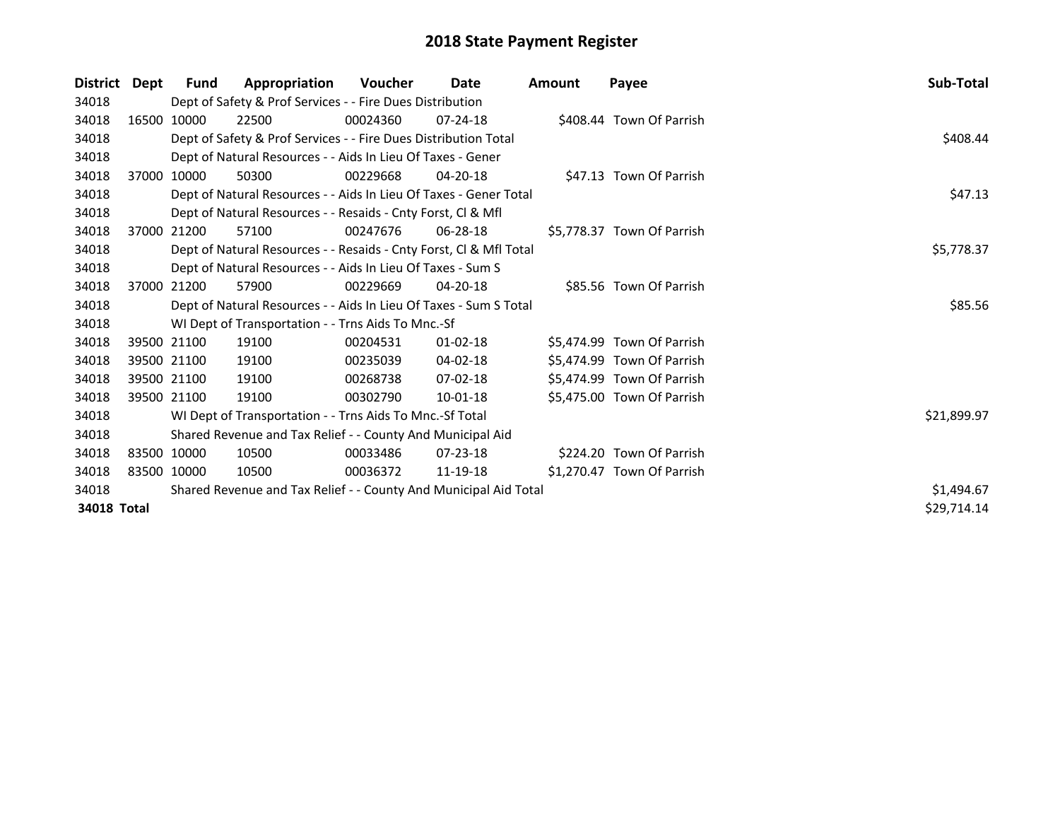# 2018 State Payment Register

| District | Dept | Fund | Appropriation | Voucher | Date | Amount | Payee | Sub-Total |
|---|---|---|---|---|---|---|---|---|
| 34018 | | Dept of Safety & Prof Services - - Fire Dues Distribution | | | | | | |
| 34018 | 16500 | 10000 | 22500 | 00024360 | 07-24-18 | $408.44 | Town Of Parrish | |
| 34018 | | Dept of Safety & Prof Services - - Fire Dues Distribution Total | | | | | | $408.44 |
| 34018 | | Dept of Natural Resources - - Aids In Lieu Of Taxes - Gener | | | | | | |
| 34018 | 37000 | 10000 | 50300 | 00229668 | 04-20-18 | $47.13 | Town Of Parrish | |
| 34018 | | Dept of Natural Resources - - Aids In Lieu Of Taxes - Gener Total | | | | | | $47.13 |
| 34018 | | Dept of Natural Resources - - Resaids - Cnty Forst, Cl & Mfl | | | | | | |
| 34018 | 37000 | 21200 | 57100 | 00247676 | 06-28-18 | $5,778.37 | Town Of Parrish | |
| 34018 | | Dept of Natural Resources - - Resaids - Cnty Forst, Cl & Mfl Total | | | | | | $5,778.37 |
| 34018 | | Dept of Natural Resources - - Aids In Lieu Of Taxes - Sum S | | | | | | |
| 34018 | 37000 | 21200 | 57900 | 00229669 | 04-20-18 | $85.56 | Town Of Parrish | |
| 34018 | | Dept of Natural Resources - - Aids In Lieu Of Taxes - Sum S Total | | | | | | $85.56 |
| 34018 | | WI Dept of Transportation - - Trns Aids To Mnc.-Sf | | | | | | |
| 34018 | 39500 | 21100 | 19100 | 00204531 | 01-02-18 | $5,474.99 | Town Of Parrish | |
| 34018 | 39500 | 21100 | 19100 | 00235039 | 04-02-18 | $5,474.99 | Town Of Parrish | |
| 34018 | 39500 | 21100 | 19100 | 00268738 | 07-02-18 | $5,474.99 | Town Of Parrish | |
| 34018 | 39500 | 21100 | 19100 | 00302790 | 10-01-18 | $5,475.00 | Town Of Parrish | |
| 34018 | | WI Dept of Transportation - - Trns Aids To Mnc.-Sf Total | | | | | | $21,899.97 |
| 34018 | | Shared Revenue and Tax Relief - - County And Municipal Aid | | | | | | |
| 34018 | 83500 | 10000 | 10500 | 00033486 | 07-23-18 | $224.20 | Town Of Parrish | |
| 34018 | 83500 | 10000 | 10500 | 00036372 | 11-19-18 | $1,270.47 | Town Of Parrish | |
| 34018 | | Shared Revenue and Tax Relief - - County And Municipal Aid Total | | | | | | $1,494.67 |
| **34018 Total** | | | | | | | | $29,714.14 |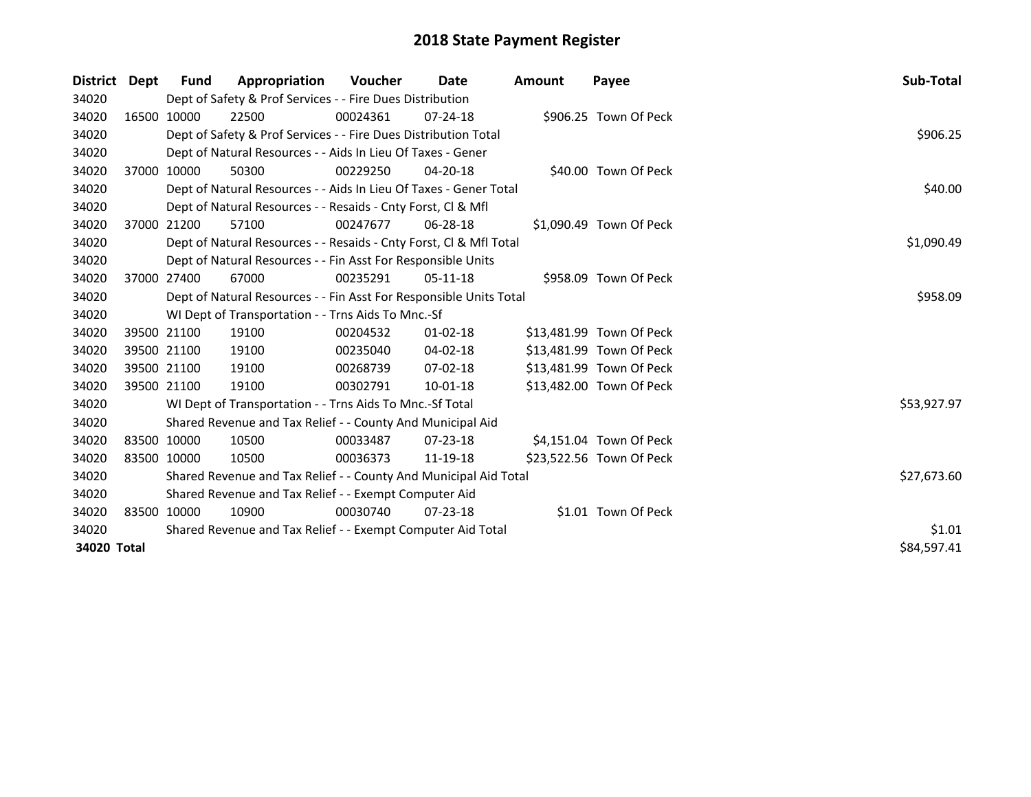# 2018 State Payment Register

| District | Dept | Fund | Appropriation | Voucher | Date | Amount | Payee | Sub-Total |
|---|---|---|---|---|---|---|---|---|
| 34020 | | Dept of Safety & Prof Services - - Fire Dues Distribution | | | | | | |
| 34020 | 16500 | 10000 | 22500 | 00024361 | 07-24-18 | $906.25 | Town Of Peck | |
| 34020 | | Dept of Safety & Prof Services - - Fire Dues Distribution Total | | | | | | $906.25 |
| 34020 | | Dept of Natural Resources - - Aids In Lieu Of Taxes - Gener | | | | | | |
| 34020 | 37000 | 10000 | 50300 | 00229250 | 04-20-18 | $40.00 | Town Of Peck | |
| 34020 | | Dept of Natural Resources - - Aids In Lieu Of Taxes - Gener Total | | | | | | $40.00 |
| 34020 | | Dept of Natural Resources - - Resaids - Cnty Forst, Cl & Mfl | | | | | | |
| 34020 | 37000 | 21200 | 57100 | 00247677 | 06-28-18 | $1,090.49 | Town Of Peck | |
| 34020 | | Dept of Natural Resources - - Resaids - Cnty Forst, Cl & Mfl Total | | | | | | $1,090.49 |
| 34020 | | Dept of Natural Resources - - Fin Asst For Responsible Units | | | | | | |
| 34020 | 37000 | 27400 | 67000 | 00235291 | 05-11-18 | $958.09 | Town Of Peck | |
| 34020 | | Dept of Natural Resources - - Fin Asst For Responsible Units Total | | | | | | $958.09 |
| 34020 | | WI Dept of Transportation - - Trns Aids To Mnc.-Sf | | | | | | |
| 34020 | 39500 | 21100 | 19100 | 00204532 | 01-02-18 | $13,481.99 | Town Of Peck | |
| 34020 | 39500 | 21100 | 19100 | 00235040 | 04-02-18 | $13,481.99 | Town Of Peck | |
| 34020 | 39500 | 21100 | 19100 | 00268739 | 07-02-18 | $13,481.99 | Town Of Peck | |
| 34020 | 39500 | 21100 | 19100 | 00302791 | 10-01-18 | $13,482.00 | Town Of Peck | |
| 34020 | | WI Dept of Transportation - - Trns Aids To Mnc.-Sf Total | | | | | | $53,927.97 |
| 34020 | | Shared Revenue and Tax Relief - - County And Municipal Aid | | | | | | |
| 34020 | 83500 | 10000 | 10500 | 00033487 | 07-23-18 | $4,151.04 | Town Of Peck | |
| 34020 | 83500 | 10000 | 10500 | 00036373 | 11-19-18 | $23,522.56 | Town Of Peck | |
| 34020 | | Shared Revenue and Tax Relief - - County And Municipal Aid Total | | | | | | $27,673.60 |
| 34020 | | Shared Revenue and Tax Relief - - Exempt Computer Aid | | | | | | |
| 34020 | 83500 | 10000 | 10900 | 00030740 | 07-23-18 | $1.01 | Town Of Peck | |
| 34020 | | Shared Revenue and Tax Relief - - Exempt Computer Aid Total | | | | | | $1.01 |
| **34020 Total** | | | | | | | | $84,597.41 |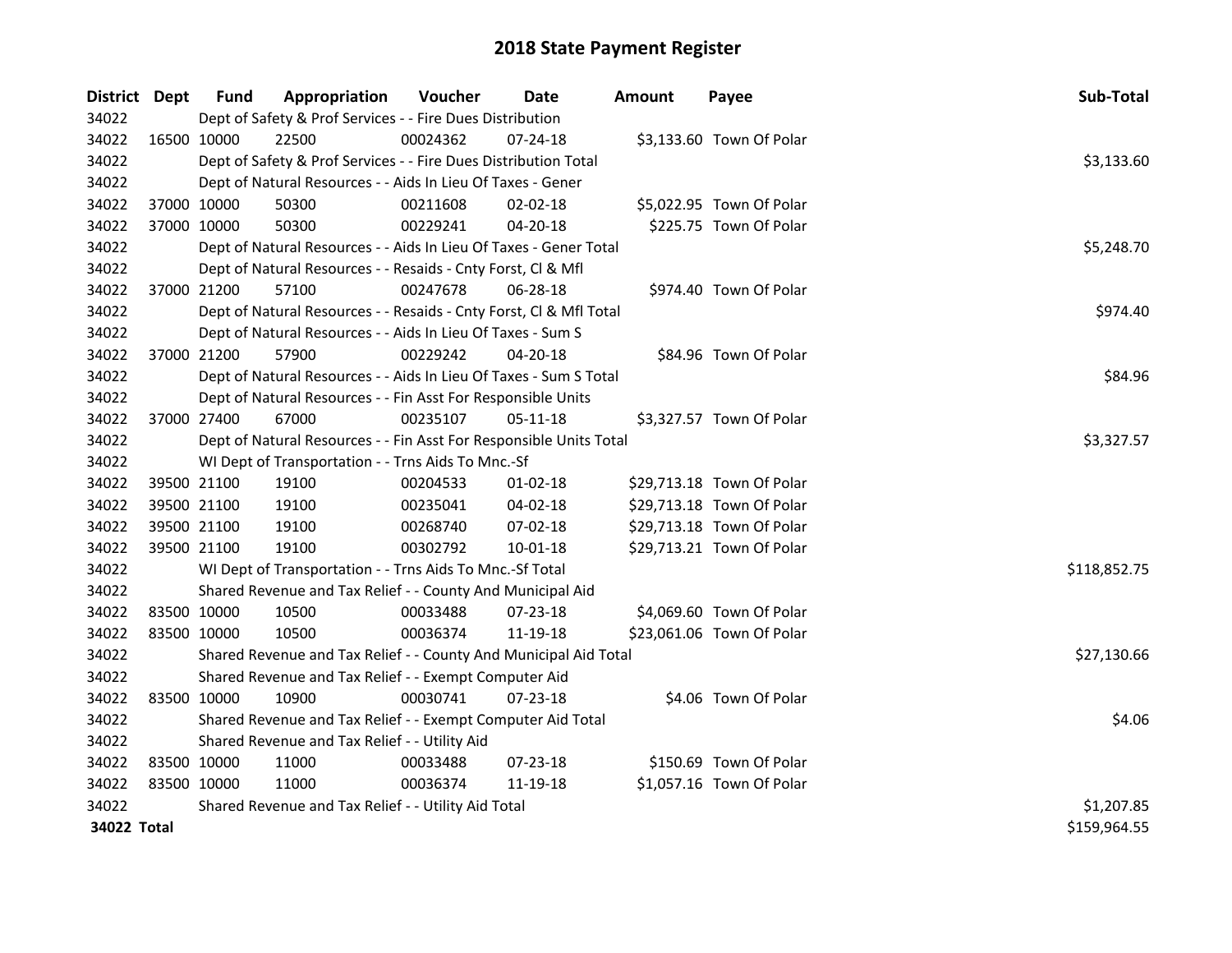# 2018 State Payment Register

| District | Dept | Fund | Appropriation | Voucher | Date | Amount | Payee | Sub-Total |
|---|---|---|---|---|---|---|---|---|
| 34022 | | Dept of Safety & Prof Services - - Fire Dues Distribution | | | | | | |
| 34022 | 16500 | 10000 | 22500 | 00024362 | 07-24-18 | $3,133.60 | Town Of Polar | |
| 34022 | | Dept of Safety & Prof Services - - Fire Dues Distribution Total | | | | | | $3,133.60 |
| 34022 | | Dept of Natural Resources - - Aids In Lieu Of Taxes - Gener | | | | | | |
| 34022 | 37000 | 10000 | 50300 | 00211608 | 02-02-18 | $5,022.95 | Town Of Polar | |
| 34022 | 37000 | 10000 | 50300 | 00229241 | 04-20-18 | $225.75 | Town Of Polar | |
| 34022 | | Dept of Natural Resources - - Aids In Lieu Of Taxes - Gener Total | | | | | | $5,248.70 |
| 34022 | | Dept of Natural Resources - - Resaids - Cnty Forst, Cl & Mfl | | | | | | |
| 34022 | 37000 | 21200 | 57100 | 00247678 | 06-28-18 | $974.40 | Town Of Polar | |
| 34022 | | Dept of Natural Resources - - Resaids - Cnty Forst, Cl & Mfl Total | | | | | | $974.40 |
| 34022 | | Dept of Natural Resources - - Aids In Lieu Of Taxes - Sum S | | | | | | |
| 34022 | 37000 | 21200 | 57900 | 00229242 | 04-20-18 | $84.96 | Town Of Polar | |
| 34022 | | Dept of Natural Resources - - Aids In Lieu Of Taxes - Sum S Total | | | | | | $84.96 |
| 34022 | | Dept of Natural Resources - - Fin Asst For Responsible Units | | | | | | |
| 34022 | 37000 | 27400 | 67000 | 00235107 | 05-11-18 | $3,327.57 | Town Of Polar | |
| 34022 | | Dept of Natural Resources - - Fin Asst For Responsible Units Total | | | | | | $3,327.57 |
| 34022 | | WI Dept of Transportation - - Trns Aids To Mnc.-Sf | | | | | | |
| 34022 | 39500 | 21100 | 19100 | 00204533 | 01-02-18 | $29,713.18 | Town Of Polar | |
| 34022 | 39500 | 21100 | 19100 | 00235041 | 04-02-18 | $29,713.18 | Town Of Polar | |
| 34022 | 39500 | 21100 | 19100 | 00268740 | 07-02-18 | $29,713.18 | Town Of Polar | |
| 34022 | 39500 | 21100 | 19100 | 00302792 | 10-01-18 | $29,713.21 | Town Of Polar | |
| 34022 | | WI Dept of Transportation - - Trns Aids To Mnc.-Sf Total | | | | | | $118,852.75 |
| 34022 | | Shared Revenue and Tax Relief - - County And Municipal Aid | | | | | | |
| 34022 | 83500 | 10000 | 10500 | 00033488 | 07-23-18 | $4,069.60 | Town Of Polar | |
| 34022 | 83500 | 10000 | 10500 | 00036374 | 11-19-18 | $23,061.06 | Town Of Polar | |
| 34022 | | Shared Revenue and Tax Relief - - County And Municipal Aid Total | | | | | | $27,130.66 |
| 34022 | | Shared Revenue and Tax Relief - - Exempt Computer Aid | | | | | | |
| 34022 | 83500 | 10000 | 10900 | 00030741 | 07-23-18 | $4.06 | Town Of Polar | |
| 34022 | | Shared Revenue and Tax Relief - - Exempt Computer Aid Total | | | | | | $4.06 |
| 34022 | | Shared Revenue and Tax Relief - - Utility Aid | | | | | | |
| 34022 | 83500 | 10000 | 11000 | 00033488 | 07-23-18 | $150.69 | Town Of Polar | |
| 34022 | 83500 | 10000 | 11000 | 00036374 | 11-19-18 | $1,057.16 | Town Of Polar | |
| 34022 | | Shared Revenue and Tax Relief - - Utility Aid Total | | | | | | $1,207.85 |
| **34022 Total** | | | | | | | | $159,964.55 |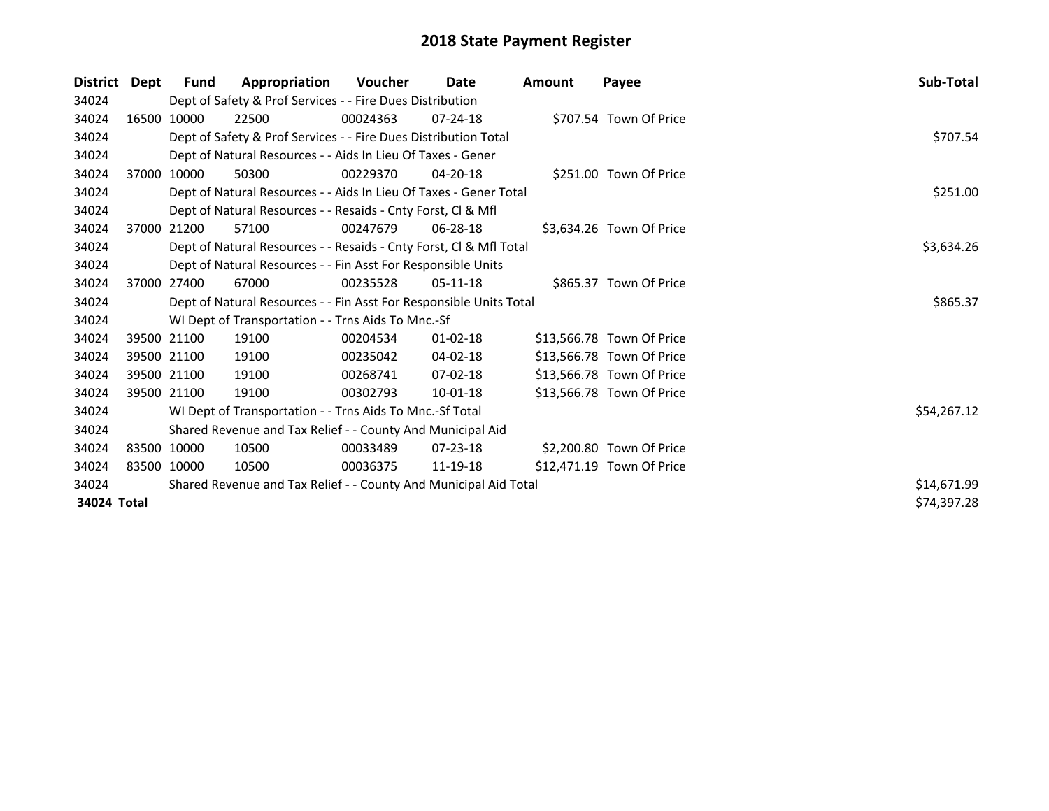# 2018 State Payment Register

| District | Dept | Fund | Appropriation | Voucher | Date | Amount | Payee | Sub-Total |
|---|---|---|---|---|---|---|---|---|
| 34024 | | Dept of Safety & Prof Services - - Fire Dues Distribution | | | | | | |
| 34024 | 16500 | 10000 | 22500 | 00024363 | 07-24-18 | $707.54 | Town Of Price | |
| 34024 | | Dept of Safety & Prof Services - - Fire Dues Distribution Total | | | | | | $707.54 |
| 34024 | | Dept of Natural Resources - - Aids In Lieu Of Taxes - Gener | | | | | | |
| 34024 | 37000 | 10000 | 50300 | 00229370 | 04-20-18 | $251.00 | Town Of Price | |
| 34024 | | Dept of Natural Resources - - Aids In Lieu Of Taxes - Gener Total | | | | | | $251.00 |
| 34024 | | Dept of Natural Resources - - Resaids - Cnty Forst, Cl & Mfl | | | | | | |
| 34024 | 37000 | 21200 | 57100 | 00247679 | 06-28-18 | $3,634.26 | Town Of Price | |
| 34024 | | Dept of Natural Resources - - Resaids - Cnty Forst, Cl & Mfl Total | | | | | | $3,634.26 |
| 34024 | | Dept of Natural Resources - - Fin Asst For Responsible Units | | | | | | |
| 34024 | 37000 | 27400 | 67000 | 00235528 | 05-11-18 | $865.37 | Town Of Price | |
| 34024 | | Dept of Natural Resources - - Fin Asst For Responsible Units Total | | | | | | $865.37 |
| 34024 | | WI Dept of Transportation - - Trns Aids To Mnc.-Sf | | | | | | |
| 34024 | 39500 | 21100 | 19100 | 00204534 | 01-02-18 | $13,566.78 | Town Of Price | |
| 34024 | 39500 | 21100 | 19100 | 00235042 | 04-02-18 | $13,566.78 | Town Of Price | |
| 34024 | 39500 | 21100 | 19100 | 00268741 | 07-02-18 | $13,566.78 | Town Of Price | |
| 34024 | 39500 | 21100 | 19100 | 00302793 | 10-01-18 | $13,566.78 | Town Of Price | |
| 34024 | | WI Dept of Transportation - - Trns Aids To Mnc.-Sf Total | | | | | | $54,267.12 |
| 34024 | | Shared Revenue and Tax Relief - - County And Municipal Aid | | | | | | |
| 34024 | 83500 | 10000 | 10500 | 00033489 | 07-23-18 | $2,200.80 | Town Of Price | |
| 34024 | 83500 | 10000 | 10500 | 00036375 | 11-19-18 | $12,471.19 | Town Of Price | |
| 34024 | | Shared Revenue and Tax Relief - - County And Municipal Aid Total | | | | | | $14,671.99 |
| **34024 Total** | | | | | | | | $74,397.28 |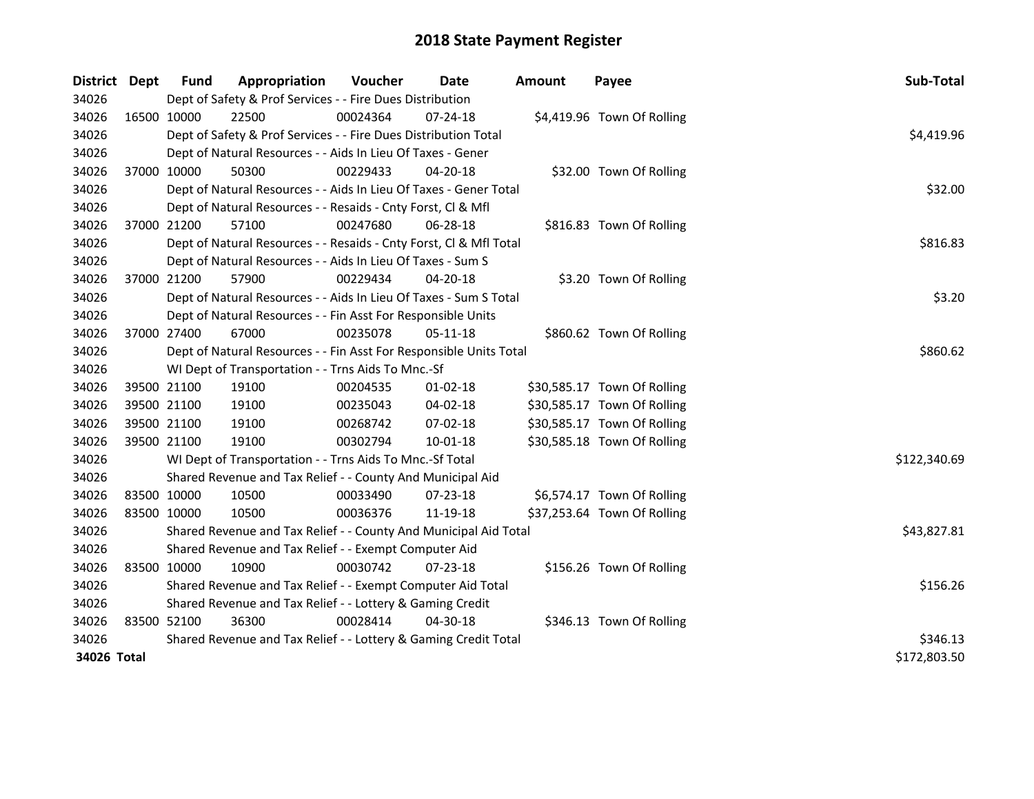# 2018 State Payment Register

| District | Dept | Fund | Appropriation | Voucher | Date | Amount | Payee | Sub-Total |
|---|---|---|---|---|---|---|---|---|
| 34026 | | Dept of Safety & Prof Services - - Fire Dues Distribution | | | | | | |
| 34026 | 16500 | 10000 | 22500 | 00024364 | 07-24-18 | $4,419.96 | Town Of Rolling | |
| 34026 | | Dept of Safety & Prof Services - - Fire Dues Distribution Total | | | | | | $4,419.96 |
| 34026 | | Dept of Natural Resources - - Aids In Lieu Of Taxes - Gener | | | | | | |
| 34026 | 37000 | 10000 | 50300 | 00229433 | 04-20-18 | $32.00 | Town Of Rolling | |
| 34026 | | Dept of Natural Resources - - Aids In Lieu Of Taxes - Gener Total | | | | | | $32.00 |
| 34026 | | Dept of Natural Resources - - Resaids - Cnty Forst, Cl & Mfl | | | | | | |
| 34026 | 37000 | 21200 | 57100 | 00247680 | 06-28-18 | $816.83 | Town Of Rolling | |
| 34026 | | Dept of Natural Resources - - Resaids - Cnty Forst, Cl & Mfl Total | | | | | | $816.83 |
| 34026 | | Dept of Natural Resources - - Aids In Lieu Of Taxes - Sum S | | | | | | |
| 34026 | 37000 | 21200 | 57900 | 00229434 | 04-20-18 | $3.20 | Town Of Rolling | |
| 34026 | | Dept of Natural Resources - - Aids In Lieu Of Taxes - Sum S Total | | | | | | $3.20 |
| 34026 | | Dept of Natural Resources - - Fin Asst For Responsible Units | | | | | | |
| 34026 | 37000 | 27400 | 67000 | 00235078 | 05-11-18 | $860.62 | Town Of Rolling | |
| 34026 | | Dept of Natural Resources - - Fin Asst For Responsible Units Total | | | | | | $860.62 |
| 34026 | | WI Dept of Transportation - - Trns Aids To Mnc.-Sf | | | | | | |
| 34026 | 39500 | 21100 | 19100 | 00204535 | 01-02-18 | $30,585.17 | Town Of Rolling | |
| 34026 | 39500 | 21100 | 19100 | 00235043 | 04-02-18 | $30,585.17 | Town Of Rolling | |
| 34026 | 39500 | 21100 | 19100 | 00268742 | 07-02-18 | $30,585.17 | Town Of Rolling | |
| 34026 | 39500 | 21100 | 19100 | 00302794 | 10-01-18 | $30,585.18 | Town Of Rolling | |
| 34026 | | WI Dept of Transportation - - Trns Aids To Mnc.-Sf Total | | | | | | $122,340.69 |
| 34026 | | Shared Revenue and Tax Relief - - County And Municipal Aid | | | | | | |
| 34026 | 83500 | 10000 | 10500 | 00033490 | 07-23-18 | $6,574.17 | Town Of Rolling | |
| 34026 | 83500 | 10000 | 10500 | 00036376 | 11-19-18 | $37,253.64 | Town Of Rolling | |
| 34026 | | Shared Revenue and Tax Relief - - County And Municipal Aid Total | | | | | | $43,827.81 |
| 34026 | | Shared Revenue and Tax Relief - - Exempt Computer Aid | | | | | | |
| 34026 | 83500 | 10000 | 10900 | 00030742 | 07-23-18 | $156.26 | Town Of Rolling | |
| 34026 | | Shared Revenue and Tax Relief - - Exempt Computer Aid Total | | | | | | $156.26 |
| 34026 | | Shared Revenue and Tax Relief - - Lottery & Gaming Credit | | | | | | |
| 34026 | 83500 | 52100 | 36300 | 00028414 | 04-30-18 | $346.13 | Town Of Rolling | |
| 34026 | | Shared Revenue and Tax Relief - - Lottery & Gaming Credit Total | | | | | | $346.13 |
| 34026 Total | | | | | | | | $172,803.50 |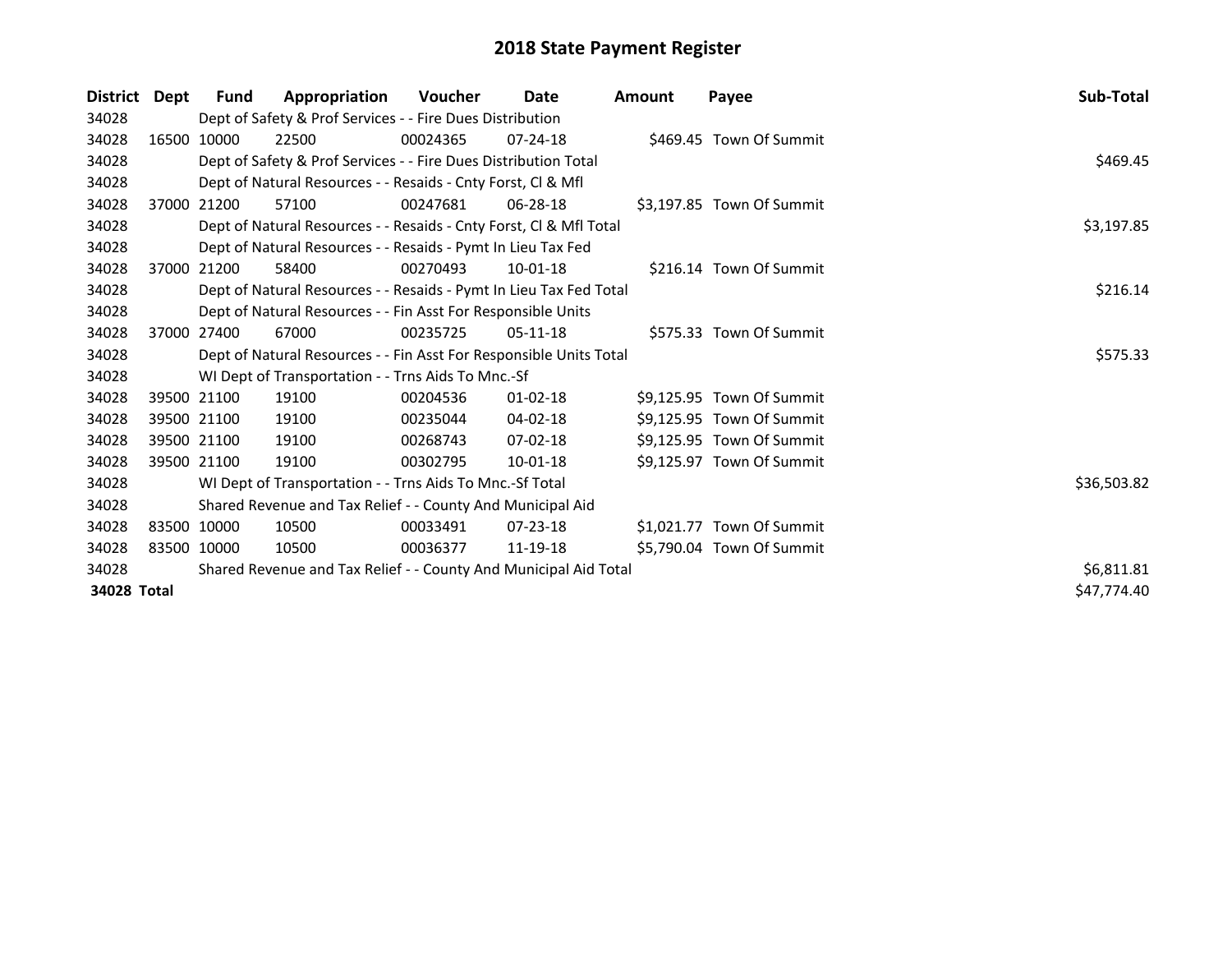# 2018 State Payment Register

| District | Dept | Fund | Appropriation | Voucher | Date | Amount | Payee | Sub-Total |
|---|---|---|---|---|---|---|---|---|
| 34028 | | Dept of Safety & Prof Services - - Fire Dues Distribution | | | | | | |
| 34028 | 16500 | 10000 | 22500 | 00024365 | 07-24-18 | $469.45 | Town Of Summit | |
| 34028 | | Dept of Safety & Prof Services - - Fire Dues Distribution Total | | | | | | $469.45 |
| 34028 | | Dept of Natural Resources - - Resaids - Cnty Forst, Cl & Mfl | | | | | | |
| 34028 | 37000 | 21200 | 57100 | 00247681 | 06-28-18 | $3,197.85 | Town Of Summit | |
| 34028 | | Dept of Natural Resources - - Resaids - Cnty Forst, Cl & Mfl Total | | | | | | $3,197.85 |
| 34028 | | Dept of Natural Resources - - Resaids - Pymt In Lieu Tax Fed | | | | | | |
| 34028 | 37000 | 21200 | 58400 | 00270493 | 10-01-18 | $216.14 | Town Of Summit | |
| 34028 | | Dept of Natural Resources - - Resaids - Pymt In Lieu Tax Fed Total | | | | | | $216.14 |
| 34028 | | Dept of Natural Resources - - Fin Asst For Responsible Units | | | | | | |
| 34028 | 37000 | 27400 | 67000 | 00235725 | 05-11-18 | $575.33 | Town Of Summit | |
| 34028 | | Dept of Natural Resources - - Fin Asst For Responsible Units Total | | | | | | $575.33 |
| 34028 | | WI Dept of Transportation - - Trns Aids To Mnc.-Sf | | | | | | |
| 34028 | 39500 | 21100 | 19100 | 00204536 | 01-02-18 | $9,125.95 | Town Of Summit | |
| 34028 | 39500 | 21100 | 19100 | 00235044 | 04-02-18 | $9,125.95 | Town Of Summit | |
| 34028 | 39500 | 21100 | 19100 | 00268743 | 07-02-18 | $9,125.95 | Town Of Summit | |
| 34028 | 39500 | 21100 | 19100 | 00302795 | 10-01-18 | $9,125.97 | Town Of Summit | |
| 34028 | | WI Dept of Transportation - - Trns Aids To Mnc.-Sf Total | | | | | | $36,503.82 |
| 34028 | | Shared Revenue and Tax Relief - - County And Municipal Aid | | | | | | |
| 34028 | 83500 | 10000 | 10500 | 00033491 | 07-23-18 | $1,021.77 | Town Of Summit | |
| 34028 | 83500 | 10000 | 10500 | 00036377 | 11-19-18 | $5,790.04 | Town Of Summit | |
| 34028 | | Shared Revenue and Tax Relief - - County And Municipal Aid Total | | | | | | $6,811.81 |
| **34028 Total** | | | | | | | | $47,774.40 |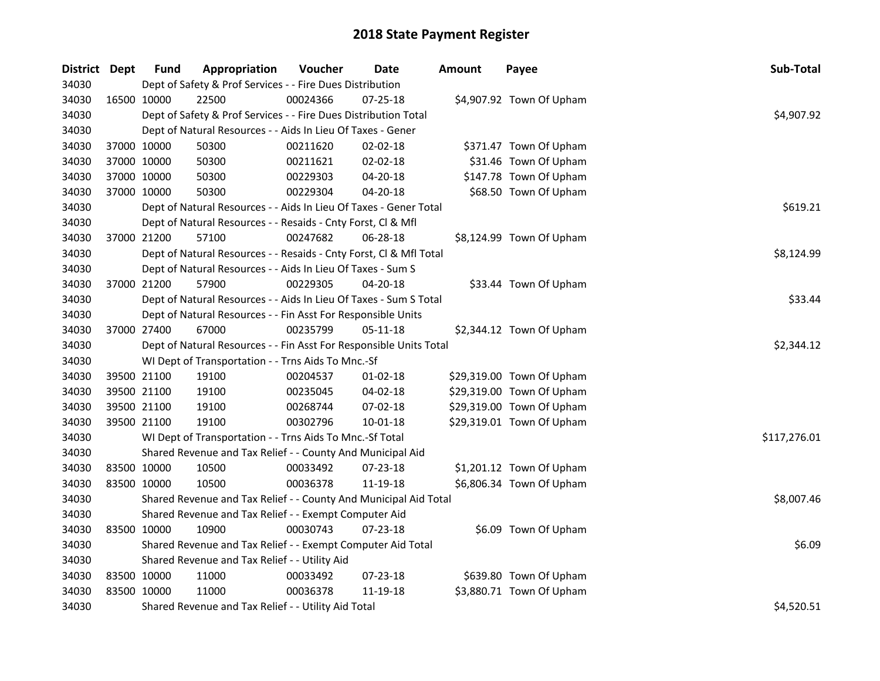# 2018 State Payment Register

| District | Dept | Fund | Appropriation | Voucher | Date | Amount | Payee | Sub-Total |
|---|---|---|---|---|---|---|---|---|
| 34030 | | Dept of Safety & Prof Services - - Fire Dues Distribution | | | | | | |
| 34030 | 16500 | 10000 | 22500 | 00024366 | 07-25-18 | $4,907.92 | Town Of Upham | |
| 34030 | | Dept of Safety & Prof Services - - Fire Dues Distribution Total | | | | | | $4,907.92 |
| 34030 | | Dept of Natural Resources - - Aids In Lieu Of Taxes - Gener | | | | | | |
| 34030 | 37000 | 10000 | 50300 | 00211620 | 02-02-18 | $371.47 | Town Of Upham | |
| 34030 | 37000 | 10000 | 50300 | 00211621 | 02-02-18 | $31.46 | Town Of Upham | |
| 34030 | 37000 | 10000 | 50300 | 00229303 | 04-20-18 | $147.78 | Town Of Upham | |
| 34030 | 37000 | 10000 | 50300 | 00229304 | 04-20-18 | $68.50 | Town Of Upham | |
| 34030 | | Dept of Natural Resources - - Aids In Lieu Of Taxes - Gener Total | | | | | | $619.21 |
| 34030 | | Dept of Natural Resources - - Resaids - Cnty Forst, Cl & Mfl | | | | | | |
| 34030 | 37000 | 21200 | 57100 | 00247682 | 06-28-18 | $8,124.99 | Town Of Upham | |
| 34030 | | Dept of Natural Resources - - Resaids - Cnty Forst, Cl & Mfl Total | | | | | | $8,124.99 |
| 34030 | | Dept of Natural Resources - - Aids In Lieu Of Taxes - Sum S | | | | | | |
| 34030 | 37000 | 21200 | 57900 | 00229305 | 04-20-18 | $33.44 | Town Of Upham | |
| 34030 | | Dept of Natural Resources - - Aids In Lieu Of Taxes - Sum S Total | | | | | | $33.44 |
| 34030 | | Dept of Natural Resources - - Fin Asst For Responsible Units | | | | | | |
| 34030 | 37000 | 27400 | 67000 | 00235799 | 05-11-18 | $2,344.12 | Town Of Upham | |
| 34030 | | Dept of Natural Resources - - Fin Asst For Responsible Units Total | | | | | | $2,344.12 |
| 34030 | | WI Dept of Transportation - - Trns Aids To Mnc.-Sf | | | | | | |
| 34030 | 39500 | 21100 | 19100 | 00204537 | 01-02-18 | $29,319.00 | Town Of Upham | |
| 34030 | 39500 | 21100 | 19100 | 00235045 | 04-02-18 | $29,319.00 | Town Of Upham | |
| 34030 | 39500 | 21100 | 19100 | 00268744 | 07-02-18 | $29,319.00 | Town Of Upham | |
| 34030 | 39500 | 21100 | 19100 | 00302796 | 10-01-18 | $29,319.01 | Town Of Upham | |
| 34030 | | WI Dept of Transportation - - Trns Aids To Mnc.-Sf Total | | | | | | $117,276.01 |
| 34030 | | Shared Revenue and Tax Relief - - County And Municipal Aid | | | | | | |
| 34030 | 83500 | 10000 | 10500 | 00033492 | 07-23-18 | $1,201.12 | Town Of Upham | |
| 34030 | 83500 | 10000 | 10500 | 00036378 | 11-19-18 | $6,806.34 | Town Of Upham | |
| 34030 | | Shared Revenue and Tax Relief - - County And Municipal Aid Total | | | | | | $8,007.46 |
| 34030 | | Shared Revenue and Tax Relief - - Exempt Computer Aid | | | | | | |
| 34030 | 83500 | 10000 | 10900 | 00030743 | 07-23-18 | $6.09 | Town Of Upham | |
| 34030 | | Shared Revenue and Tax Relief - - Exempt Computer Aid Total | | | | | | $6.09 |
| 34030 | | Shared Revenue and Tax Relief - - Utility Aid | | | | | | |
| 34030 | 83500 | 10000 | 11000 | 00033492 | 07-23-18 | $639.80 | Town Of Upham | |
| 34030 | 83500 | 10000 | 11000 | 00036378 | 11-19-18 | $3,880.71 | Town Of Upham | |
| 34030 | | Shared Revenue and Tax Relief - - Utility Aid Total | | | | | | $4,520.51 |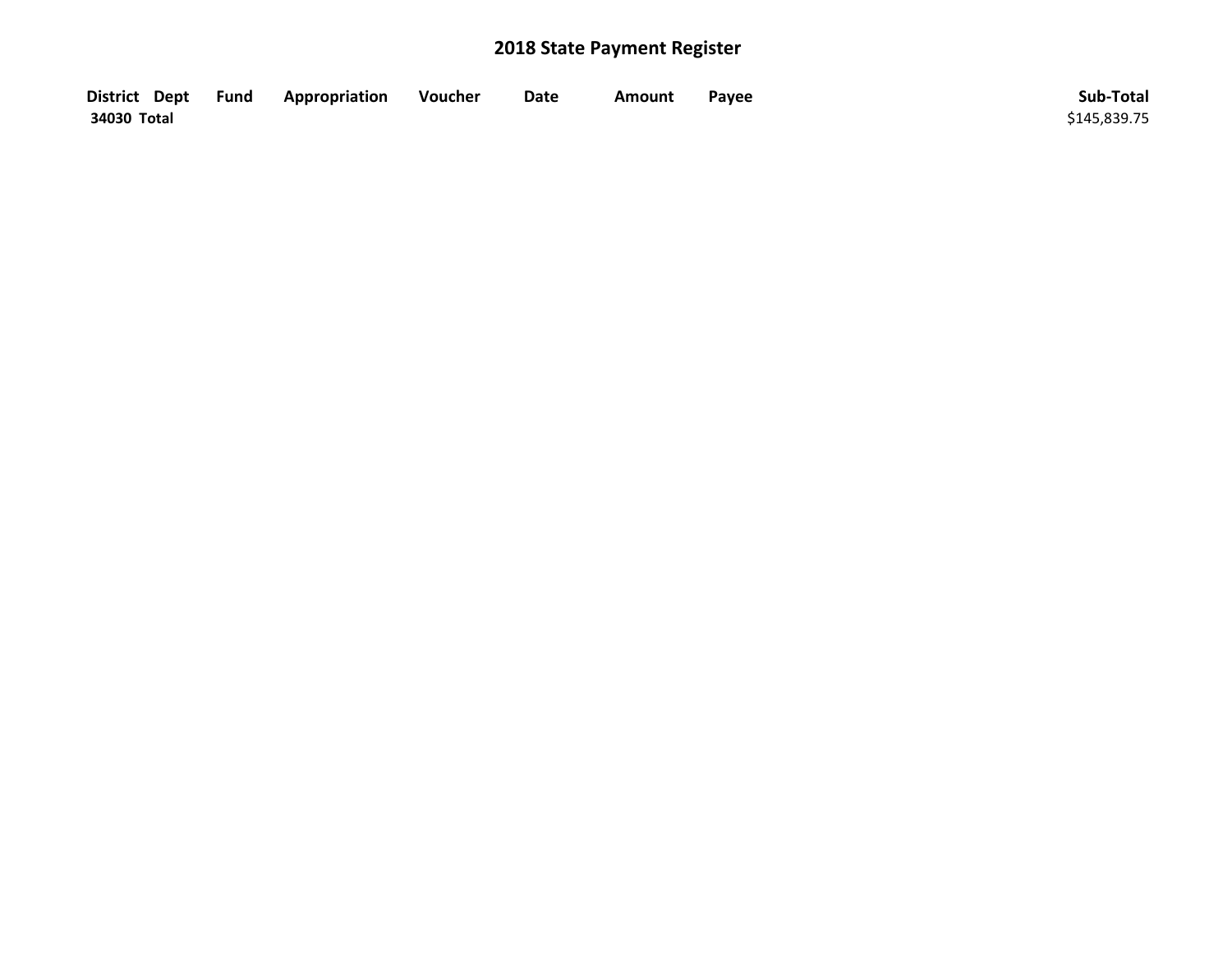# 2018 State Payment Register

| District | Dept | Fund | Appropriation | Voucher | Date | Amount | Payee | Sub-Total |
|---|---|---|---|---|---|---|---|---|
| **34030 Total** | | | | | | | | $145,839.75 |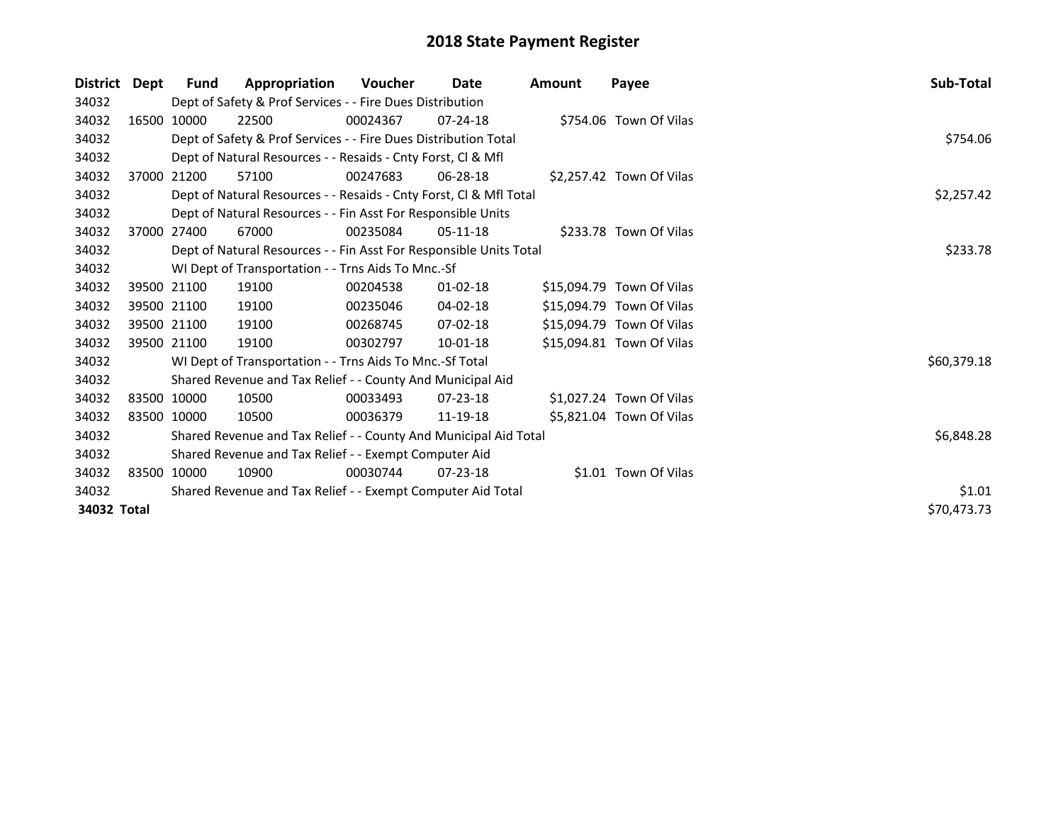# 2018 State Payment Register

| District | Dept | Fund | Appropriation | Voucher | Date | Amount | Payee | Sub-Total |
|---|---|---|---|---|---|---|---|---|
| 34032 | Dept of Safety & Prof Services - - Fire Dues Distribution | | | | | | | |
| 34032 | 16500 | 10000 | 22500 | 00024367 | 07-24-18 | $754.06 | Town Of Vilas | |
| 34032 | Dept of Safety & Prof Services - - Fire Dues Distribution Total | | | | | | | $754.06 |
| 34032 | Dept of Natural Resources - - Resaids - Cnty Forst, Cl & Mfl | | | | | | | |
| 34032 | 37000 | 21200 | 57100 | 00247683 | 06-28-18 | $2,257.42 | Town Of Vilas | |
| 34032 | Dept of Natural Resources - - Resaids - Cnty Forst, Cl & Mfl Total | | | | | | | $2,257.42 |
| 34032 | Dept of Natural Resources - - Fin Asst For Responsible Units | | | | | | | |
| 34032 | 37000 | 27400 | 67000 | 00235084 | 05-11-18 | $233.78 | Town Of Vilas | |
| 34032 | Dept of Natural Resources - - Fin Asst For Responsible Units Total | | | | | | | $233.78 |
| 34032 | WI Dept of Transportation - - Trns Aids To Mnc.-Sf | | | | | | | |
| 34032 | 39500 | 21100 | 19100 | 00204538 | 01-02-18 | $15,094.79 | Town Of Vilas | |
| 34032 | 39500 | 21100 | 19100 | 00235046 | 04-02-18 | $15,094.79 | Town Of Vilas | |
| 34032 | 39500 | 21100 | 19100 | 00268745 | 07-02-18 | $15,094.79 | Town Of Vilas | |
| 34032 | 39500 | 21100 | 19100 | 00302797 | 10-01-18 | $15,094.81 | Town Of Vilas | |
| 34032 | WI Dept of Transportation - - Trns Aids To Mnc.-Sf Total | | | | | | | $60,379.18 |
| 34032 | Shared Revenue and Tax Relief - - County And Municipal Aid | | | | | | | |
| 34032 | 83500 | 10000 | 10500 | 00033493 | 07-23-18 | $1,027.24 | Town Of Vilas | |
| 34032 | 83500 | 10000 | 10500 | 00036379 | 11-19-18 | $5,821.04 | Town Of Vilas | |
| 34032 | Shared Revenue and Tax Relief - - County And Municipal Aid Total | | | | | | | $6,848.28 |
| 34032 | Shared Revenue and Tax Relief - - Exempt Computer Aid | | | | | | | |
| 34032 | 83500 | 10000 | 10900 | 00030744 | 07-23-18 | $1.01 | Town Of Vilas | |
| 34032 | Shared Revenue and Tax Relief - - Exempt Computer Aid Total | | | | | | | $1.01 |
| **34032 Total** | | | | | | | | $70,473.73 |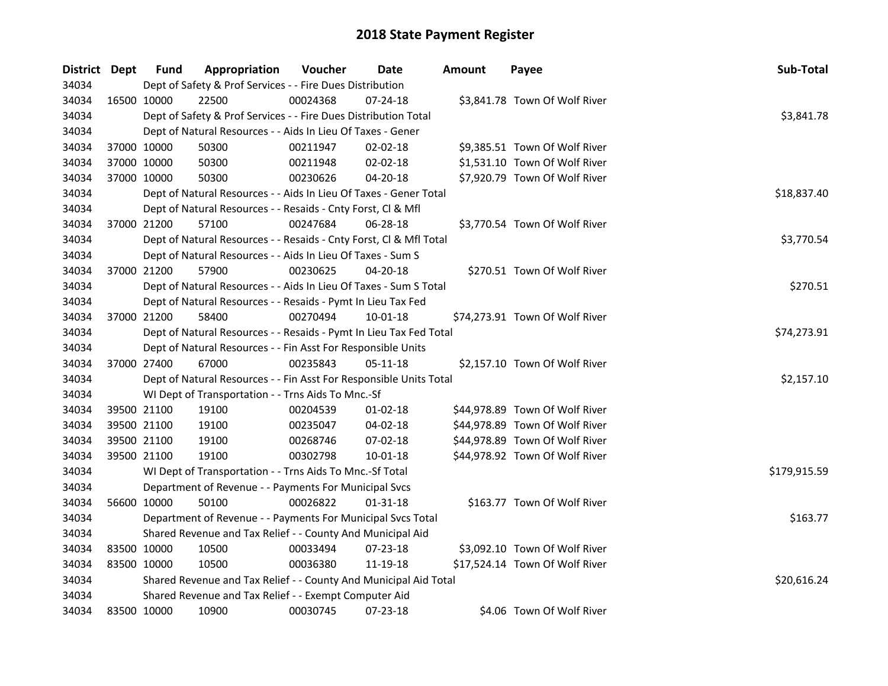# 2018 State Payment Register

| District | Dept | Fund | Appropriation | Voucher | Date | Amount | Payee | Sub-Total |
|---|---|---|---|---|---|---|---|---|
| 34034 | | Dept of Safety & Prof Services - - Fire Dues Distribution | | | | | | |
| 34034 | 16500 | 10000 | 22500 | 00024368 | 07-24-18 | $3,841.78 | Town Of Wolf River | |
| 34034 | | Dept of Safety & Prof Services - - Fire Dues Distribution Total | | | | | | $3,841.78 |
| 34034 | | Dept of Natural Resources - - Aids In Lieu Of Taxes - Gener | | | | | | |
| 34034 | 37000 | 10000 | 50300 | 00211947 | 02-02-18 | $9,385.51 | Town Of Wolf River | |
| 34034 | 37000 | 10000 | 50300 | 00211948 | 02-02-18 | $1,531.10 | Town Of Wolf River | |
| 34034 | 37000 | 10000 | 50300 | 00230626 | 04-20-18 | $7,920.79 | Town Of Wolf River | |
| 34034 | | Dept of Natural Resources - - Aids In Lieu Of Taxes - Gener Total | | | | | | $18,837.40 |
| 34034 | | Dept of Natural Resources - - Resaids - Cnty Forst, Cl & Mfl | | | | | | |
| 34034 | 37000 | 21200 | 57100 | 00247684 | 06-28-18 | $3,770.54 | Town Of Wolf River | |
| 34034 | | Dept of Natural Resources - - Resaids - Cnty Forst, Cl & Mfl Total | | | | | | $3,770.54 |
| 34034 | | Dept of Natural Resources - - Aids In Lieu Of Taxes - Sum S | | | | | | |
| 34034 | 37000 | 21200 | 57900 | 00230625 | 04-20-18 | $270.51 | Town Of Wolf River | |
| 34034 | | Dept of Natural Resources - - Aids In Lieu Of Taxes - Sum S Total | | | | | | $270.51 |
| 34034 | | Dept of Natural Resources - - Resaids - Pymt In Lieu Tax Fed | | | | | | |
| 34034 | 37000 | 21200 | 58400 | 00270494 | 10-01-18 | $74,273.91 | Town Of Wolf River | |
| 34034 | | Dept of Natural Resources - - Resaids - Pymt In Lieu Tax Fed Total | | | | | | $74,273.91 |
| 34034 | | Dept of Natural Resources - - Fin Asst For Responsible Units | | | | | | |
| 34034 | 37000 | 27400 | 67000 | 00235843 | 05-11-18 | $2,157.10 | Town Of Wolf River | |
| 34034 | | Dept of Natural Resources - - Fin Asst For Responsible Units Total | | | | | | $2,157.10 |
| 34034 | | WI Dept of Transportation - - Trns Aids To Mnc.-Sf | | | | | | |
| 34034 | 39500 | 21100 | 19100 | 00204539 | 01-02-18 | $44,978.89 | Town Of Wolf River | |
| 34034 | 39500 | 21100 | 19100 | 00235047 | 04-02-18 | $44,978.89 | Town Of Wolf River | |
| 34034 | 39500 | 21100 | 19100 | 00268746 | 07-02-18 | $44,978.89 | Town Of Wolf River | |
| 34034 | 39500 | 21100 | 19100 | 00302798 | 10-01-18 | $44,978.92 | Town Of Wolf River | |
| 34034 | | WI Dept of Transportation - - Trns Aids To Mnc.-Sf Total | | | | | | $179,915.59 |
| 34034 | | Department of Revenue - - Payments For Municipal Svcs | | | | | | |
| 34034 | 56600 | 10000 | 50100 | 00026822 | 01-31-18 | $163.77 | Town Of Wolf River | |
| 34034 | | Department of Revenue - - Payments For Municipal Svcs Total | | | | | | $163.77 |
| 34034 | | Shared Revenue and Tax Relief - - County And Municipal Aid | | | | | | |
| 34034 | 83500 | 10000 | 10500 | 00033494 | 07-23-18 | $3,092.10 | Town Of Wolf River | |
| 34034 | 83500 | 10000 | 10500 | 00036380 | 11-19-18 | $17,524.14 | Town Of Wolf River | |
| 34034 | | Shared Revenue and Tax Relief - - County And Municipal Aid Total | | | | | | $20,616.24 |
| 34034 | | Shared Revenue and Tax Relief - - Exempt Computer Aid | | | | | | |
| 34034 | 83500 | 10000 | 10900 | 00030745 | 07-23-18 | $4.06 | Town Of Wolf River | |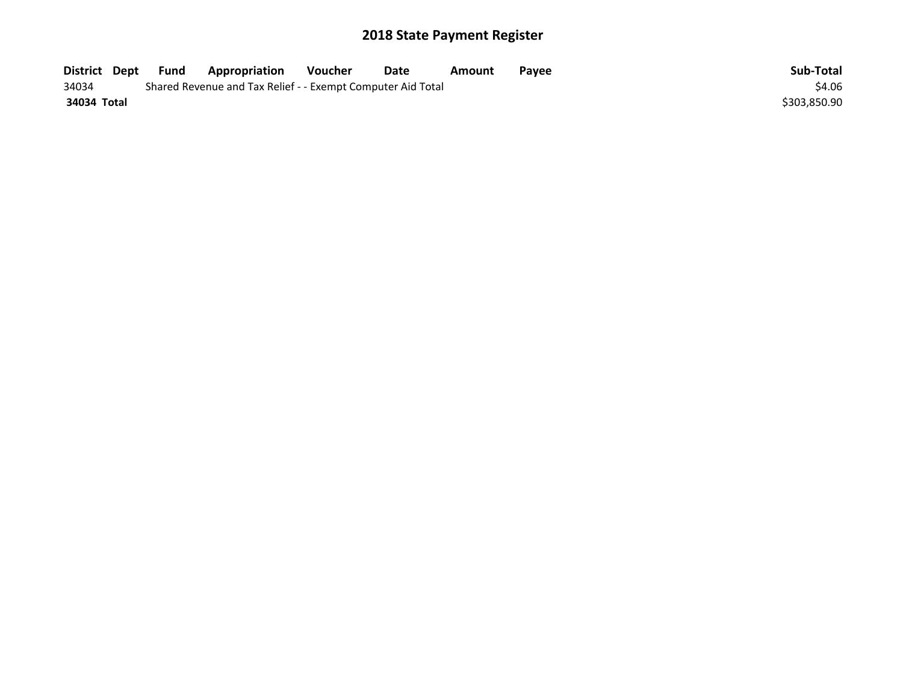# 2018 State Payment Register

| District | Dept | Fund | Appropriation | Voucher | Date | Amount | Payee | Sub-Total |
|---|---|---|---|---|---|---|---|---|
| 34034 | | Shared Revenue and Tax Relief - - Exempt Computer Aid Total | | | | | | $4.06 |
| **34034 Total** | | | | | | | | $303,850.90 |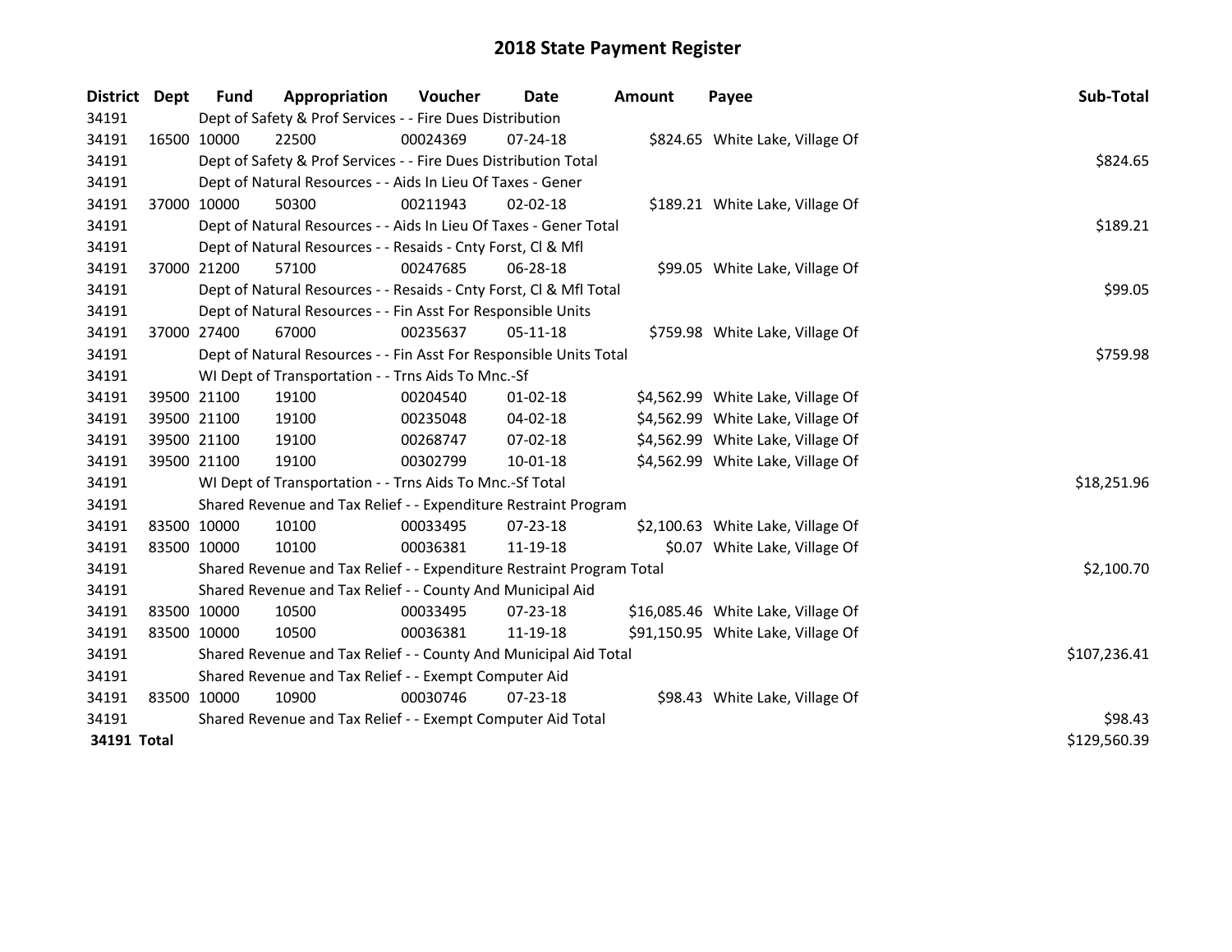# 2018 State Payment Register

| District | Dept | Fund | Appropriation | Voucher | Date | Amount | Payee | Sub-Total |
|---|---|---|---|---|---|---|---|---|
| 34191 | | Dept of Safety & Prof Services - - Fire Dues Distribution | | | | | | |
| 34191 | 16500 | 10000 | 22500 | 00024369 | 07-24-18 | $824.65 | White Lake, Village Of | |
| 34191 | | Dept of Safety & Prof Services - - Fire Dues Distribution Total | | | | | | $824.65 |
| 34191 | | Dept of Natural Resources - - Aids In Lieu Of Taxes - Gener | | | | | | |
| 34191 | 37000 | 10000 | 50300 | 00211943 | 02-02-18 | $189.21 | White Lake, Village Of | |
| 34191 | | Dept of Natural Resources - - Aids In Lieu Of Taxes - Gener Total | | | | | | $189.21 |
| 34191 | | Dept of Natural Resources - - Resaids - Cnty Forst, Cl & Mfl | | | | | | |
| 34191 | 37000 | 21200 | 57100 | 00247685 | 06-28-18 | $99.05 | White Lake, Village Of | |
| 34191 | | Dept of Natural Resources - - Resaids - Cnty Forst, Cl & Mfl Total | | | | | | $99.05 |
| 34191 | | Dept of Natural Resources - - Fin Asst For Responsible Units | | | | | | |
| 34191 | 37000 | 27400 | 67000 | 00235637 | 05-11-18 | $759.98 | White Lake, Village Of | |
| 34191 | | Dept of Natural Resources - - Fin Asst For Responsible Units Total | | | | | | $759.98 |
| 34191 | | WI Dept of Transportation - - Trns Aids To Mnc.-Sf | | | | | | |
| 34191 | 39500 | 21100 | 19100 | 00204540 | 01-02-18 | $4,562.99 | White Lake, Village Of | |
| 34191 | 39500 | 21100 | 19100 | 00235048 | 04-02-18 | $4,562.99 | White Lake, Village Of | |
| 34191 | 39500 | 21100 | 19100 | 00268747 | 07-02-18 | $4,562.99 | White Lake, Village Of | |
| 34191 | 39500 | 21100 | 19100 | 00302799 | 10-01-18 | $4,562.99 | White Lake, Village Of | |
| 34191 | | WI Dept of Transportation - - Trns Aids To Mnc.-Sf Total | | | | | | $18,251.96 |
| 34191 | | Shared Revenue and Tax Relief - - Expenditure Restraint Program | | | | | | |
| 34191 | 83500 | 10000 | 10100 | 00033495 | 07-23-18 | $2,100.63 | White Lake, Village Of | |
| 34191 | 83500 | 10000 | 10100 | 00036381 | 11-19-18 | $0.07 | White Lake, Village Of | |
| 34191 | | Shared Revenue and Tax Relief - - Expenditure Restraint Program Total | | | | | | $2,100.70 |
| 34191 | | Shared Revenue and Tax Relief - - County And Municipal Aid | | | | | | |
| 34191 | 83500 | 10000 | 10500 | 00033495 | 07-23-18 | $16,085.46 | White Lake, Village Of | |
| 34191 | 83500 | 10000 | 10500 | 00036381 | 11-19-18 | $91,150.95 | White Lake, Village Of | |
| 34191 | | Shared Revenue and Tax Relief - - County And Municipal Aid Total | | | | | | $107,236.41 |
| 34191 | | Shared Revenue and Tax Relief - - Exempt Computer Aid | | | | | | |
| 34191 | 83500 | 10000 | 10900 | 00030746 | 07-23-18 | $98.43 | White Lake, Village Of | |
| 34191 | | Shared Revenue and Tax Relief - - Exempt Computer Aid Total | | | | | | $98.43 |
| **34191 Total** | | | | | | | | $129,560.39 |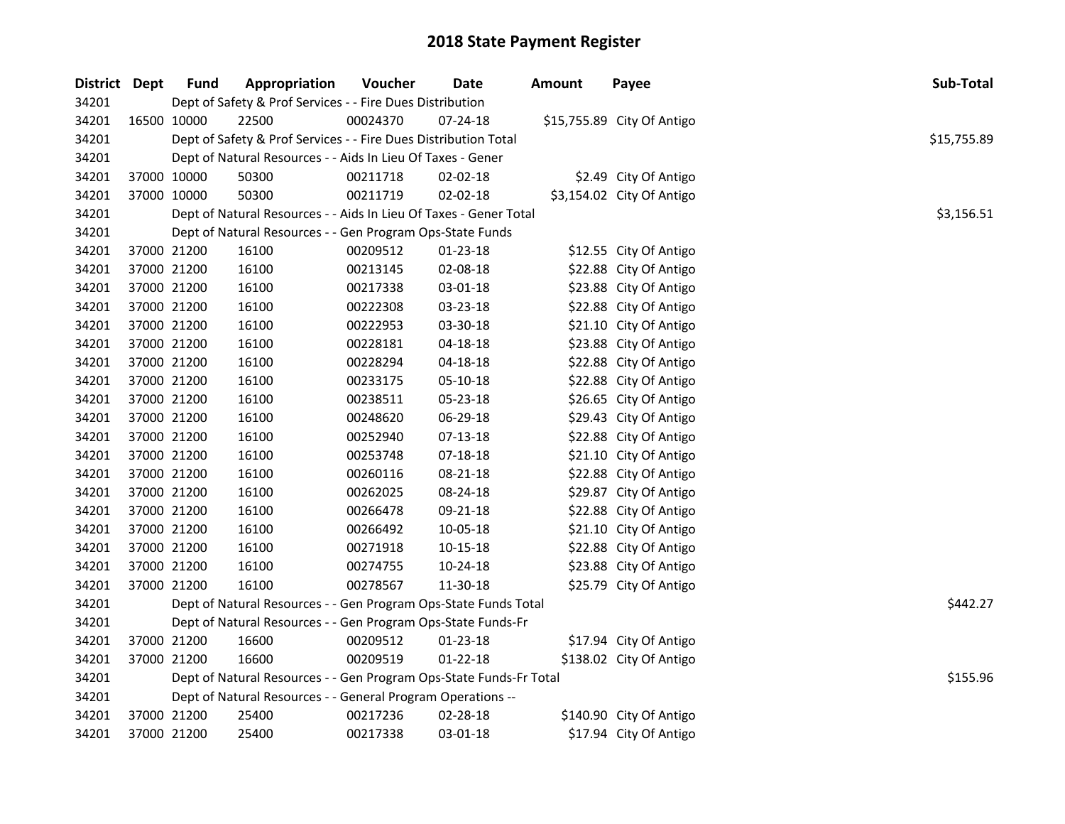# 2018 State Payment Register

| District | Dept | Fund | Appropriation | Voucher | Date | Amount | Payee | Sub-Total |
|---|---|---|---|---|---|---|---|---|
| 34201 | | Dept of Safety & Prof Services - - Fire Dues Distribution | | | | | | |
| 34201 | 16500 | 10000 | 22500 | 00024370 | 07-24-18 | $15,755.89 | City Of Antigo | |
| 34201 | | Dept of Safety & Prof Services - - Fire Dues Distribution Total | | | | | | $15,755.89 |
| 34201 | | Dept of Natural Resources - - Aids In Lieu Of Taxes - Gener | | | | | | |
| 34201 | 37000 | 10000 | 50300 | 00211718 | 02-02-18 | $2.49 | City Of Antigo | |
| 34201 | 37000 | 10000 | 50300 | 00211719 | 02-02-18 | $3,154.02 | City Of Antigo | |
| 34201 | | Dept of Natural Resources - - Aids In Lieu Of Taxes - Gener Total | | | | | | $3,156.51 |
| 34201 | | Dept of Natural Resources - - Gen Program Ops-State Funds | | | | | | |
| 34201 | 37000 | 21200 | 16100 | 00209512 | 01-23-18 | $12.55 | City Of Antigo | |
| 34201 | 37000 | 21200 | 16100 | 00213145 | 02-08-18 | $22.88 | City Of Antigo | |
| 34201 | 37000 | 21200 | 16100 | 00217338 | 03-01-18 | $23.88 | City Of Antigo | |
| 34201 | 37000 | 21200 | 16100 | 00222308 | 03-23-18 | $22.88 | City Of Antigo | |
| 34201 | 37000 | 21200 | 16100 | 00222953 | 03-30-18 | $21.10 | City Of Antigo | |
| 34201 | 37000 | 21200 | 16100 | 00228181 | 04-18-18 | $23.88 | City Of Antigo | |
| 34201 | 37000 | 21200 | 16100 | 00228294 | 04-18-18 | $22.88 | City Of Antigo | |
| 34201 | 37000 | 21200 | 16100 | 00233175 | 05-10-18 | $22.88 | City Of Antigo | |
| 34201 | 37000 | 21200 | 16100 | 00238511 | 05-23-18 | $26.65 | City Of Antigo | |
| 34201 | 37000 | 21200 | 16100 | 00248620 | 06-29-18 | $29.43 | City Of Antigo | |
| 34201 | 37000 | 21200 | 16100 | 00252940 | 07-13-18 | $22.88 | City Of Antigo | |
| 34201 | 37000 | 21200 | 16100 | 00253748 | 07-18-18 | $21.10 | City Of Antigo | |
| 34201 | 37000 | 21200 | 16100 | 00260116 | 08-21-18 | $22.88 | City Of Antigo | |
| 34201 | 37000 | 21200 | 16100 | 00262025 | 08-24-18 | $29.87 | City Of Antigo | |
| 34201 | 37000 | 21200 | 16100 | 00266478 | 09-21-18 | $22.88 | City Of Antigo | |
| 34201 | 37000 | 21200 | 16100 | 00266492 | 10-05-18 | $21.10 | City Of Antigo | |
| 34201 | 37000 | 21200 | 16100 | 00271918 | 10-15-18 | $22.88 | City Of Antigo | |
| 34201 | 37000 | 21200 | 16100 | 00274755 | 10-24-18 | $23.88 | City Of Antigo | |
| 34201 | 37000 | 21200 | 16100 | 00278567 | 11-30-18 | $25.79 | City Of Antigo | |
| 34201 | | Dept of Natural Resources - - Gen Program Ops-State Funds Total | | | | | | $442.27 |
| 34201 | | Dept of Natural Resources - - Gen Program Ops-State Funds-Fr | | | | | | |
| 34201 | 37000 | 21200 | 16600 | 00209512 | 01-23-18 | $17.94 | City Of Antigo | |
| 34201 | 37000 | 21200 | 16600 | 00209519 | 01-22-18 | $138.02 | City Of Antigo | |
| 34201 | | Dept of Natural Resources - - Gen Program Ops-State Funds-Fr Total | | | | | | $155.96 |
| 34201 | | Dept of Natural Resources - - General Program Operations -- | | | | | | |
| 34201 | 37000 | 21200 | 25400 | 00217236 | 02-28-18 | $140.90 | City Of Antigo | |
| 34201 | 37000 | 21200 | 25400 | 00217338 | 03-01-18 | $17.94 | City Of Antigo | |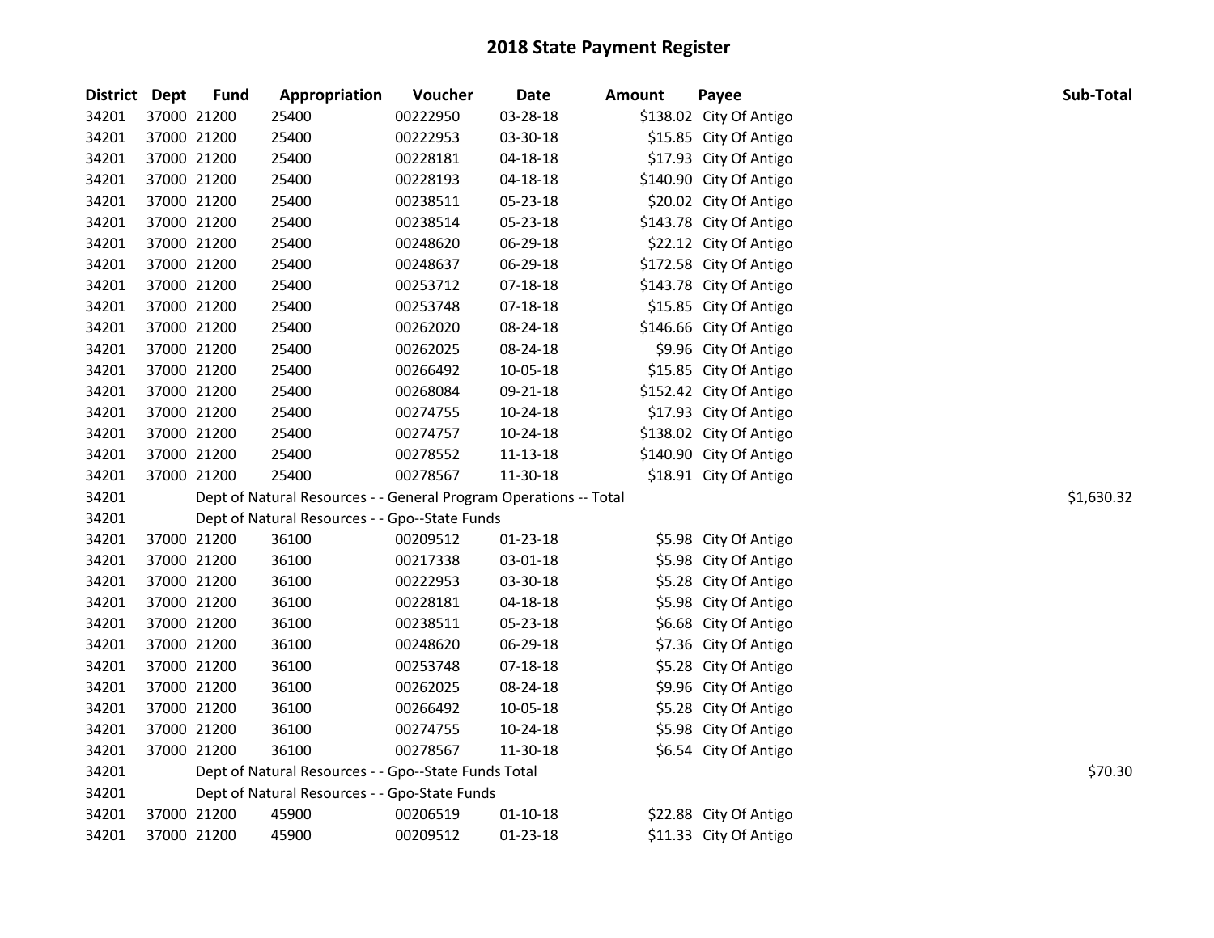# 2018 State Payment Register

| District | Dept | Fund | Appropriation | Voucher | Date | Amount | Payee | Sub-Total |
|---|---|---|---|---|---|---|---|---|
| 34201 | 37000 | 21200 | 25400 | 00222950 | 03-28-18 | $138.02 | City Of Antigo | |
| 34201 | 37000 | 21200 | 25400 | 00222953 | 03-30-18 | $15.85 | City Of Antigo | |
| 34201 | 37000 | 21200 | 25400 | 00228181 | 04-18-18 | $17.93 | City Of Antigo | |
| 34201 | 37000 | 21200 | 25400 | 00228193 | 04-18-18 | $140.90 | City Of Antigo | |
| 34201 | 37000 | 21200 | 25400 | 00238511 | 05-23-18 | $20.02 | City Of Antigo | |
| 34201 | 37000 | 21200 | 25400 | 00238514 | 05-23-18 | $143.78 | City Of Antigo | |
| 34201 | 37000 | 21200 | 25400 | 00248620 | 06-29-18 | $22.12 | City Of Antigo | |
| 34201 | 37000 | 21200 | 25400 | 00248637 | 06-29-18 | $172.58 | City Of Antigo | |
| 34201 | 37000 | 21200 | 25400 | 00253712 | 07-18-18 | $143.78 | City Of Antigo | |
| 34201 | 37000 | 21200 | 25400 | 00253748 | 07-18-18 | $15.85 | City Of Antigo | |
| 34201 | 37000 | 21200 | 25400 | 00262020 | 08-24-18 | $146.66 | City Of Antigo | |
| 34201 | 37000 | 21200 | 25400 | 00262025 | 08-24-18 | $9.96 | City Of Antigo | |
| 34201 | 37000 | 21200 | 25400 | 00266492 | 10-05-18 | $15.85 | City Of Antigo | |
| 34201 | 37000 | 21200 | 25400 | 00268084 | 09-21-18 | $152.42 | City Of Antigo | |
| 34201 | 37000 | 21200 | 25400 | 00274755 | 10-24-18 | $17.93 | City Of Antigo | |
| 34201 | 37000 | 21200 | 25400 | 00274757 | 10-24-18 | $138.02 | City Of Antigo | |
| 34201 | 37000 | 21200 | 25400 | 00278552 | 11-13-18 | $140.90 | City Of Antigo | |
| 34201 | 37000 | 21200 | 25400 | 00278567 | 11-30-18 | $18.91 | City Of Antigo | |
| 34201 | | | Dept of Natural Resources - - General Program Operations -- Total | | | | | $1,630.32 |
| 34201 | | | Dept of Natural Resources - - Gpo--State Funds | | | | | |
| 34201 | 37000 | 21200 | 36100 | 00209512 | 01-23-18 | $5.98 | City Of Antigo | |
| 34201 | 37000 | 21200 | 36100 | 00217338 | 03-01-18 | $5.98 | City Of Antigo | |
| 34201 | 37000 | 21200 | 36100 | 00222953 | 03-30-18 | $5.28 | City Of Antigo | |
| 34201 | 37000 | 21200 | 36100 | 00228181 | 04-18-18 | $5.98 | City Of Antigo | |
| 34201 | 37000 | 21200 | 36100 | 00238511 | 05-23-18 | $6.68 | City Of Antigo | |
| 34201 | 37000 | 21200 | 36100 | 00248620 | 06-29-18 | $7.36 | City Of Antigo | |
| 34201 | 37000 | 21200 | 36100 | 00253748 | 07-18-18 | $5.28 | City Of Antigo | |
| 34201 | 37000 | 21200 | 36100 | 00262025 | 08-24-18 | $9.96 | City Of Antigo | |
| 34201 | 37000 | 21200 | 36100 | 00266492 | 10-05-18 | $5.28 | City Of Antigo | |
| 34201 | 37000 | 21200 | 36100 | 00274755 | 10-24-18 | $5.98 | City Of Antigo | |
| 34201 | 37000 | 21200 | 36100 | 00278567 | 11-30-18 | $6.54 | City Of Antigo | |
| 34201 | | | Dept of Natural Resources - - Gpo--State Funds Total | | | | | $70.30 |
| 34201 | | | Dept of Natural Resources - - Gpo-State Funds | | | | | |
| 34201 | 37000 | 21200 | 45900 | 00206519 | 01-10-18 | $22.88 | City Of Antigo | |
| 34201 | 37000 | 21200 | 45900 | 00209512 | 01-23-18 | $11.33 | City Of Antigo | |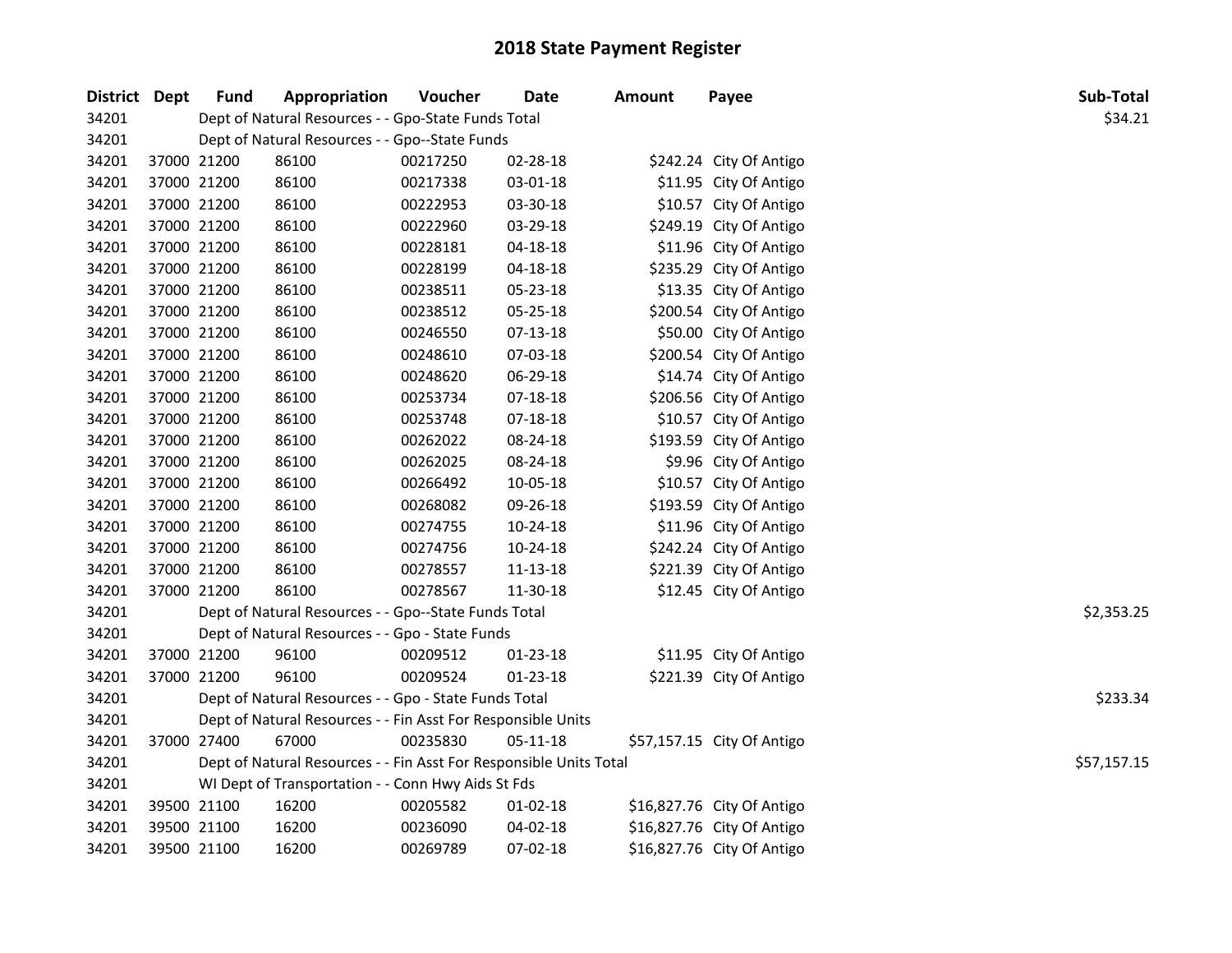# 2018 State Payment Register

| District | Dept | Fund | Appropriation | Voucher | Date | Amount | Payee | Sub-Total |
|---|---|---|---|---|---|---|---|---|
| 34201 | | Dept of Natural Resources - - Gpo-State Funds Total | | | | | | $34.21 |
| 34201 | | Dept of Natural Resources - - Gpo--State Funds | | | | | | |
| 34201 | 37000 | 21200 | 86100 | 00217250 | 02-28-18 | $242.24 | City Of Antigo | |
| 34201 | 37000 | 21200 | 86100 | 00217338 | 03-01-18 | $11.95 | City Of Antigo | |
| 34201 | 37000 | 21200 | 86100 | 00222953 | 03-30-18 | $10.57 | City Of Antigo | |
| 34201 | 37000 | 21200 | 86100 | 00222960 | 03-29-18 | $249.19 | City Of Antigo | |
| 34201 | 37000 | 21200 | 86100 | 00228181 | 04-18-18 | $11.96 | City Of Antigo | |
| 34201 | 37000 | 21200 | 86100 | 00228199 | 04-18-18 | $235.29 | City Of Antigo | |
| 34201 | 37000 | 21200 | 86100 | 00238511 | 05-23-18 | $13.35 | City Of Antigo | |
| 34201 | 37000 | 21200 | 86100 | 00238512 | 05-25-18 | $200.54 | City Of Antigo | |
| 34201 | 37000 | 21200 | 86100 | 00246550 | 07-13-18 | $50.00 | City Of Antigo | |
| 34201 | 37000 | 21200 | 86100 | 00248610 | 07-03-18 | $200.54 | City Of Antigo | |
| 34201 | 37000 | 21200 | 86100 | 00248620 | 06-29-18 | $14.74 | City Of Antigo | |
| 34201 | 37000 | 21200 | 86100 | 00253734 | 07-18-18 | $206.56 | City Of Antigo | |
| 34201 | 37000 | 21200 | 86100 | 00253748 | 07-18-18 | $10.57 | City Of Antigo | |
| 34201 | 37000 | 21200 | 86100 | 00262022 | 08-24-18 | $193.59 | City Of Antigo | |
| 34201 | 37000 | 21200 | 86100 | 00262025 | 08-24-18 | $9.96 | City Of Antigo | |
| 34201 | 37000 | 21200 | 86100 | 00266492 | 10-05-18 | $10.57 | City Of Antigo | |
| 34201 | 37000 | 21200 | 86100 | 00268082 | 09-26-18 | $193.59 | City Of Antigo | |
| 34201 | 37000 | 21200 | 86100 | 00274755 | 10-24-18 | $11.96 | City Of Antigo | |
| 34201 | 37000 | 21200 | 86100 | 00274756 | 10-24-18 | $242.24 | City Of Antigo | |
| 34201 | 37000 | 21200 | 86100 | 00278557 | 11-13-18 | $221.39 | City Of Antigo | |
| 34201 | 37000 | 21200 | 86100 | 00278567 | 11-30-18 | $12.45 | City Of Antigo | |
| 34201 | | Dept of Natural Resources - - Gpo--State Funds Total | | | | | | $2,353.25 |
| 34201 | | Dept of Natural Resources - - Gpo - State Funds | | | | | | |
| 34201 | 37000 | 21200 | 96100 | 00209512 | 01-23-18 | $11.95 | City Of Antigo | |
| 34201 | 37000 | 21200 | 96100 | 00209524 | 01-23-18 | $221.39 | City Of Antigo | |
| 34201 | | Dept of Natural Resources - - Gpo - State Funds Total | | | | | | $233.34 |
| 34201 | | Dept of Natural Resources - - Fin Asst For Responsible Units | | | | | | |
| 34201 | 37000 | 27400 | 67000 | 00235830 | 05-11-18 | $57,157.15 | City Of Antigo | |
| 34201 | | Dept of Natural Resources - - Fin Asst For Responsible Units Total | | | | | | $57,157.15 |
| 34201 | | WI Dept of Transportation - - Conn Hwy Aids St Fds | | | | | | |
| 34201 | 39500 | 21100 | 16200 | 00205582 | 01-02-18 | $16,827.76 | City Of Antigo | |
| 34201 | 39500 | 21100 | 16200 | 00236090 | 04-02-18 | $16,827.76 | City Of Antigo | |
| 34201 | 39500 | 21100 | 16200 | 00269789 | 07-02-18 | $16,827.76 | City Of Antigo | |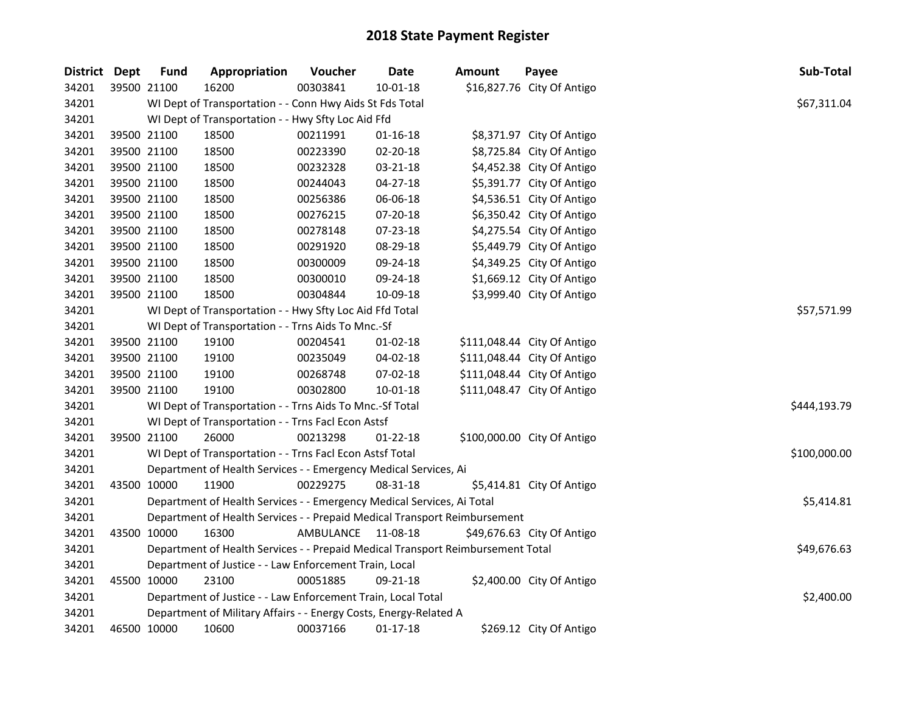# 2018 State Payment Register

| District | Dept | Fund | Appropriation | Voucher | Date | Amount | Payee | Sub-Total |
|---|---|---|---|---|---|---|---|---|
| 34201 | 39500 | 21100 | 16200 | 00303841 | 10-01-18 | $16,827.76 | City Of Antigo | |
| 34201 | | | WI Dept of Transportation - - Conn Hwy Aids St Fds Total | | | | | $67,311.04 |
| 34201 | | | WI Dept of Transportation - - Hwy Sfty Loc Aid Ffd | | | | | |
| 34201 | 39500 | 21100 | 18500 | 00211991 | 01-16-18 | $8,371.97 | City Of Antigo | |
| 34201 | 39500 | 21100 | 18500 | 00223390 | 02-20-18 | $8,725.84 | City Of Antigo | |
| 34201 | 39500 | 21100 | 18500 | 00232328 | 03-21-18 | $4,452.38 | City Of Antigo | |
| 34201 | 39500 | 21100 | 18500 | 00244043 | 04-27-18 | $5,391.77 | City Of Antigo | |
| 34201 | 39500 | 21100 | 18500 | 00256386 | 06-06-18 | $4,536.51 | City Of Antigo | |
| 34201 | 39500 | 21100 | 18500 | 00276215 | 07-20-18 | $6,350.42 | City Of Antigo | |
| 34201 | 39500 | 21100 | 18500 | 00278148 | 07-23-18 | $4,275.54 | City Of Antigo | |
| 34201 | 39500 | 21100 | 18500 | 00291920 | 08-29-18 | $5,449.79 | City Of Antigo | |
| 34201 | 39500 | 21100 | 18500 | 00300009 | 09-24-18 | $4,349.25 | City Of Antigo | |
| 34201 | 39500 | 21100 | 18500 | 00300010 | 09-24-18 | $1,669.12 | City Of Antigo | |
| 34201 | 39500 | 21100 | 18500 | 00304844 | 10-09-18 | $3,999.40 | City Of Antigo | |
| 34201 | | | WI Dept of Transportation - - Hwy Sfty Loc Aid Ffd Total | | | | | $57,571.99 |
| 34201 | | | WI Dept of Transportation - - Trns Aids To Mnc.-Sf | | | | | |
| 34201 | 39500 | 21100 | 19100 | 00204541 | 01-02-18 | $111,048.44 | City Of Antigo | |
| 34201 | 39500 | 21100 | 19100 | 00235049 | 04-02-18 | $111,048.44 | City Of Antigo | |
| 34201 | 39500 | 21100 | 19100 | 00268748 | 07-02-18 | $111,048.44 | City Of Antigo | |
| 34201 | 39500 | 21100 | 19100 | 00302800 | 10-01-18 | $111,048.47 | City Of Antigo | |
| 34201 | | | WI Dept of Transportation - - Trns Aids To Mnc.-Sf Total | | | | | $444,193.79 |
| 34201 | | | WI Dept of Transportation - - Trns Facl Econ Astsf | | | | | |
| 34201 | 39500 | 21100 | 26000 | 00213298 | 01-22-18 | $100,000.00 | City Of Antigo | |
| 34201 | | | WI Dept of Transportation - - Trns Facl Econ Astsf Total | | | | | $100,000.00 |
| 34201 | | | Department of Health Services - - Emergency Medical Services, Ai | | | | | |
| 34201 | 43500 | 10000 | 11900 | 00229275 | 08-31-18 | $5,414.81 | City Of Antigo | |
| 34201 | | | Department of Health Services - - Emergency Medical Services, Ai Total | | | | | $5,414.81 |
| 34201 | | | Department of Health Services - - Prepaid Medical Transport Reimbursement | | | | | |
| 34201 | 43500 | 10000 | 16300 | AMBULANCE | 11-08-18 | $49,676.63 | City Of Antigo | |
| 34201 | | | Department of Health Services - - Prepaid Medical Transport Reimbursement Total | | | | | $49,676.63 |
| 34201 | | | Department of Justice - - Law Enforcement Train, Local | | | | | |
| 34201 | 45500 | 10000 | 23100 | 00051885 | 09-21-18 | $2,400.00 | City Of Antigo | |
| 34201 | | | Department of Justice - - Law Enforcement Train, Local Total | | | | | $2,400.00 |
| 34201 | | | Department of Military Affairs - - Energy Costs, Energy-Related A | | | | | |
| 34201 | 46500 | 10000 | 10600 | 00037166 | 01-17-18 | $269.12 | City Of Antigo | |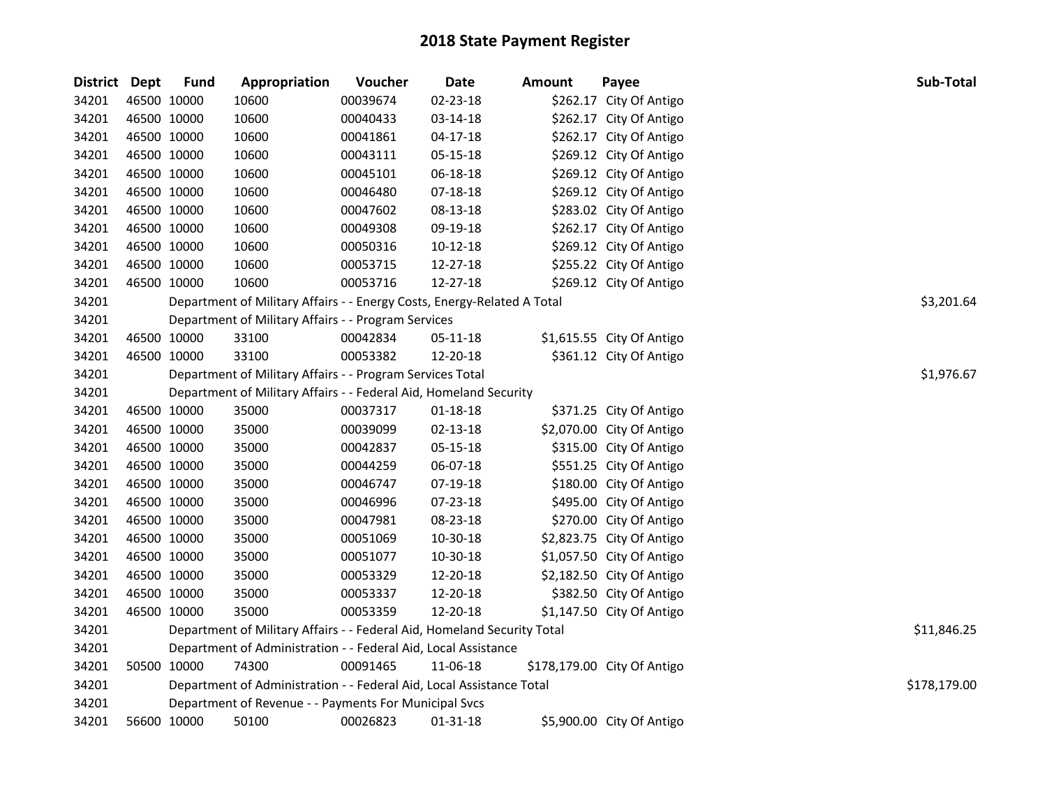# 2018 State Payment Register

| District | Dept | Fund | Appropriation | Voucher | Date | Amount | Payee | Sub-Total |
|---|---|---|---|---|---|---|---|---|
| 34201 | 46500 | 10000 | 10600 | 00039674 | 02-23-18 | $262.17 | City Of Antigo | |
| 34201 | 46500 | 10000 | 10600 | 00040433 | 03-14-18 | $262.17 | City Of Antigo | |
| 34201 | 46500 | 10000 | 10600 | 00041861 | 04-17-18 | $262.17 | City Of Antigo | |
| 34201 | 46500 | 10000 | 10600 | 00043111 | 05-15-18 | $269.12 | City Of Antigo | |
| 34201 | 46500 | 10000 | 10600 | 00045101 | 06-18-18 | $269.12 | City Of Antigo | |
| 34201 | 46500 | 10000 | 10600 | 00046480 | 07-18-18 | $269.12 | City Of Antigo | |
| 34201 | 46500 | 10000 | 10600 | 00047602 | 08-13-18 | $283.02 | City Of Antigo | |
| 34201 | 46500 | 10000 | 10600 | 00049308 | 09-19-18 | $262.17 | City Of Antigo | |
| 34201 | 46500 | 10000 | 10600 | 00050316 | 10-12-18 | $269.12 | City Of Antigo | |
| 34201 | 46500 | 10000 | 10600 | 00053715 | 12-27-18 | $255.22 | City Of Antigo | |
| 34201 | 46500 | 10000 | 10600 | 00053716 | 12-27-18 | $269.12 | City Of Antigo | |
| 34201 | | Department of Military Affairs - - Energy Costs, Energy-Related A Total | | | | | | $3,201.64 |
| 34201 | | Department of Military Affairs - - Program Services | | | | | | |
| 34201 | 46500 | 10000 | 33100 | 00042834 | 05-11-18 | $1,615.55 | City Of Antigo | |
| 34201 | 46500 | 10000 | 33100 | 00053382 | 12-20-18 | $361.12 | City Of Antigo | |
| 34201 | | Department of Military Affairs - - Program Services Total | | | | | | $1,976.67 |
| 34201 | | Department of Military Affairs - - Federal Aid, Homeland Security | | | | | | |
| 34201 | 46500 | 10000 | 35000 | 00037317 | 01-18-18 | $371.25 | City Of Antigo | |
| 34201 | 46500 | 10000 | 35000 | 00039099 | 02-13-18 | $2,070.00 | City Of Antigo | |
| 34201 | 46500 | 10000 | 35000 | 00042837 | 05-15-18 | $315.00 | City Of Antigo | |
| 34201 | 46500 | 10000 | 35000 | 00044259 | 06-07-18 | $551.25 | City Of Antigo | |
| 34201 | 46500 | 10000 | 35000 | 00046747 | 07-19-18 | $180.00 | City Of Antigo | |
| 34201 | 46500 | 10000 | 35000 | 00046996 | 07-23-18 | $495.00 | City Of Antigo | |
| 34201 | 46500 | 10000 | 35000 | 00047981 | 08-23-18 | $270.00 | City Of Antigo | |
| 34201 | 46500 | 10000 | 35000 | 00051069 | 10-30-18 | $2,823.75 | City Of Antigo | |
| 34201 | 46500 | 10000 | 35000 | 00051077 | 10-30-18 | $1,057.50 | City Of Antigo | |
| 34201 | 46500 | 10000 | 35000 | 00053329 | 12-20-18 | $2,182.50 | City Of Antigo | |
| 34201 | 46500 | 10000 | 35000 | 00053337 | 12-20-18 | $382.50 | City Of Antigo | |
| 34201 | 46500 | 10000 | 35000 | 00053359 | 12-20-18 | $1,147.50 | City Of Antigo | |
| 34201 | | Department of Military Affairs - - Federal Aid, Homeland Security Total | | | | | | $11,846.25 |
| 34201 | | Department of Administration - - Federal Aid, Local Assistance | | | | | | |
| 34201 | 50500 | 10000 | 74300 | 00091465 | 11-06-18 | $178,179.00 | City Of Antigo | |
| 34201 | | Department of Administration - - Federal Aid, Local Assistance Total | | | | | | $178,179.00 |
| 34201 | | Department of Revenue - - Payments For Municipal Svcs | | | | | | |
| 34201 | 56600 | 10000 | 50100 | 00026823 | 01-31-18 | $5,900.00 | City Of Antigo | |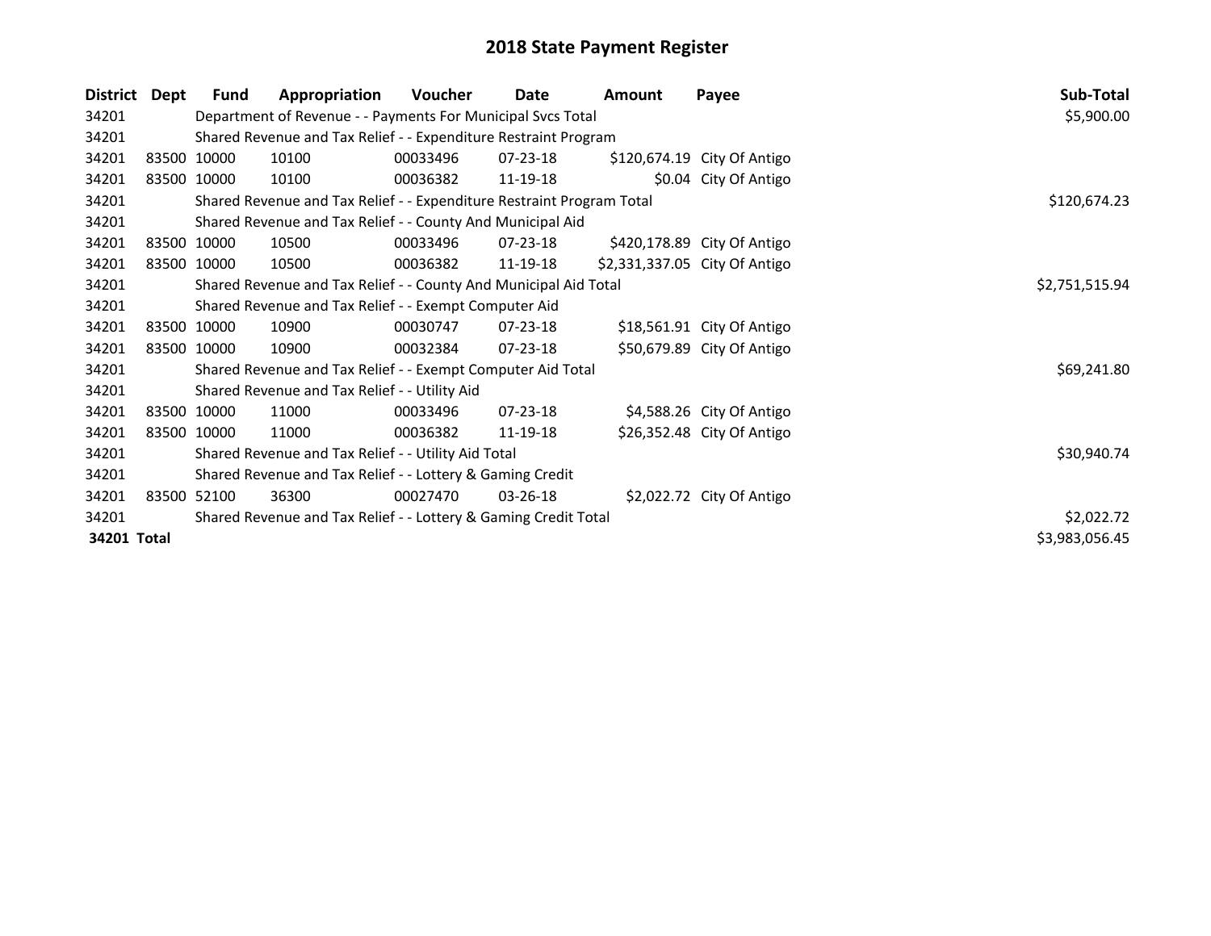# 2018 State Payment Register

| District | Dept | Fund | Appropriation | Voucher | Date | Amount | Payee | Sub-Total |
|---|---|---|---|---|---|---|---|---|
| 34201 | | Department of Revenue - - Payments For Municipal Svcs Total | | | | | | $5,900.00 |
| 34201 | | Shared Revenue and Tax Relief - - Expenditure Restraint Program | | | | | | |
| 34201 | 83500 | 10000 | 10100 | 00033496 | 07-23-18 | $120,674.19 | City Of Antigo | |
| 34201 | 83500 | 10000 | 10100 | 00036382 | 11-19-18 | $0.04 | City Of Antigo | |
| 34201 | | Shared Revenue and Tax Relief - - Expenditure Restraint Program Total | | | | | | $120,674.23 |
| 34201 | | Shared Revenue and Tax Relief - - County And Municipal Aid | | | | | | |
| 34201 | 83500 | 10000 | 10500 | 00033496 | 07-23-18 | $420,178.89 | City Of Antigo | |
| 34201 | 83500 | 10000 | 10500 | 00036382 | 11-19-18 | $2,331,337.05 | City Of Antigo | |
| 34201 | | Shared Revenue and Tax Relief - - County And Municipal Aid Total | | | | | | $2,751,515.94 |
| 34201 | | Shared Revenue and Tax Relief - - Exempt Computer Aid | | | | | | |
| 34201 | 83500 | 10000 | 10900 | 00030747 | 07-23-18 | $18,561.91 | City Of Antigo | |
| 34201 | 83500 | 10000 | 10900 | 00032384 | 07-23-18 | $50,679.89 | City Of Antigo | |
| 34201 | | Shared Revenue and Tax Relief - - Exempt Computer Aid Total | | | | | | $69,241.80 |
| 34201 | | Shared Revenue and Tax Relief - - Utility Aid | | | | | | |
| 34201 | 83500 | 10000 | 11000 | 00033496 | 07-23-18 | $4,588.26 | City Of Antigo | |
| 34201 | 83500 | 10000 | 11000 | 00036382 | 11-19-18 | $26,352.48 | City Of Antigo | |
| 34201 | | Shared Revenue and Tax Relief - - Utility Aid Total | | | | | | $30,940.74 |
| 34201 | | Shared Revenue and Tax Relief - - Lottery & Gaming Credit | | | | | | |
| 34201 | 83500 | 52100 | 36300 | 00027470 | 03-26-18 | $2,022.72 | City Of Antigo | |
| 34201 | | Shared Revenue and Tax Relief - - Lottery & Gaming Credit Total | | | | | | $2,022.72 |
| **34201 Total** | | | | | | | | $3,983,056.45 |